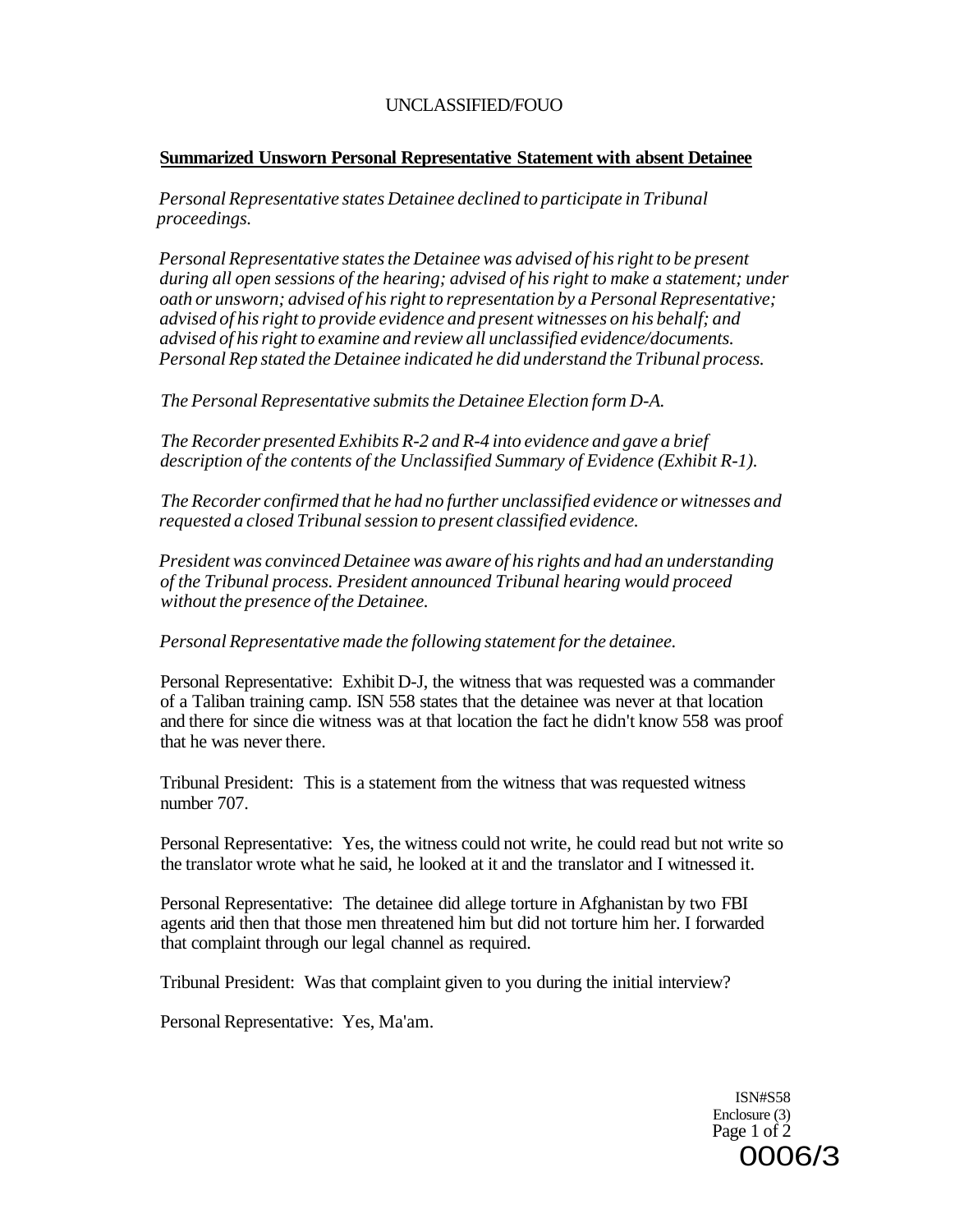UNCLASSIFIED/FOUO

**Summarized Unsworn Personal Representative Statement with absent Detainee**

*Personal Representative states Detainee declined to participate in Tribunal proceedings.*

*Personal Representative states the Detainee was advised of his right to be present during all open sessions of the hearing; advised of his right to make a statement; under oath or unsworn; advised of his right to representation by a Personal Representative; advised of his right to provide evidence and present witnesses on his behalf; and advised of his right to examine and review all unclassified evidence/documents. Personal Rep stated the Detainee indicated he did understand the Tribunal process.*

*The Personal Representative submits the Detainee Election form D-A.*

*The Recorder presented Exhibits R-2 and R-4 into evidence and gave a brief description of the contents of the Unclassified Summary of Evidence (Exhibit R-1).*

*The Recorder confirmed that he had no further unclassified evidence or witnesses and requested a closed Tribunal session to present classified evidence.*

*President was convinced Detainee was aware of his rights and had an understanding of the Tribunal process. President announced Tribunal hearing would proceed without the presence of the Detainee.*

*Personal Representative made the following statement for the detainee.*

Personal Representative: Exhibit D-J, the witness that was requested was a commander of a Taliban training camp. ISN 558 states that the detainee was never at that location and there for since die witness was at that location the fact he didn't know 558 was proof that he was never there.

Tribunal President: This is a statement from the witness that was requested witness number 707.

Personal Representative: Yes, the witness could not write, he could read but not write so the translator wrote what he said, he looked at it and the translator and I witnessed it.

Personal Representative: The detainee did allege torture in Afghanistan by two FBI agents arid then that those men threatened him but did not torture him her. I forwarded that complaint through our legal channel as required.

Tribunal President: Was that complaint given to you during the initial interview?

Personal Representative: Yes, Ma'am.

ISN#S58
Enclosure (3)
Page 1 of 2
0006/3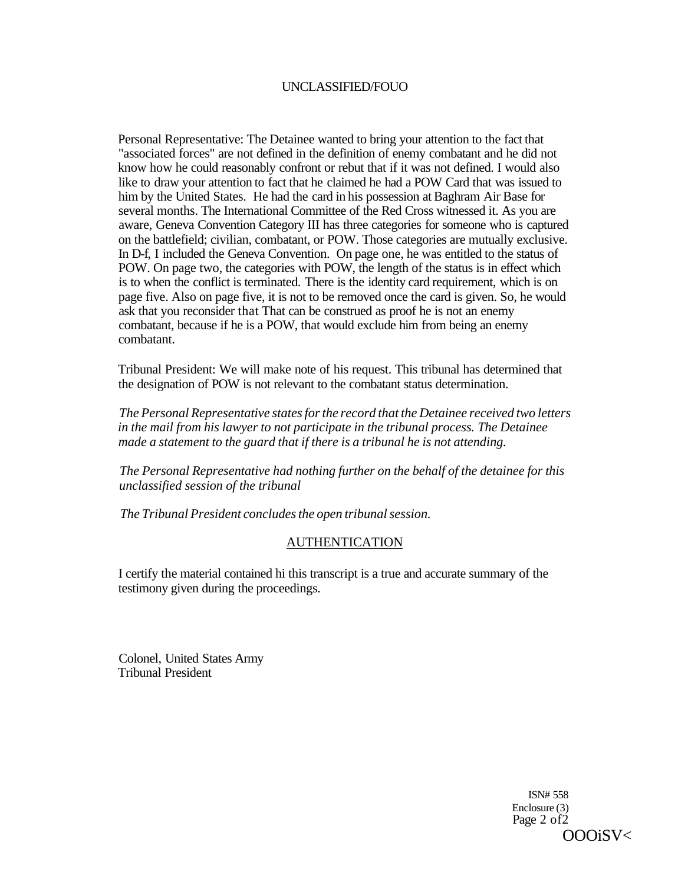Personal Representative: The Detainee wanted to bring your attention to the fact that "associated forces" are not defined in the definition of enemy combatant and he did not know how he could reasonably confront or rebut that if it was not defined. I would also like to draw your attention to fact that he claimed he had a POW Card that was issued to him by the United States. He had the card in his possession at Baghram Air Base for several months. The International Committee of the Red Cross witnessed it. As you are aware, Geneva Convention Category III has three categories for someone who is captured on the battlefield; civilian, combatant, or POW. Those categories are mutually exclusive. In D-f, I included the Geneva Convention. On page one, he was entitled to the status of POW. On page two, the categories with POW, the length of the status is in effect which is to when the conflict is terminated. There is the identity card requirement, which is on page five. Also on page five, it is not to be removed once the card is given. So, he would ask that you reconsider that That can be construed as proof he is not an enemy combatant, because if he is a POW, that would exclude him from being an enemy combatant.

Tribunal President: We will make note of his request. This tribunal has determined that the designation of POW is not relevant to the combatant status determination.

*The Personal Representative states for the record that the Detainee received two letters in the mail from his lawyer to not participate in the tribunal process. The Detainee made a statement to the guard that if there is a tribunal he is not attending.*

*The Personal Representative had nothing further on the behalf of the detainee for this unclassified session of the tribunal*

*The Tribunal President concludes the open tribunal session.*

## AUTHENTICATION

I certify the material contained hi this transcript is a true and accurate summary of the testimony given during the proceedings.

Colonel, United States Army
Tribunal President

ISN# 558
Enclosure (3)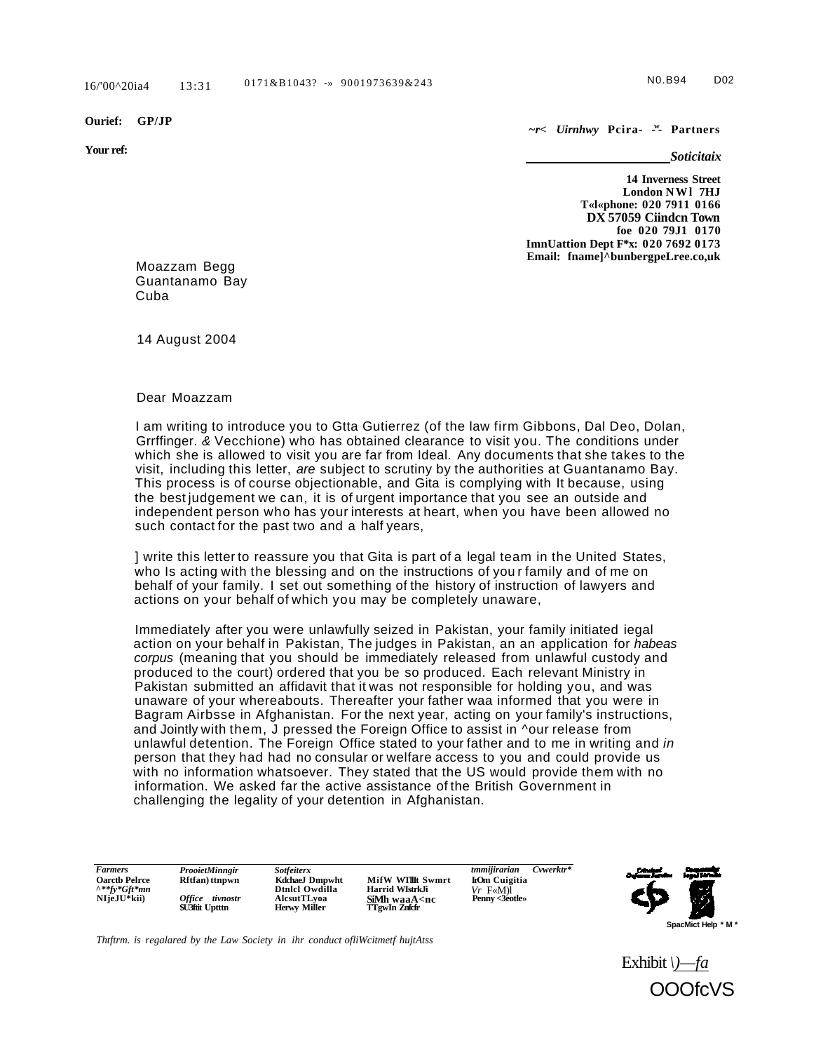16/'00^20ia4 13:31 0171&B1043? -» 9001973639&243 N0.B94 D02

**Ourief: GP/JP**

**Your ref:**

*~r< Uirnhwy* **Pcira- -ʷ- Partners**

***Soticitaix***

**14 Inverness Street**
**London NWl 7HJ**
**T«l«phone: 020 7911 0166**
**DX 57059 Ciindcn Town**
**foe 020 79J1 0170**
**ImnUattion Dept F*x: 020 7692 0173**
**Email: fname]^bunbergpeLree.co,uk**

Moazzam Begg
Guantanamo Bay
Cuba

14 August 2004

Dear Moazzam

I am writing to introduce you to Gtta Gutierrez (of the law firm Gibbons, Dal Deo, Dolan, Grrffinger. & Vecchione) who has obtained clearance to visit you. The conditions under which she is allowed to visit you are far from Ideal. Any documents that she takes to the visit, including this letter, *are* subject to scrutiny by the authorities at Guantanamo Bay. This process is of course objectionable, and Gita is complying with It because, using the best judgement we can, it is of urgent importance that you see an outside and independent person who has your interests at heart, when you have been allowed no such contact for the past two and a half years,

] write this letter to reassure you that Gita is part of a legal team in the United States, who Is acting with the blessing and on the instructions of you r family and of me on behalf of your family. I set out something of the history of instruction of lawyers and actions on your behalf of which you may be completely unaware,

Immediately after you were unlawfully seized in Pakistan, your family initiated iegal action on your behalf in Pakistan, The judges in Pakistan, an an application for *habeas corpus* (meaning that you should be immediately released from unlawful custody and produced to the court) ordered that you be so produced. Each relevant Ministry in Pakistan submitted an affidavit that it was not responsible for holding you, and was unaware of your whereabouts. Thereafter your father waa informed that you were in Bagram Airbsse in Afghanistan. For the next year, acting on your family's instructions, and Jointly with them, J pressed the Foreign Office to assist in ^our release from unlawful detention. The Foreign Office stated to your father and to me in writing and *in* person that they had had no consular or welfare access to you and could provide us with no information whatsoever. They stated that the US would provide them with no information. We asked far the active assistance of the British Government in challenging the legality of your detention in Afghanistan.

| *Farmers* | *ProoietMinngir* | *Sotfeiterx* | | *tmmijirarian* *Cvwerktr** |
|---|---|---|---|---|
| **Oarctb Pelrce** | **Rftfan) ttnpwn** | **KdchaeJ Dmpwht** | **MifW WTIllt Swmrt** | **IrOm Cuigitia** |
| ***^**fy*Gft*mn*** | | **Dtnlcl Owdilla** | **Harrid WIstrkJi** | *Vr* F«M)l |
| **NIjeJU*kii)** | *Office tivnostr* | **AlcsutTLyoa** | **SiMh waaA<nc** | **Penny <3eotle»** |
| | **$U3ftit Uptttn** | **Herwy Miller** | **TTgwIn Znfcfr** | |

**SpacMict Help * M ***

*Thtftrm. is regalared by the Law Society in ihr conduct ofliWcitmetf hujtAtss*

Exhibit *\)—fa*

OOOfcVS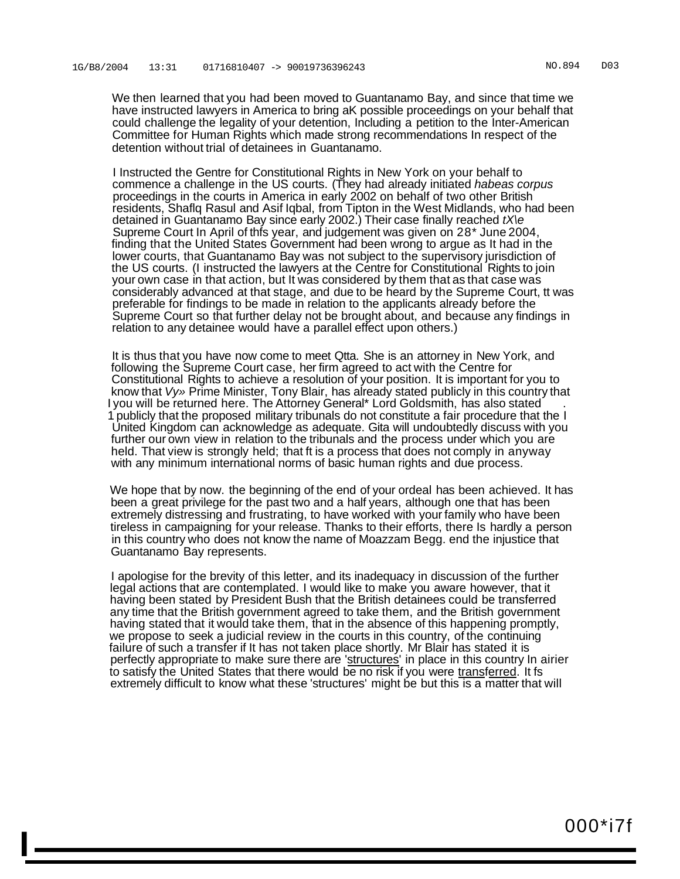We then learned that you had been moved to Guantanamo Bay, and since that time we have instructed lawyers in America to bring aK possible proceedings on your behalf that could challenge the legality of your detention, Including a petition to the Inter-American Committee for Human Rights which made strong recommendations In respect of the detention without trial of detainees in Guantanamo.

I Instructed the Gentre for Constitutional Rights in New York on your behalf to commence a challenge in the US courts. (They had already initiated *habeas corpus* proceedings in the courts in America in early 2002 on behalf of two other British residents, Shaflq Rasul and Asif Iqbal, from Tipton in the West Midlands, who had been detained in Guantanamo Bay since early 2002.) Their case finally reached *tX\e* Supreme Court In April of thfs year, and judgement was given on 28* June 2004, finding that the United States Government had been wrong to argue as It had in the lower courts, that Guantanamo Bay was not subject to the supervisory jurisdiction of the US courts. (I instructed the lawyers at the Centre for Constitutional Rights to join your own case in that action, but It was considered by them that as that case was considerably advanced at that stage, and due to be heard by the Supreme Court, tt was preferable for findings to be made in relation to the applicants already before the Supreme Court so that further delay not be brought about, and because any findings in relation to any detainee would have a parallel effect upon others.)

It is thus that you have now come to meet Qtta. She is an attorney in New York, and following the Supreme Court case, her firm agreed to act with the Centre for Constitutional Rights to achieve a resolution of your position. It is important for you to know that *Vy»* Prime Minister, Tony Blair, has already stated publicly in this country that you will be returned here. The Attorney General* Lord Goldsmith, has also stated publicly that the proposed military tribunals do not constitute a fair procedure that the United Kingdom can acknowledge as adequate. Gita will undoubtedly discuss with you further our own view in relation to the tribunals and the process under which you are held. That view is strongly held; that ft is a process that does not comply in anyway with any minimum international norms of basic human rights and due process.

We hope that by now. the beginning of the end of your ordeal has been achieved. It has been a great privilege for the past two and a half years, although one that has been extremely distressing and frustrating, to have worked with your family who have been tireless in campaigning for your release. Thanks to their efforts, there Is hardly a person in this country who does not know the name of Moazzam Begg. end the injustice that Guantanamo Bay represents.

I apologise for the brevity of this letter, and its inadequacy in discussion of the further legal actions that are contemplated. I would like to make you aware however, that it having been stated by President Bush that the British detainees could be transferred any time that the British government agreed to take them, and the British government having stated that it would take them, that in the absence of this happening promptly, we propose to seek a judicial review in the courts in this country, of the continuing failure of such a transfer if It has not taken place shortly. Mr Blair has stated it is perfectly appropriate to make sure there are 'structures' in place in this country In airier to satisfy the United States that there would be no risk if you were transferred. It fs extremely difficult to know what these 'structures' might be but this is a matter that will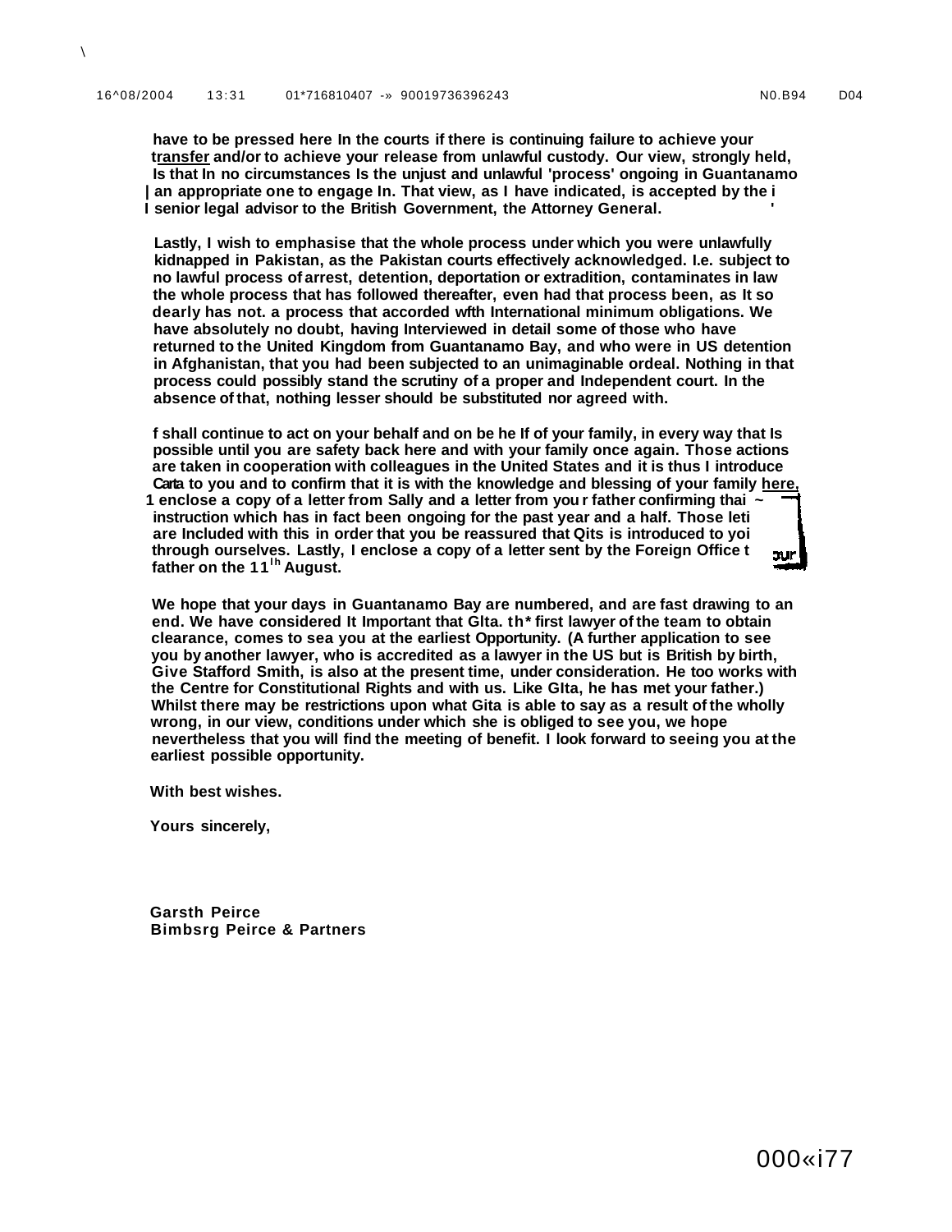have to be pressed here In the courts if there is continuing failure to achieve your transfer and/or to achieve your release from unlawful custody. Our view, strongly held, Is that In no circumstances Is the unjust and unlawful 'process' ongoing in Guantanamo an appropriate one to engage In. That view, as I have indicated, is accepted by the senior legal advisor to the British Government, the Attorney General.

Lastly, I wish to emphasise that the whole process under which you were unlawfully kidnapped in Pakistan, as the Pakistan courts effectively acknowledged. I.e. subject to no lawful process of arrest, detention, deportation or extradition, contaminates in law the whole process that has followed thereafter, even had that process been, as It so dearly has not. a process that accorded wfth International minimum obligations. We have absolutely no doubt, having Interviewed in detail some of those who have returned to the United Kingdom from Guantanamo Bay, and who were in US detention in Afghanistan, that you had been subjected to an unimaginable ordeal. Nothing in that process could possibly stand the scrutiny of a proper and Independent court. In the absence of that, nothing lesser should be substituted nor agreed with.

f shall continue to act on your behalf and on be he If of your family, in every way that Is possible until you are safety back here and with your family once again. Those actions are taken in cooperation with colleagues in the United States and it is thus I introduce Carta to you and to confirm that it is with the knowledge and blessing of your family here. 1 enclose a copy of a letter from Sally and a letter from you r father confirming thai ~ instruction which has in fact been ongoing for the past year and a half. Those leti are Included with this in order that you be reassured that Qits is introduced to yoi through ourselves. Lastly, I enclose a copy of a letter sent by the Foreign Office t our father on the 11[th] August.

We hope that your days in Guantanamo Bay are numbered, and are fast drawing to an end. We have considered It Important that GIta. th* first lawyer of the team to obtain clearance, comes to sea you at the earliest Opportunity. (A further application to see you by another lawyer, who is accredited as a lawyer in the US but is British by birth, Give Stafford Smith, is also at the present time, under consideration. He too works with the Centre for Constitutional Rights and with us. Like GIta, he has met your father.) Whilst there may be restrictions upon what Gita is able to say as a result of the wholly wrong, in our view, conditions under which she is obliged to see you, we hope nevertheless that you will find the meeting of benefit. I look forward to seeing you at the earliest possible opportunity.

With best wishes.

Yours sincerely,

Garsth Peirce
Bimbsrg Peirce & Partners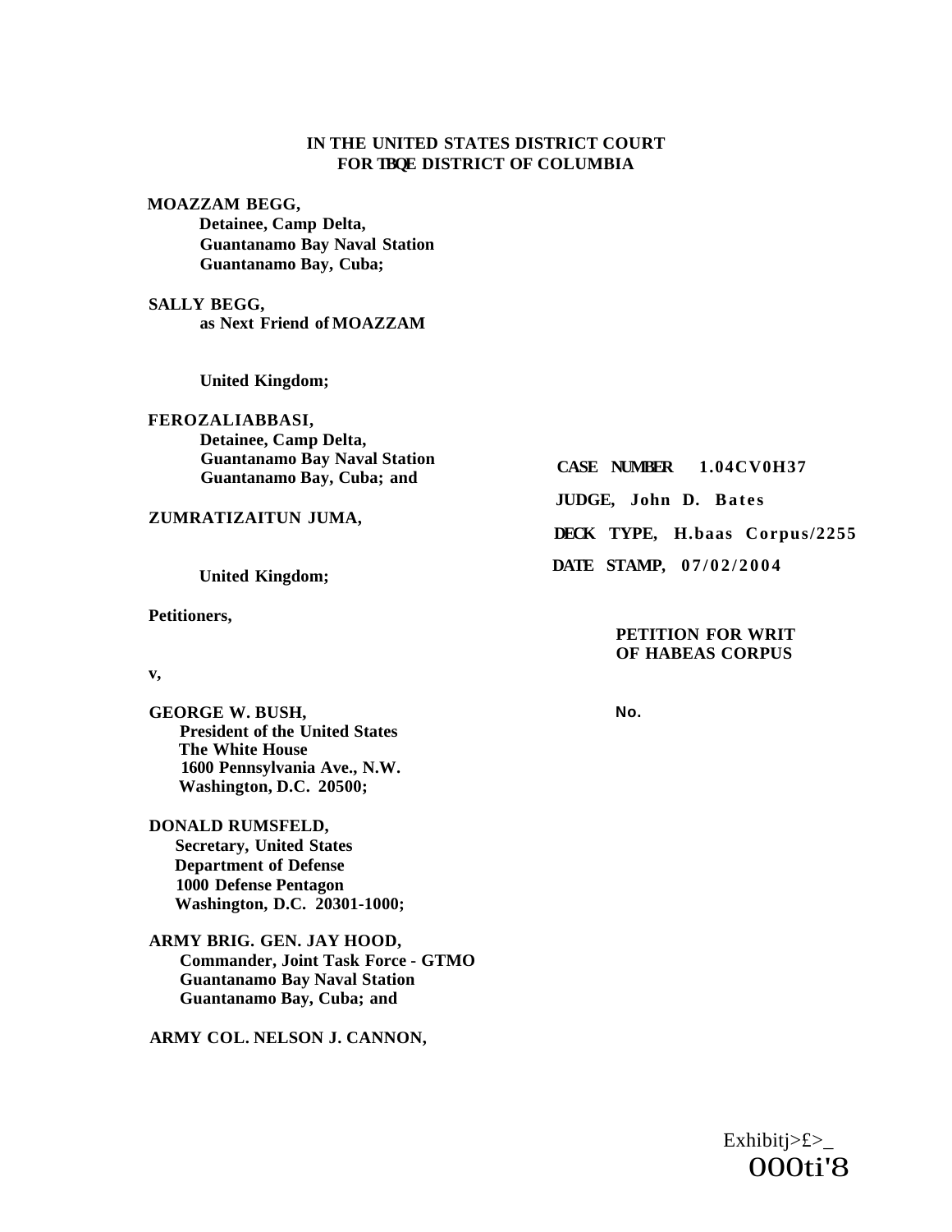**IN THE UNITED STATES DISTRICT COURT**
**FOR TBQE DISTRICT OF COLUMBIA**

**MOAZZAM BEGG,**
**Detainee, Camp Delta,**
**Guantanamo Bay Naval Station**
**Guantanamo Bay, Cuba;**

**SALLY BEGG,**
**as Next Friend of MOAZZAM**

**United Kingdom;**

**FEROZALIABBASI,**
**Detainee, Camp Delta,**
**Guantanamo Bay Naval Station**
**Guantanamo Bay, Cuba; and**

**ZUMRATIZAITUN JUMA,**

**United Kingdom;**

**Petitioners,**

**v,**

**GEORGE W. BUSH,**
**President of the United States**
**The White House**
**1600 Pennsylvania Ave., N.W.**
**Washington, D.C. 20500;**

**DONALD RUMSFELD,**
**Secretary, United States**
**Department of Defense**
**1000 Defense Pentagon**
**Washington, D.C. 20301-1000;**

**ARMY BRIG. GEN. JAY HOOD,**
**Commander, Joint Task Force - GTMO**
**Guantanamo Bay Naval Station**
**Guantanamo Bay, Cuba; and**

**ARMY COL. NELSON J. CANNON,**

**CASE NUMBER 1.04CV0H37**

**JUDGE, John D. Bates**

**DECK TYPE, H.baas Corpus/2255**

**DATE STAMP, 07/02/2004**

**PETITION FOR WRIT OF HABEAS CORPUS**

**No.**

Exhibitj>£>_
000ti'8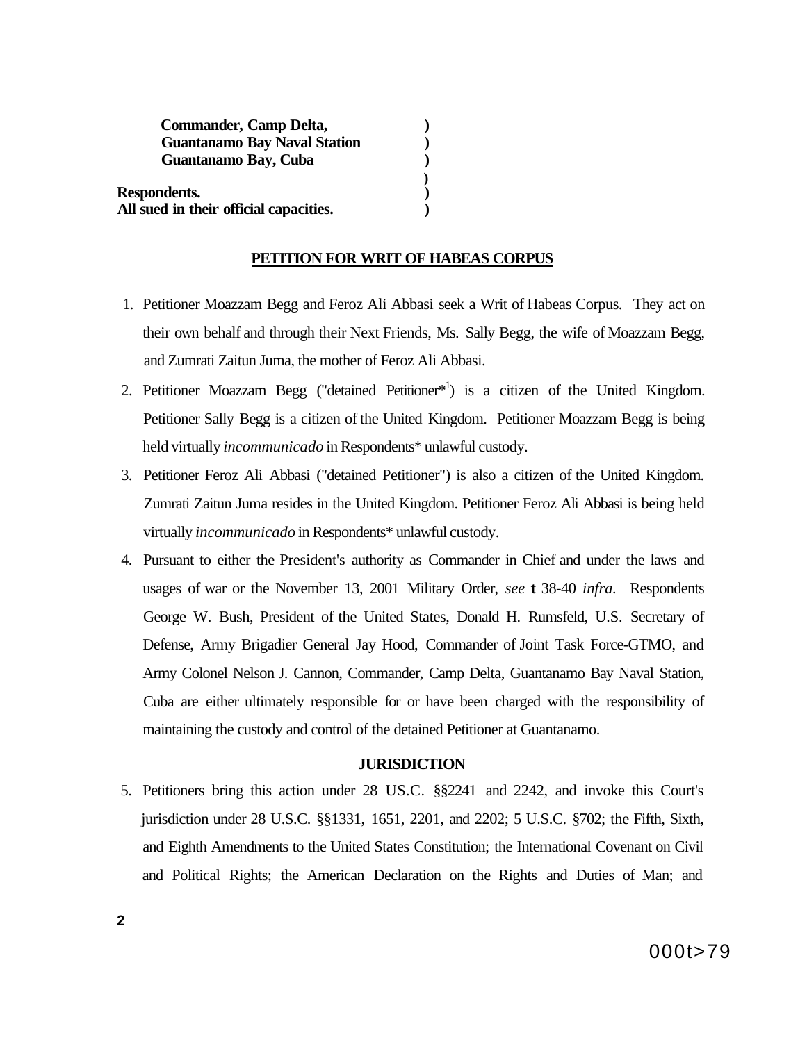**Commander, Camp Delta,** )
**Guantanamo Bay Naval Station** )
**Guantanamo Bay, Cuba** )
)
**Respondents.** )
**All sued in their official capacities.** )

## PETITION FOR WRIT OF HABEAS CORPUS

1. Petitioner Moazzam Begg and Feroz Ali Abbasi seek a Writ of Habeas Corpus. They act on their own behalf and through their Next Friends, Ms. Sally Begg, the wife of Moazzam Begg, and Zumrati Zaitun Juma, the mother of Feroz Ali Abbasi.

2. Petitioner Moazzam Begg ("detained Petitioner*[1]) is a citizen of the United Kingdom. Petitioner Sally Begg is a citizen of the United Kingdom. Petitioner Moazzam Begg is being held virtually *incommunicado* in Respondents* unlawful custody.

3. Petitioner Feroz Ali Abbasi ("detained Petitioner") is also a citizen of the United Kingdom. Zumrati Zaitun Juma resides in the United Kingdom. Petitioner Feroz Ali Abbasi is being held virtually *incommunicado* in Respondents* unlawful custody.

4. Pursuant to either the President's authority as Commander in Chief and under the laws and usages of war or the November 13, 2001 Military Order, *see* **t** 38-40 *infra.* Respondents George W. Bush, President of the United States, Donald H. Rumsfeld, U.S. Secretary of Defense, Army Brigadier General Jay Hood, Commander of Joint Task Force-GTMO, and Army Colonel Nelson J. Cannon, Commander, Camp Delta, Guantanamo Bay Naval Station, Cuba are either ultimately responsible for or have been charged with the responsibility of maintaining the custody and control of the detained Petitioner at Guantanamo.

### JURISDICTION

5. Petitioners bring this action under 28 US.C. §§2241 and 2242, and invoke this Court's jurisdiction under 28 U.S.C. §§1331, 1651, 2201, and 2202; 5 U.S.C. §702; the Fifth, Sixth, and Eighth Amendments to the United States Constitution; the International Covenant on Civil and Political Rights; the American Declaration on the Rights and Duties of Man; and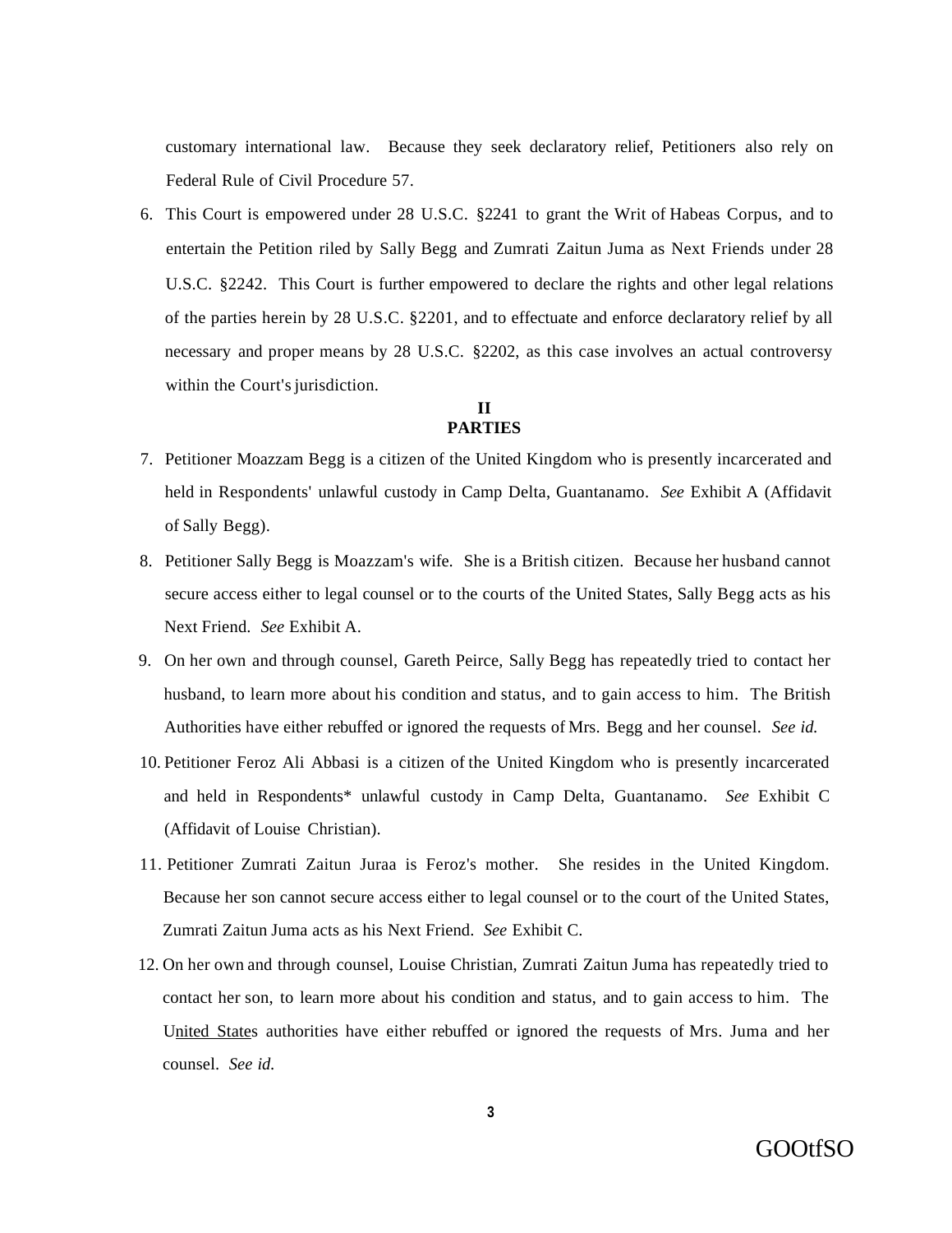customary international law. Because they seek declaratory relief, Petitioners also rely on Federal Rule of Civil Procedure 57.

6. This Court is empowered under 28 U.S.C. §2241 to grant the Writ of Habeas Corpus, and to entertain the Petition riled by Sally Begg and Zumrati Zaitun Juma as Next Friends under 28 U.S.C. §2242. This Court is further empowered to declare the rights and other legal relations of the parties herein by 28 U.S.C. §2201, and to effectuate and enforce declaratory relief by all necessary and proper means by 28 U.S.C. §2202, as this case involves an actual controversy within the Court's jurisdiction.

## II
## PARTIES

7. Petitioner Moazzam Begg is a citizen of the United Kingdom who is presently incarcerated and held in Respondents' unlawful custody in Camp Delta, Guantanamo. *See* Exhibit A (Affidavit of Sally Begg).

8. Petitioner Sally Begg is Moazzam's wife. She is a British citizen. Because her husband cannot secure access either to legal counsel or to the courts of the United States, Sally Begg acts as his Next Friend. *See* Exhibit A.

9. On her own and through counsel, Gareth Peirce, Sally Begg has repeatedly tried to contact her husband, to learn more about his condition and status, and to gain access to him. The British Authorities have either rebuffed or ignored the requests of Mrs. Begg and her counsel. *See id.*

10. Petitioner Feroz Ali Abbasi is a citizen of the United Kingdom who is presently incarcerated and held in Respondents* unlawful custody in Camp Delta, Guantanamo. *See* Exhibit C (Affidavit of Louise Christian).

11. Petitioner Zumrati Zaitun Juraa is Feroz's mother. She resides in the United Kingdom. Because her son cannot secure access either to legal counsel or to the court of the United States, Zumrati Zaitun Juma acts as his Next Friend. *See* Exhibit C.

12. On her own and through counsel, Louise Christian, Zumrati Zaitun Juma has repeatedly tried to contact her son, to learn more about his condition and status, and to gain access to him. The United States authorities have either rebuffed or ignored the requests of Mrs. Juma and her counsel. *See id.*

GOOtfSO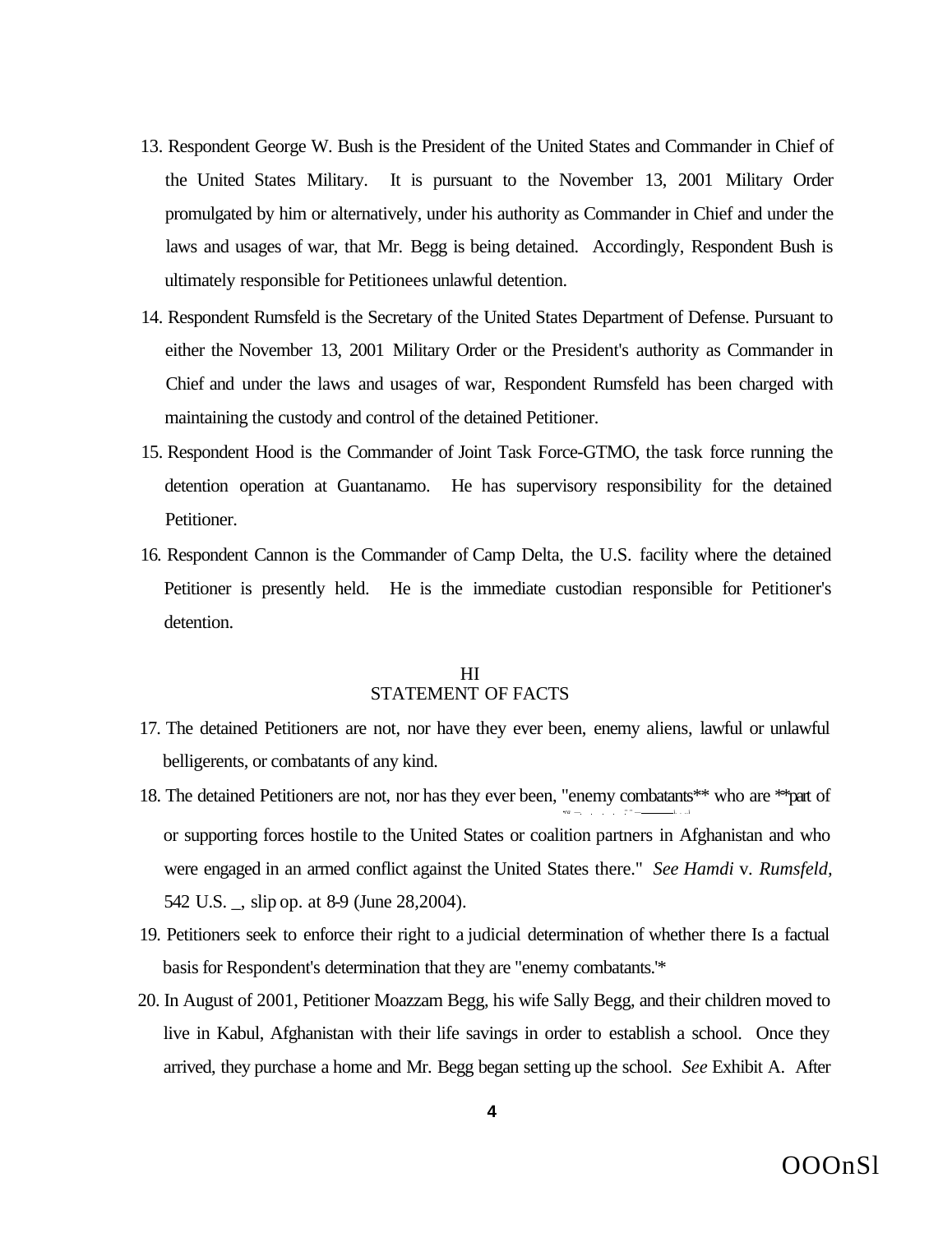13. Respondent George W. Bush is the President of the United States and Commander in Chief of the United States Military. It is pursuant to the November 13, 2001 Military Order promulgated by him or alternatively, under his authority as Commander in Chief and under the laws and usages of war, that Mr. Begg is being detained. Accordingly, Respondent Bush is ultimately responsible for Petitionees unlawful detention.

14. Respondent Rumsfeld is the Secretary of the United States Department of Defense. Pursuant to either the November 13, 2001 Military Order or the President's authority as Commander in Chief and under the laws and usages of war, Respondent Rumsfeld has been charged with maintaining the custody and control of the detained Petitioner.

15. Respondent Hood is the Commander of Joint Task Force-GTMO, the task force running the detention operation at Guantanamo. He has supervisory responsibility for the detained Petitioner.

16. Respondent Cannon is the Commander of Camp Delta, the U.S. facility where the detained Petitioner is presently held. He is the immediate custodian responsible for Petitioner's detention.

## HI
## STATEMENT OF FACTS

17. The detained Petitioners are not, nor have they ever been, enemy aliens, lawful or unlawful belligerents, or combatants of any kind.

18. The detained Petitioners are not, nor has they ever been, "enemy combatants** who are **part of or supporting forces hostile to the United States or coalition partners in Afghanistan and who were engaged in an armed conflict against the United States there." *See Hamdi* v. *Rumsfeld,* 542 U.S. _, slip op. at 8-9 (June 28,2004).

19. Petitioners seek to enforce their right to a judicial determination of whether there Is a factual basis for Respondent's determination that they are "enemy combatants.'*

20. In August of 2001, Petitioner Moazzam Begg, his wife Sally Begg, and their children moved to live in Kabul, Afghanistan with their life savings in order to establish a school. Once they arrived, they purchase a home and Mr. Begg began setting up the school. *See* Exhibit A. After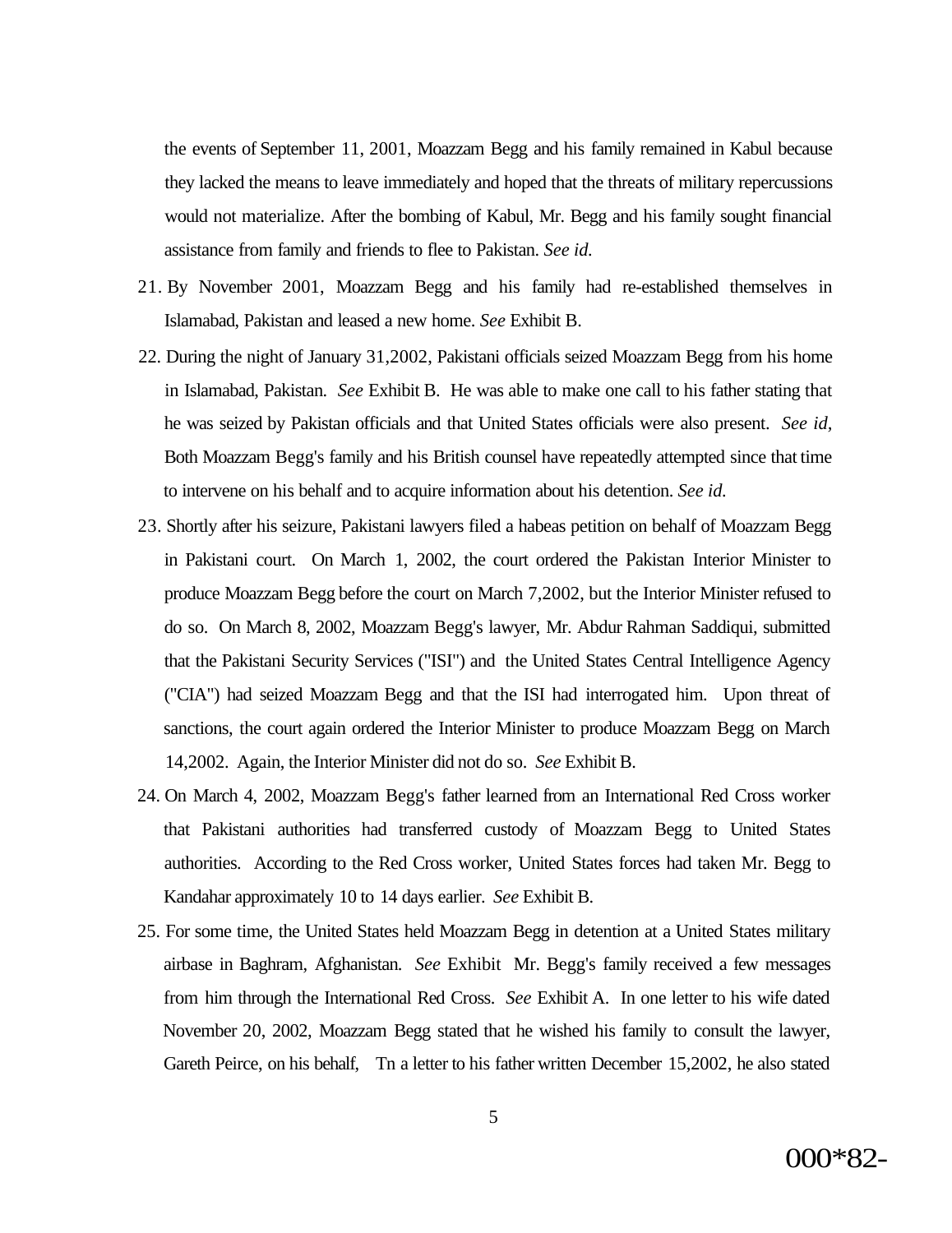the events of September 11, 2001, Moazzam Begg and his family remained in Kabul because they lacked the means to leave immediately and hoped that the threats of military repercussions would not materialize. After the bombing of Kabul, Mr. Begg and his family sought financial assistance from family and friends to flee to Pakistan. *See id.*

21. By November 2001, Moazzam Begg and his family had re-established themselves in Islamabad, Pakistan and leased a new home. *See* Exhibit B.

22. During the night of January 31,2002, Pakistani officials seized Moazzam Begg from his home in Islamabad, Pakistan. *See* Exhibit B. He was able to make one call to his father stating that he was seized by Pakistan officials and that United States officials were also present. *See id,* Both Moazzam Begg's family and his British counsel have repeatedly attempted since that time to intervene on his behalf and to acquire information about his detention. *See id.*

23. Shortly after his seizure, Pakistani lawyers filed a habeas petition on behalf of Moazzam Begg in Pakistani court. On March 1, 2002, the court ordered the Pakistan Interior Minister to produce Moazzam Begg before the court on March 7,2002, but the Interior Minister refused to do so. On March 8, 2002, Moazzam Begg's lawyer, Mr. Abdur Rahman Saddiqui, submitted that the Pakistani Security Services ("ISI") and the United States Central Intelligence Agency ("CIA") had seized Moazzam Begg and that the ISI had interrogated him. Upon threat of sanctions, the court again ordered the Interior Minister to produce Moazzam Begg on March 14,2002. Again, the Interior Minister did not do so. *See* Exhibit B.

24. On March 4, 2002, Moazzam Begg's father learned from an International Red Cross worker that Pakistani authorities had transferred custody of Moazzam Begg to United States authorities. According to the Red Cross worker, United States forces had taken Mr. Begg to Kandahar approximately 10 to 14 days earlier. *See* Exhibit B.

25. For some time, the United States held Moazzam Begg in detention at a United States military airbase in Baghram, Afghanistan. *See* Exhibit Mr. Begg's family received a few messages from him through the International Red Cross. *See* Exhibit A. In one letter to his wife dated November 20, 2002, Moazzam Begg stated that he wished his family to consult the lawyer, Gareth Peirce, on his behalf, Tn a letter to his father written December 15,2002, he also stated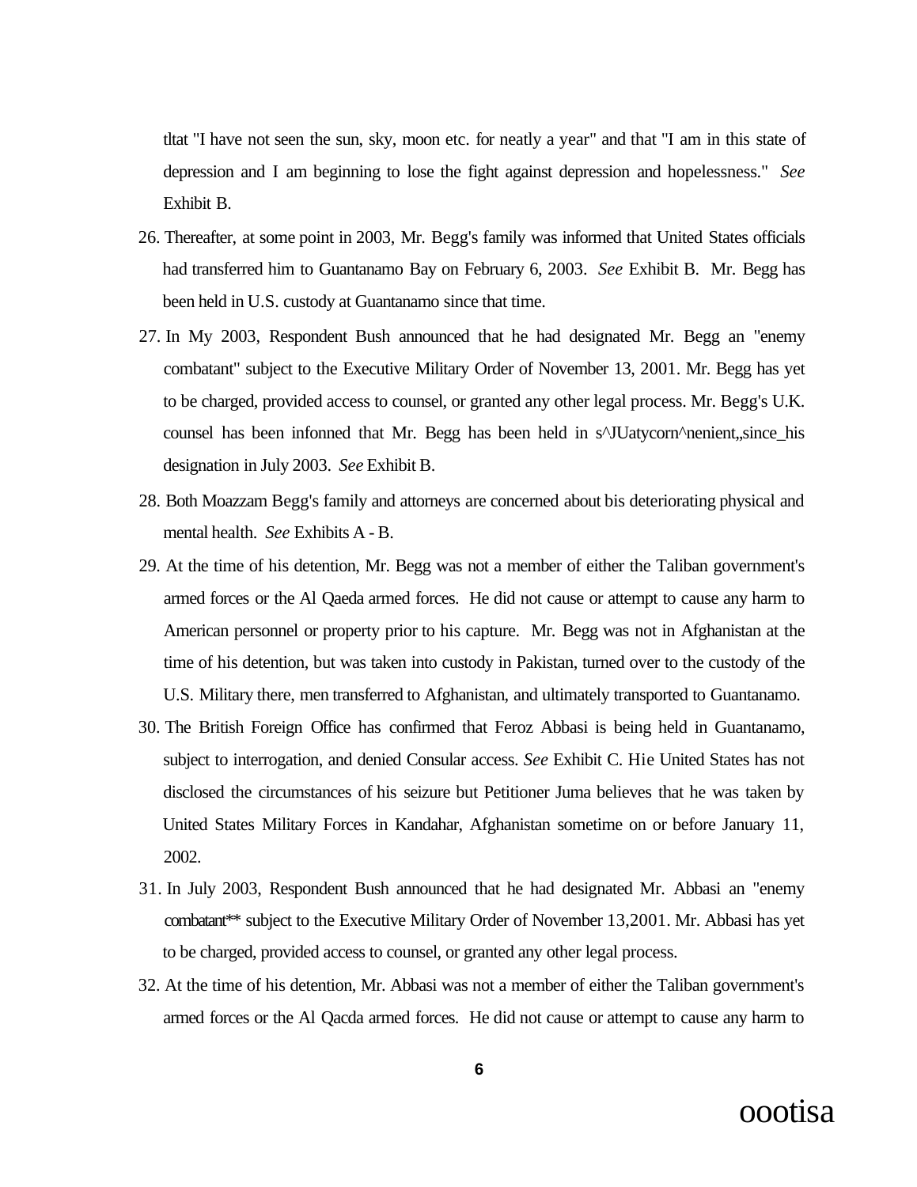tltat "I have not seen the sun, sky, moon etc. for neatly a year" and that "I am in this state of depression and I am beginning to lose the fight against depression and hopelessness." *See* Exhibit B.

26. Thereafter, at some point in 2003, Mr. Begg's family was informed that United States officials had transferred him to Guantanamo Bay on February 6, 2003. *See* Exhibit B. Mr. Begg has been held in U.S. custody at Guantanamo since that time.

27. In My 2003, Respondent Bush announced that he had designated Mr. Begg an "enemy combatant" subject to the Executive Military Order of November 13, 2001. Mr. Begg has yet to be charged, provided access to counsel, or granted any other legal process. Mr. Begg's U.K. counsel has been infonned that Mr. Begg has been held in s^JUatycorn^nenient,,since_his designation in July 2003. *See* Exhibit B.

28. Both Moazzam Begg's family and attorneys are concerned about bis deteriorating physical and mental health. *See* Exhibits A - B.

29. At the time of his detention, Mr. Begg was not a member of either the Taliban government's armed forces or the Al Qaeda armed forces. He did not cause or attempt to cause any harm to American personnel or property prior to his capture. Mr. Begg was not in Afghanistan at the time of his detention, but was taken into custody in Pakistan, turned over to the custody of the U.S. Military there, men transferred to Afghanistan, and ultimately transported to Guantanamo.

30. The British Foreign Office has confirmed that Feroz Abbasi is being held in Guantanamo, subject to interrogation, and denied Consular access. *See* Exhibit C. Hie United States has not disclosed the circumstances of his seizure but Petitioner Juma believes that he was taken by United States Military Forces in Kandahar, Afghanistan sometime on or before January 11, 2002.

31. In July 2003, Respondent Bush announced that he had designated Mr. Abbasi an "enemy combatant** subject to the Executive Military Order of November 13,2001. Mr. Abbasi has yet to be charged, provided access to counsel, or granted any other legal process.

32. At the time of his detention, Mr. Abbasi was not a member of either the Taliban government's armed forces or the Al Qacda armed forces. He did not cause or attempt to cause any harm to

ootisa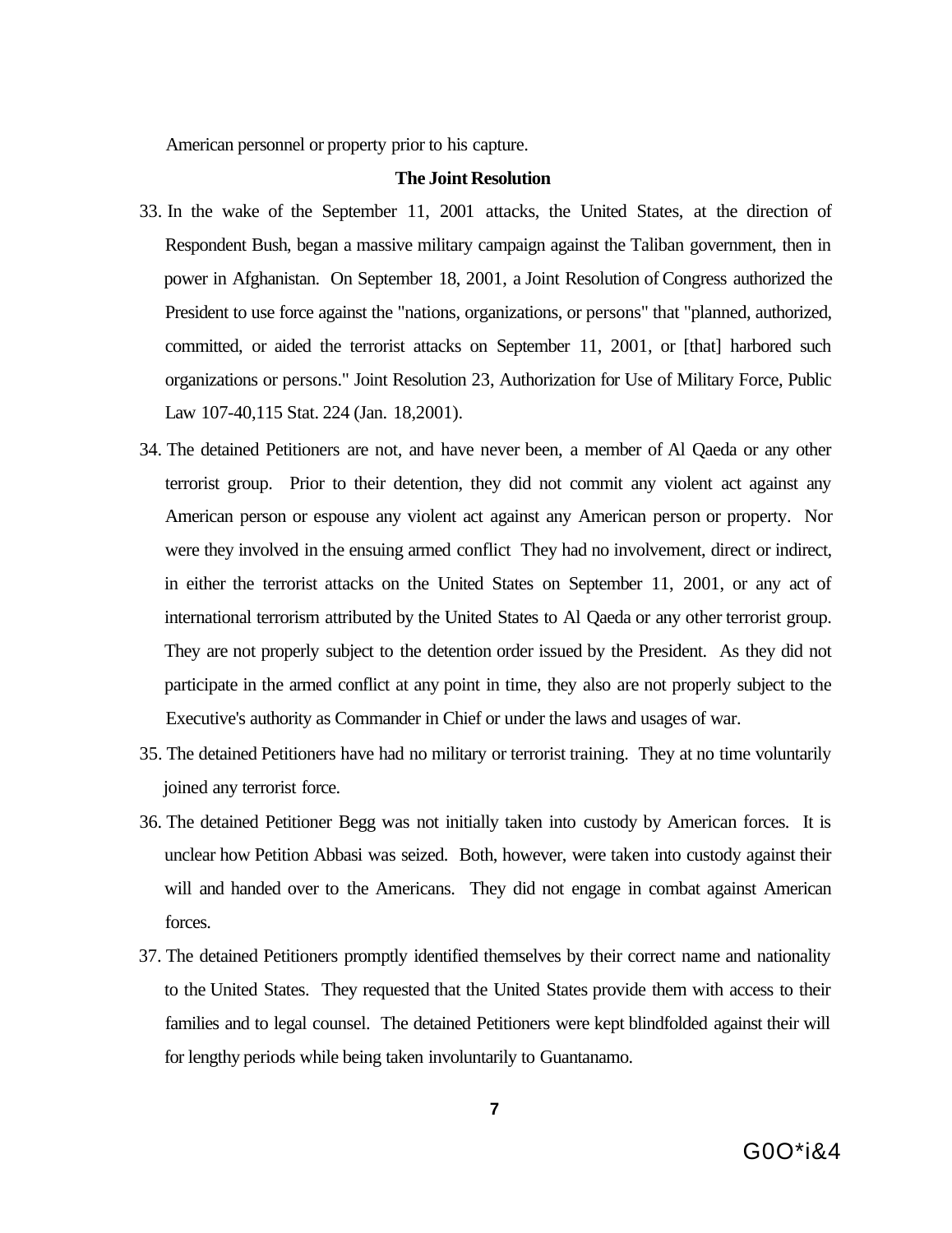American personnel or property prior to his capture.

**The Joint Resolution**

33. In the wake of the September 11, 2001 attacks, the United States, at the direction of Respondent Bush, began a massive military campaign against the Taliban government, then in power in Afghanistan. On September 18, 2001, a Joint Resolution of Congress authorized the President to use force against the "nations, organizations, or persons" that "planned, authorized, committed, or aided the terrorist attacks on September 11, 2001, or [that] harbored such organizations or persons." Joint Resolution 23, Authorization for Use of Military Force, Public Law 107-40,115 Stat. 224 (Jan. 18,2001).

34. The detained Petitioners are not, and have never been, a member of Al Qaeda or any other terrorist group. Prior to their detention, they did not commit any violent act against any American person or espouse any violent act against any American person or property. Nor were they involved in the ensuing armed conflict They had no involvement, direct or indirect, in either the terrorist attacks on the United States on September 11, 2001, or any act of international terrorism attributed by the United States to Al Qaeda or any other terrorist group. They are not properly subject to the detention order issued by the President. As they did not participate in the armed conflict at any point in time, they also are not properly subject to the Executive's authority as Commander in Chief or under the laws and usages of war.

35. The detained Petitioners have had no military or terrorist training. They at no time voluntarily joined any terrorist force.

36. The detained Petitioner Begg was not initially taken into custody by American forces. It is unclear how Petition Abbasi was seized. Both, however, were taken into custody against their will and handed over to the Americans. They did not engage in combat against American forces.

37. The detained Petitioners promptly identified themselves by their correct name and nationality to the United States. They requested that the United States provide them with access to their families and to legal counsel. The detained Petitioners were kept blindfolded against their will for lengthy periods while being taken involuntarily to Guantanamo.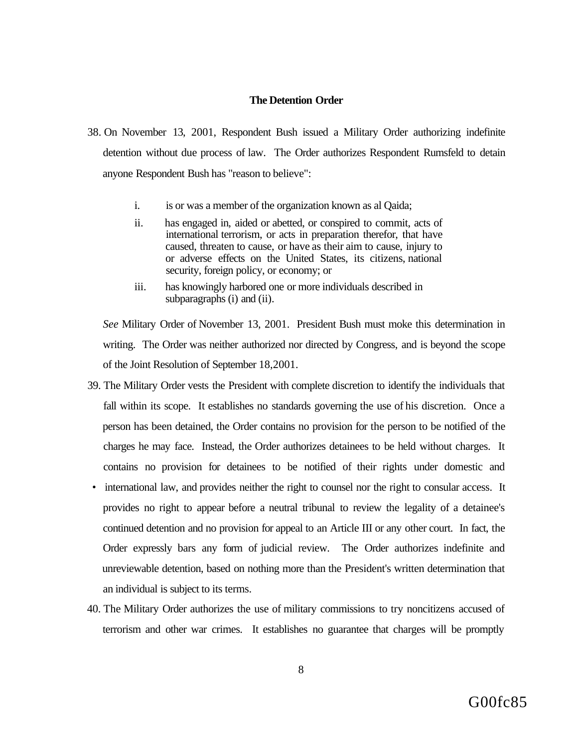### The Detention Order

38. On November 13, 2001, Respondent Bush issued a Military Order authorizing indefinite detention without due process of law. The Order authorizes Respondent Rumsfeld to detain anyone Respondent Bush has "reason to believe":

    i. is or was a member of the organization known as al Qaida;

    ii. has engaged in, aided or abetted, or conspired to commit, acts of international terrorism, or acts in preparation therefor, that have caused, threaten to cause, or have as their aim to cause, injury to or adverse effects on the United States, its citizens, national security, foreign policy, or economy; or

    iii. has knowingly harbored one or more individuals described in subparagraphs (i) and (ii).

    *See* Military Order of November 13, 2001. President Bush must moke this determination in writing. The Order was neither authorized nor directed by Congress, and is beyond the scope of the Joint Resolution of September 18,2001.

39. The Military Order vests the President with complete discretion to identify the individuals that fall within its scope. It establishes no standards governing the use of his discretion. Once a person has been detained, the Order contains no provision for the person to be notified of the charges he may face. Instead, the Order authorizes detainees to be held without charges. It contains no provision for detainees to be notified of their rights under domestic and international law, and provides neither the right to counsel nor the right to consular access. It provides no right to appear before a neutral tribunal to review the legality of a detainee's continued detention and no provision for appeal to an Article III or any other court. In fact, the Order expressly bars any form of judicial review. The Order authorizes indefinite and unreviewable detention, based on nothing more than the President's written determination that an individual is subject to its terms.

40. The Military Order authorizes the use of military commissions to try noncitizens accused of terrorism and other war crimes. It establishes no guarantee that charges will be promptly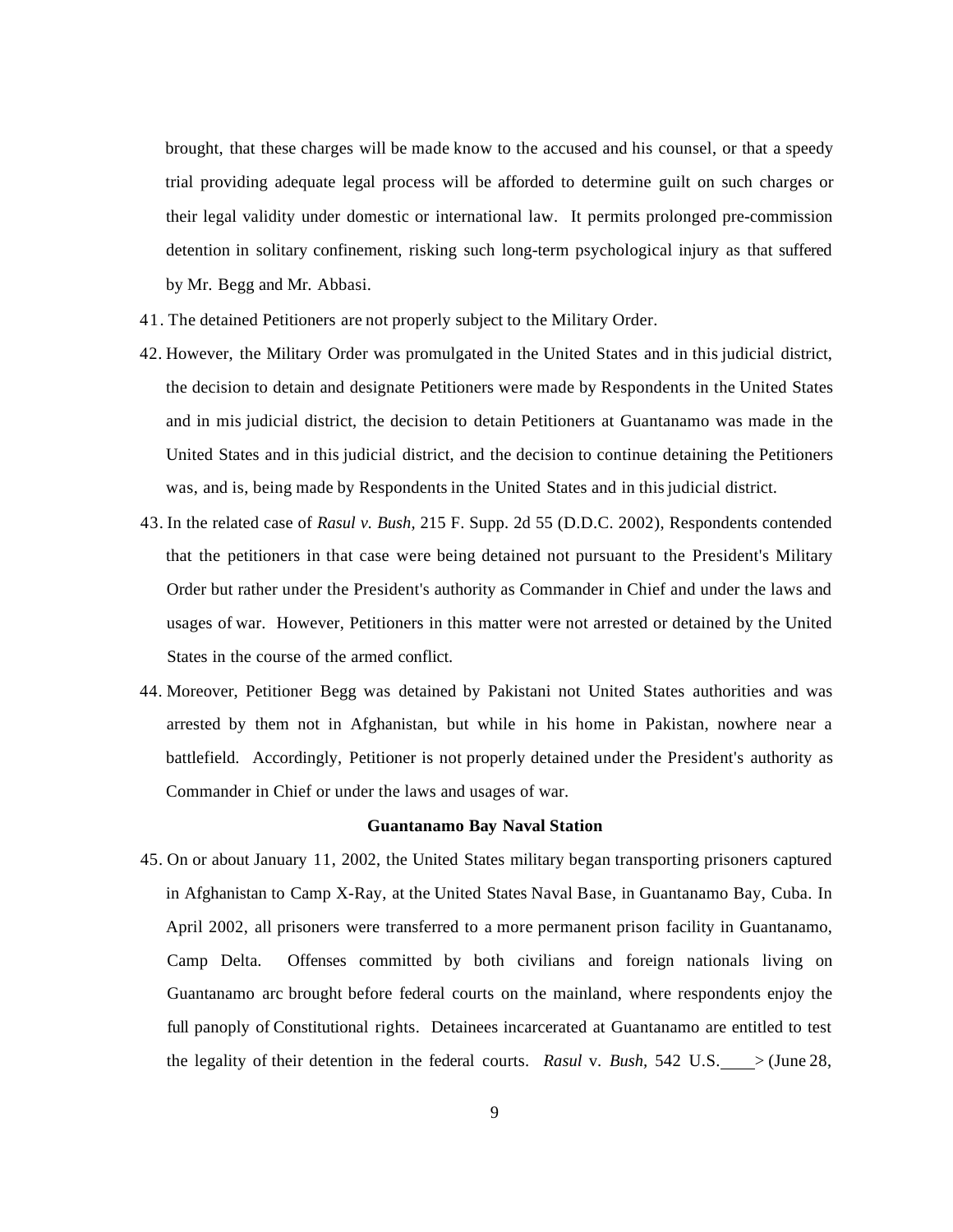brought, that these charges will be made know to the accused and his counsel, or that a speedy trial providing adequate legal process will be afforded to determine guilt on such charges or their legal validity under domestic or international law. It permits prolonged pre-commission detention in solitary confinement, risking such long-term psychological injury as that suffered by Mr. Begg and Mr. Abbasi.

41. The detained Petitioners are not properly subject to the Military Order.

42. However, the Military Order was promulgated in the United States and in this judicial district, the decision to detain and designate Petitioners were made by Respondents in the United States and in mis judicial district, the decision to detain Petitioners at Guantanamo was made in the United States and in this judicial district, and the decision to continue detaining the Petitioners was, and is, being made by Respondents in the United States and in this judicial district.

43. In the related case of *Rasul v. Bush*, 215 F. Supp. 2d 55 (D.D.C. 2002), Respondents contended that the petitioners in that case were being detained not pursuant to the President's Military Order but rather under the President's authority as Commander in Chief and under the laws and usages of war. However, Petitioners in this matter were not arrested or detained by the United States in the course of the armed conflict.

44. Moreover, Petitioner Begg was detained by Pakistani not United States authorities and was arrested by them not in Afghanistan, but while in his home in Pakistan, nowhere near a battlefield. Accordingly, Petitioner is not properly detained under the President's authority as Commander in Chief or under the laws and usages of war.

**Guantanamo Bay Naval Station**

45. On or about January 11, 2002, the United States military began transporting prisoners captured in Afghanistan to Camp X-Ray, at the United States Naval Base, in Guantanamo Bay, Cuba. In April 2002, all prisoners were transferred to a more permanent prison facility in Guantanamo, Camp Delta. Offenses committed by both civilians and foreign nationals living on Guantanamo arc brought before federal courts on the mainland, where respondents enjoy the full panoply of Constitutional rights. Detainees incarcerated at Guantanamo are entitled to test the legality of their detention in the federal courts. *Rasul* v. *Bush,* 542 U.S.____> (June 28,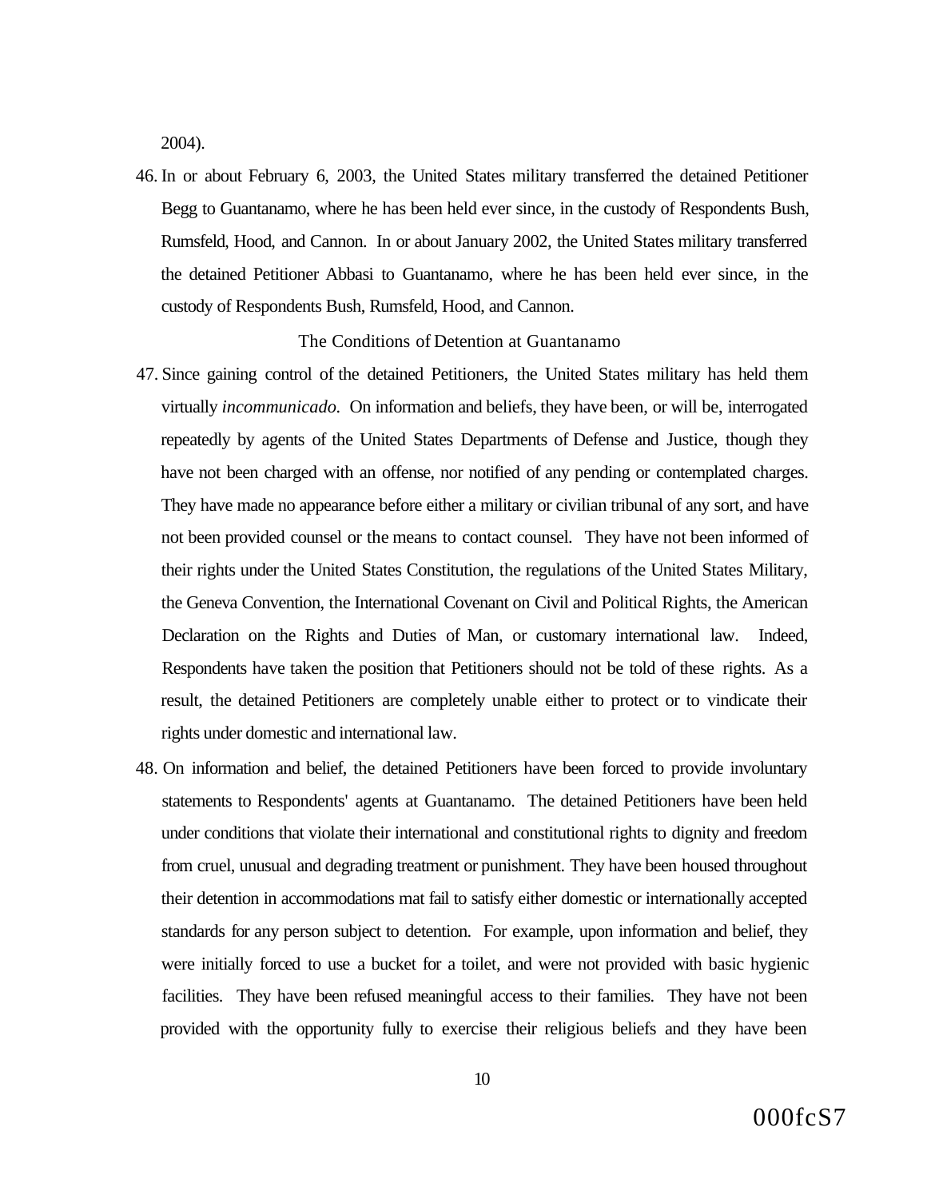2004).

46. In or about February 6, 2003, the United States military transferred the detained Petitioner Begg to Guantanamo, where he has been held ever since, in the custody of Respondents Bush, Rumsfeld, Hood, and Cannon. In or about January 2002, the United States military transferred the detained Petitioner Abbasi to Guantanamo, where he has been held ever since, in the custody of Respondents Bush, Rumsfeld, Hood, and Cannon.

The Conditions of Detention at Guantanamo

47. Since gaining control of the detained Petitioners, the United States military has held them virtually *incommunicado.* On information and beliefs, they have been, or will be, interrogated repeatedly by agents of the United States Departments of Defense and Justice, though they have not been charged with an offense, nor notified of any pending or contemplated charges. They have made no appearance before either a military or civilian tribunal of any sort, and have not been provided counsel or the means to contact counsel. They have not been informed of their rights under the United States Constitution, the regulations of the United States Military, the Geneva Convention, the International Covenant on Civil and Political Rights, the American Declaration on the Rights and Duties of Man, or customary international law. Indeed, Respondents have taken the position that Petitioners should not be told of these rights. As a result, the detained Petitioners are completely unable either to protect or to vindicate their rights under domestic and international law.

48. On information and belief, the detained Petitioners have been forced to provide involuntary statements to Respondents' agents at Guantanamo. The detained Petitioners have been held under conditions that violate their international and constitutional rights to dignity and freedom from cruel, unusual and degrading treatment or punishment. They have been housed throughout their detention in accommodations mat fail to satisfy either domestic or internationally accepted standards for any person subject to detention. For example, upon information and belief, they were initially forced to use a bucket for a toilet, and were not provided with basic hygienic facilities. They have been refused meaningful access to their families. They have not been provided with the opportunity fully to exercise their religious beliefs and they have been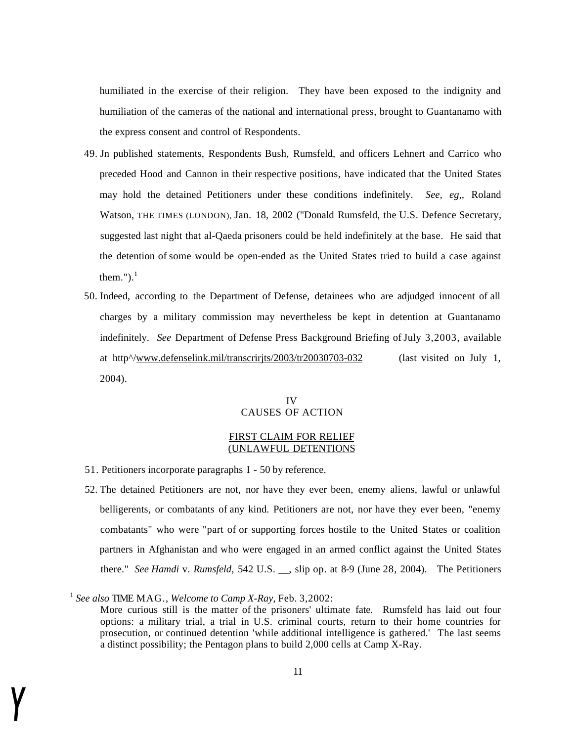humiliated in the exercise of their religion. They have been exposed to the indignity and humiliation of the cameras of the national and international press, brought to Guantanamo with the express consent and control of Respondents.

49. Jn published statements, Respondents Bush, Rumsfeld, and officers Lehnert and Carrico who preceded Hood and Cannon in their respective positions, have indicated that the United States may hold the detained Petitioners under these conditions indefinitely. *See, eg,*, Roland Watson, THE TIMES (LONDON), Jan. 18, 2002 ("Donald Rumsfeld, the U.S. Defence Secretary, suggested last night that al-Qaeda prisoners could be held indefinitely at the base. He said that the detention of some would be open-ended as the United States tried to build a case against them.").[1]

50. Indeed, according to the Department of Defense, detainees who are adjudged innocent of all charges by a military commission may nevertheless be kept in detention at Guantanamo indefinitely. *See* Department of Defense Press Background Briefing of July 3,2003, available at http^/www.defenselink.mil/transcrirjts/2003/tr20030703-032 (last visited on July 1, 2004).

## IV
## CAUSES OF ACTION

### FIRST CLAIM FOR RELIEF
### (UNLAWFUL DETENTIONS

51. Petitioners incorporate paragraphs I - 50 by reference.

52. The detained Petitioners are not, nor have they ever been, enemy aliens, lawful or unlawful belligerents, or combatants of any kind. Petitioners are not, nor have they ever been, "enemy combatants" who were "part of or supporting forces hostile to the United States or coalition partners in Afghanistan and who were engaged in an armed conflict against the United States there." *See Hamdi* v. *Rumsfeld,* 542 U.S. __, slip op. at 8-9 (June 28, 2004). The Petitioners

---

[1] *See also* TIME MAG., *Welcome to Camp X-Ray,* Feb. 3,2002:

> More curious still is the matter of the prisoners' ultimate fate. Rumsfeld has laid out four options: a military trial, a trial in U.S. criminal courts, return to their home countries for prosecution, or continued detention 'while additional intelligence is gathered.' The last seems a distinct possibility; the Pentagon plans to build 2,000 cells at Camp X-Ray.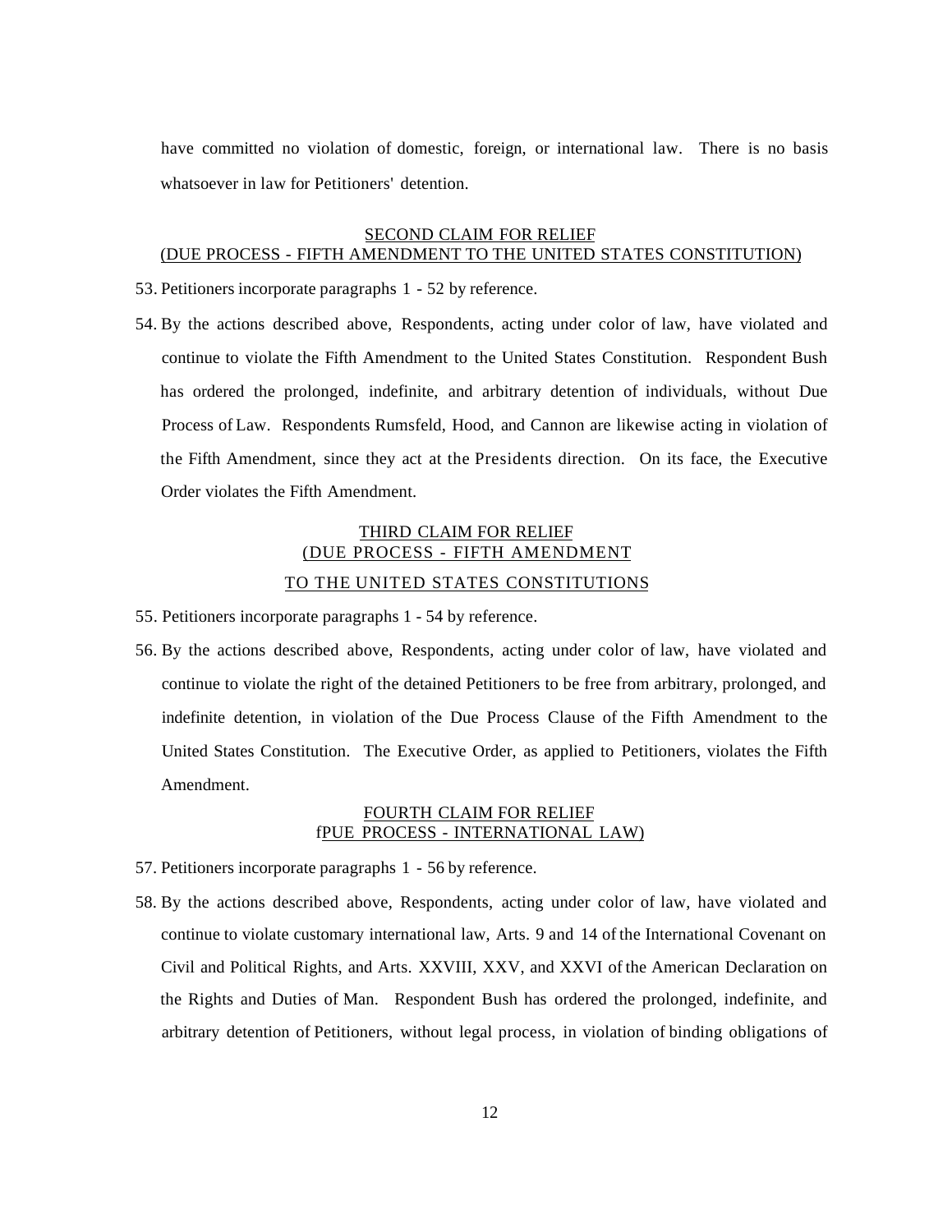have committed no violation of domestic, foreign, or international law. There is no basis whatsoever in law for Petitioners' detention.

## SECOND CLAIM FOR RELIEF
## (DUE PROCESS - FIFTH AMENDMENT TO THE UNITED STATES CONSTITUTION)

53. Petitioners incorporate paragraphs 1 - 52 by reference.

54. By the actions described above, Respondents, acting under color of law, have violated and continue to violate the Fifth Amendment to the United States Constitution. Respondent Bush has ordered the prolonged, indefinite, and arbitrary detention of individuals, without Due Process of Law. Respondents Rumsfeld, Hood, and Cannon are likewise acting in violation of the Fifth Amendment, since they act at the Presidents direction. On its face, the Executive Order violates the Fifth Amendment.

## THIRD CLAIM FOR RELIEF
## (DUE PROCESS - FIFTH AMENDMENT
## TO THE UNITED STATES CONSTITUTIONS

55. Petitioners incorporate paragraphs 1 - 54 by reference.

56. By the actions described above, Respondents, acting under color of law, have violated and continue to violate the right of the detained Petitioners to be free from arbitrary, prolonged, and indefinite detention, in violation of the Due Process Clause of the Fifth Amendment to the United States Constitution. The Executive Order, as applied to Petitioners, violates the Fifth Amendment.

## FOURTH CLAIM FOR RELIEF
## fPUE PROCESS - INTERNATIONAL LAW)

57. Petitioners incorporate paragraphs 1 - 56 by reference.

58. By the actions described above, Respondents, acting under color of law, have violated and continue to violate customary international law, Arts. 9 and 14 of the International Covenant on Civil and Political Rights, and Arts. XXVIII, XXV, and XXVI of the American Declaration on the Rights and Duties of Man. Respondent Bush has ordered the prolonged, indefinite, and arbitrary detention of Petitioners, without legal process, in violation of binding obligations of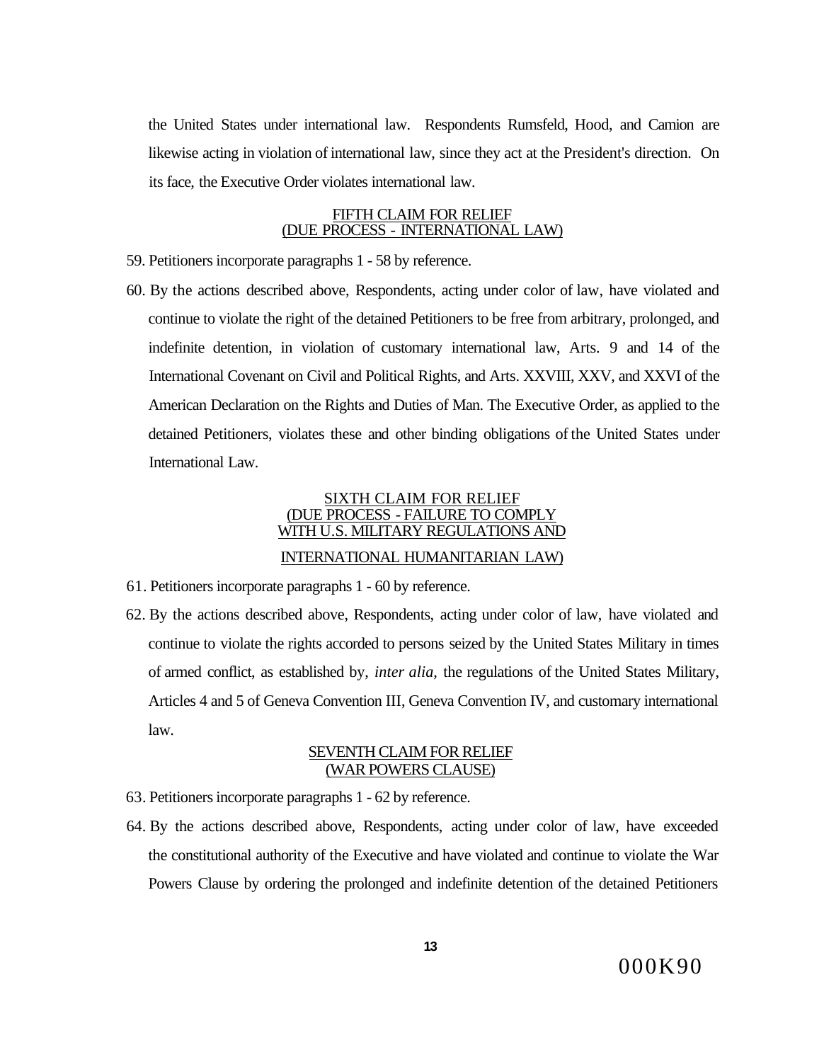the United States under international law. Respondents Rumsfeld, Hood, and Camion are likewise acting in violation of international law, since they act at the President's direction. On its face, the Executive Order violates international law.

<u>FIFTH CLAIM FOR RELIEF</u>
<u>(DUE PROCESS - INTERNATIONAL LAW)</u>

59. Petitioners incorporate paragraphs 1 - 58 by reference.

60. By the actions described above, Respondents, acting under color of law, have violated and continue to violate the right of the detained Petitioners to be free from arbitrary, prolonged, and indefinite detention, in violation of customary international law, Arts. 9 and 14 of the International Covenant on Civil and Political Rights, and Arts. XXVIII, XXV, and XXVI of the American Declaration on the Rights and Duties of Man. The Executive Order, as applied to the detained Petitioners, violates these and other binding obligations of the United States under International Law.

<u>SIXTH CLAIM FOR RELIEF</u>
<u>(DUE PROCESS - FAILURE TO COMPLY</u>
<u>WITH U.S. MILITARY REGULATIONS AND</u>
<u>INTERNATIONAL HUMANITARIAN LAW)</u>

61. Petitioners incorporate paragraphs 1 - 60 by reference.

62. By the actions described above, Respondents, acting under color of law, have violated and continue to violate the rights accorded to persons seized by the United States Military in times of armed conflict, as established by, *inter alia*, the regulations of the United States Military, Articles 4 and 5 of Geneva Convention III, Geneva Convention IV, and customary international law.

<u>SEVENTH CLAIM FOR RELIEF</u>
<u>(WAR POWERS CLAUSE)</u>

63. Petitioners incorporate paragraphs 1 - 62 by reference.

64. By the actions described above, Respondents, acting under color of law, have exceeded the constitutional authority of the Executive and have violated and continue to violate the War Powers Clause by ordering the prolonged and indefinite detention of the detained Petitioners

000K90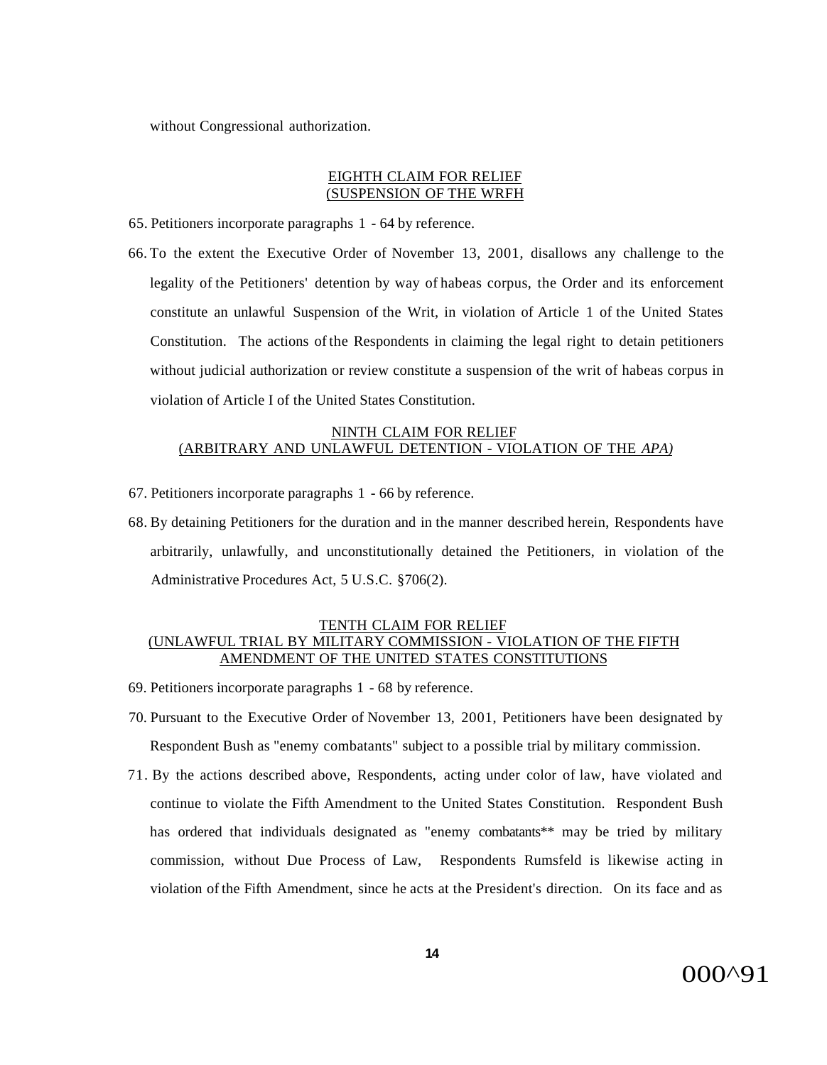without Congressional authorization.

## EIGHTH CLAIM FOR RELIEF
## (SUSPENSION OF THE WRFH

65. Petitioners incorporate paragraphs 1 - 64 by reference.

66. To the extent the Executive Order of November 13, 2001, disallows any challenge to the legality of the Petitioners' detention by way of habeas corpus, the Order and its enforcement constitute an unlawful Suspension of the Writ, in violation of Article 1 of the United States Constitution. The actions of the Respondents in claiming the legal right to detain petitioners without judicial authorization or review constitute a suspension of the writ of habeas corpus in violation of Article I of the United States Constitution.

## NINTH CLAIM FOR RELIEF
## (ARBITRARY AND UNLAWFUL DETENTION - VIOLATION OF THE *APA)*

67. Petitioners incorporate paragraphs 1 - 66 by reference.

68. By detaining Petitioners for the duration and in the manner described herein, Respondents have arbitrarily, unlawfully, and unconstitutionally detained the Petitioners, in violation of the Administrative Procedures Act, 5 U.S.C. §706(2).

## TENTH CLAIM FOR RELIEF
## (UNLAWFUL TRIAL BY MILITARY COMMISSION - VIOLATION OF THE FIFTH AMENDMENT OF THE UNITED STATES CONSTITUTIONS

69. Petitioners incorporate paragraphs 1 - 68 by reference.

70. Pursuant to the Executive Order of November 13, 2001, Petitioners have been designated by Respondent Bush as "enemy combatants" subject to a possible trial by military commission.

71. By the actions described above, Respondents, acting under color of law, have violated and continue to violate the Fifth Amendment to the United States Constitution. Respondent Bush has ordered that individuals designated as "enemy combatants** may be tried by military commission, without Due Process of Law, Respondents Rumsfeld is likewise acting in violation of the Fifth Amendment, since he acts at the President's direction. On its face and as

000^91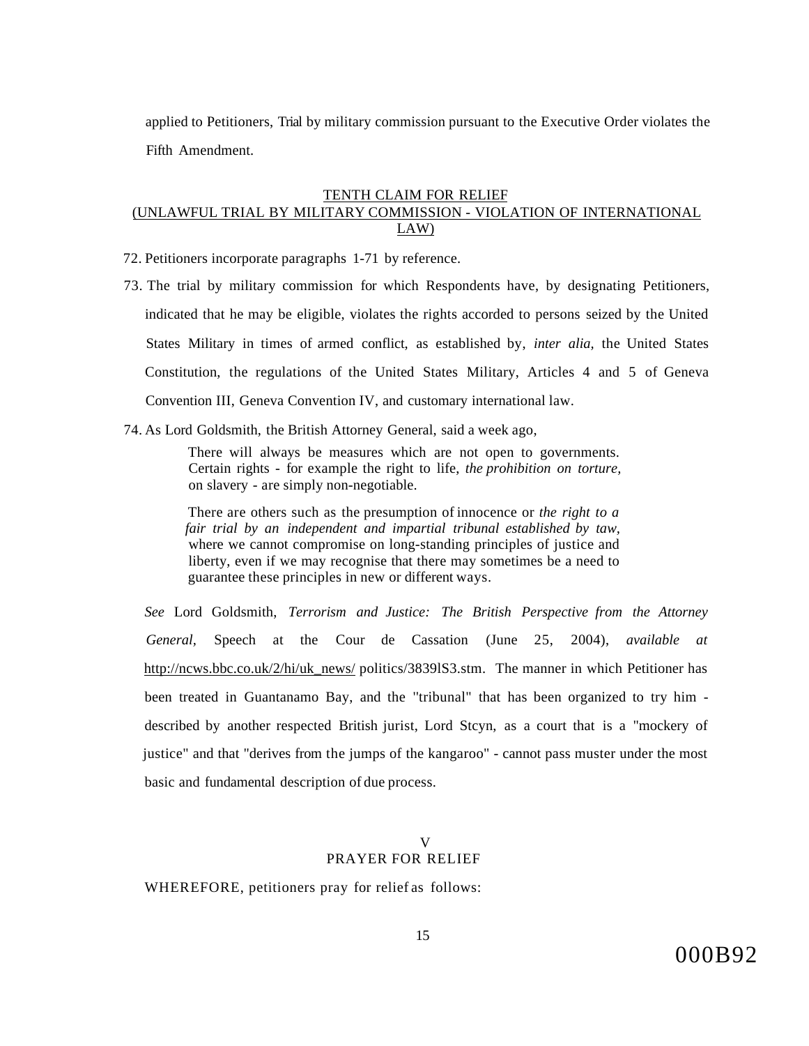applied to Petitioners, Trial by military commission pursuant to the Executive Order violates the Fifth Amendment.

## TENTH CLAIM FOR RELIEF
## (UNLAWFUL TRIAL BY MILITARY COMMISSION - VIOLATION OF INTERNATIONAL LAW)

72. Petitioners incorporate paragraphs 1-71 by reference.

73. The trial by military commission for which Respondents have, by designating Petitioners, indicated that he may be eligible, violates the rights accorded to persons seized by the United States Military in times of armed conflict, as established by, *inter alia,* the United States Constitution, the regulations of the United States Military, Articles 4 and 5 of Geneva Convention III, Geneva Convention IV, and customary international law.

74. As Lord Goldsmith, the British Attorney General, said a week ago,

> There will always be measures which are not open to governments. Certain rights - for example the right to life, *the prohibition on torture,* on slavery - are simply non-negotiable.
>
> There are others such as the presumption of innocence or *the right to a fair trial by an independent and impartial tribunal established by taw,* where we cannot compromise on long-standing principles of justice and liberty, even if we may recognise that there may sometimes be a need to guarantee these principles in new or different ways.

*See* Lord Goldsmith, *Terrorism and Justice: The British Perspective from the Attorney General,* Speech at the Cour de Cassation (June 25, 2004), *available at* http://ncws.bbc.co.uk/2/hi/uk_news/ politics/3839lS3.stm. The manner in which Petitioner has been treated in Guantanamo Bay, and the "tribunal" that has been organized to try him - described by another respected British jurist, Lord Stcyn, as a court that is a "mockery of justice" and that "derives from the jumps of the kangaroo" - cannot pass muster under the most basic and fundamental description of due process.

## V
## PRAYER FOR RELIEF

WHEREFORE, petitioners pray for relief as follows:

000B92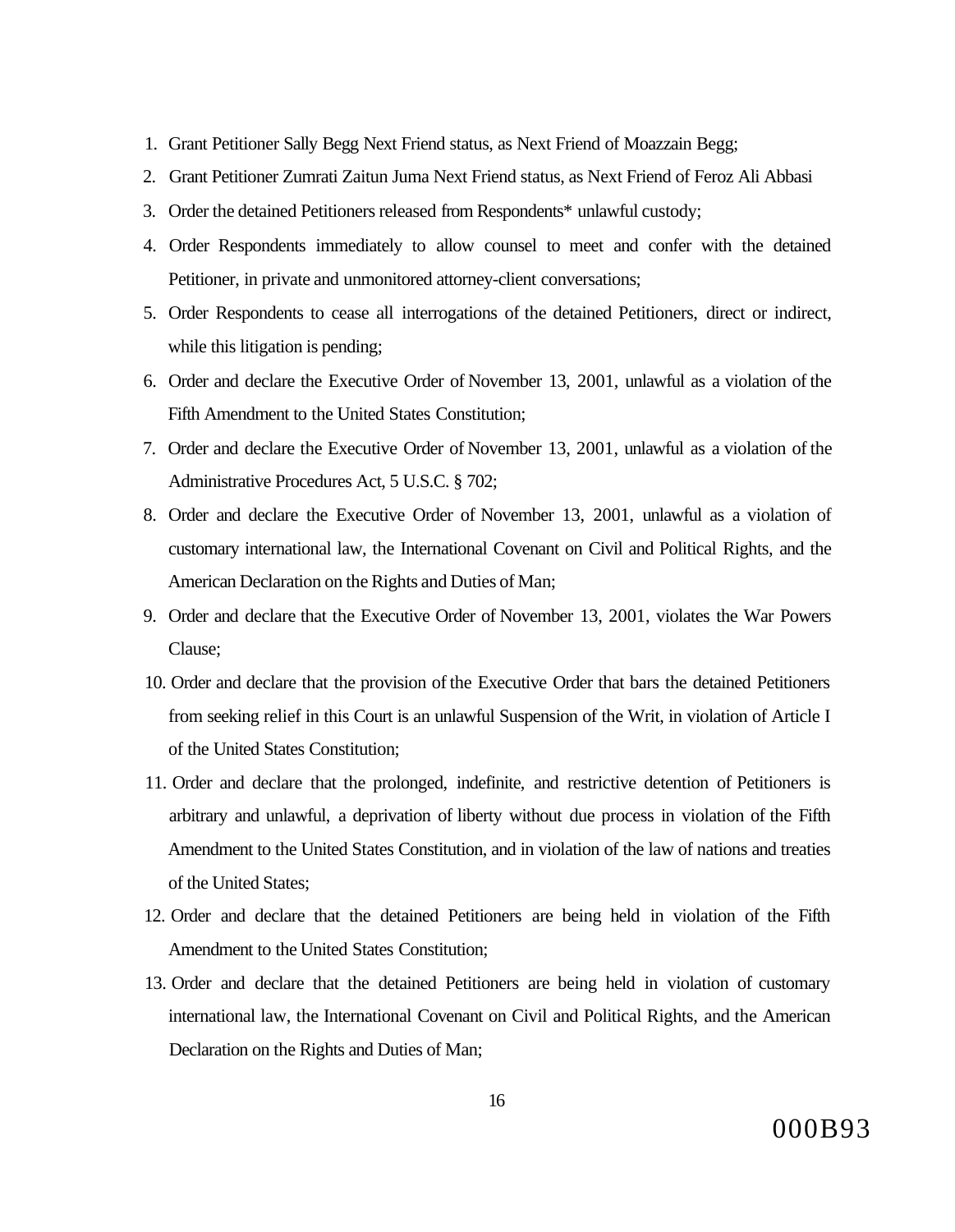1. Grant Petitioner Sally Begg Next Friend status, as Next Friend of Moazzain Begg;
2. Grant Petitioner Zumrati Zaitun Juma Next Friend status, as Next Friend of Feroz Ali Abbasi
3. Order the detained Petitioners released from Respondents* unlawful custody;
4. Order Respondents immediately to allow counsel to meet and confer with the detained Petitioner, in private and unmonitored attorney-client conversations;
5. Order Respondents to cease all interrogations of the detained Petitioners, direct or indirect, while this litigation is pending;
6. Order and declare the Executive Order of November 13, 2001, unlawful as a violation of the Fifth Amendment to the United States Constitution;
7. Order and declare the Executive Order of November 13, 2001, unlawful as a violation of the Administrative Procedures Act, 5 U.S.C. § 702;
8. Order and declare the Executive Order of November 13, 2001, unlawful as a violation of customary international law, the International Covenant on Civil and Political Rights, and the American Declaration on the Rights and Duties of Man;
9. Order and declare that the Executive Order of November 13, 2001, violates the War Powers Clause;
10. Order and declare that the provision of the Executive Order that bars the detained Petitioners from seeking relief in this Court is an unlawful Suspension of the Writ, in violation of Article I of the United States Constitution;
11. Order and declare that the prolonged, indefinite, and restrictive detention of Petitioners is arbitrary and unlawful, a deprivation of liberty without due process in violation of the Fifth Amendment to the United States Constitution, and in violation of the law of nations and treaties of the United States;
12. Order and declare that the detained Petitioners are being held in violation of the Fifth Amendment to the United States Constitution;
13. Order and declare that the detained Petitioners are being held in violation of customary international law, the International Covenant on Civil and Political Rights, and the American Declaration on the Rights and Duties of Man;

000B93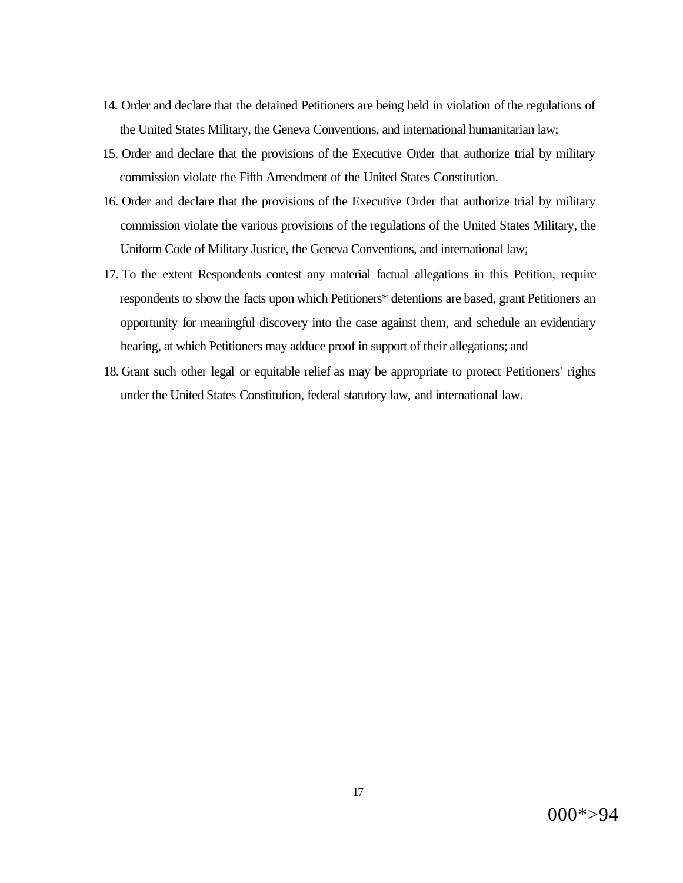14. Order and declare that the detained Petitioners are being held in violation of the regulations of the United States Military, the Geneva Conventions, and international humanitarian law;
15. Order and declare that the provisions of the Executive Order that authorize trial by military commission violate the Fifth Amendment of the United States Constitution.
16. Order and declare that the provisions of the Executive Order that authorize trial by military commission violate the various provisions of the regulations of the United States Military, the Uniform Code of Military Justice, the Geneva Conventions, and international law;
17. To the extent Respondents contest any material factual allegations in this Petition, require respondents to show the facts upon which Petitioners* detentions are based, grant Petitioners an opportunity for meaningful discovery into the case against them, and schedule an evidentiary hearing, at which Petitioners may adduce proof in support of their allegations; and
18. Grant such other legal or equitable relief as may be appropriate to protect Petitioners' rights under the United States Constitution, federal statutory law, and international law.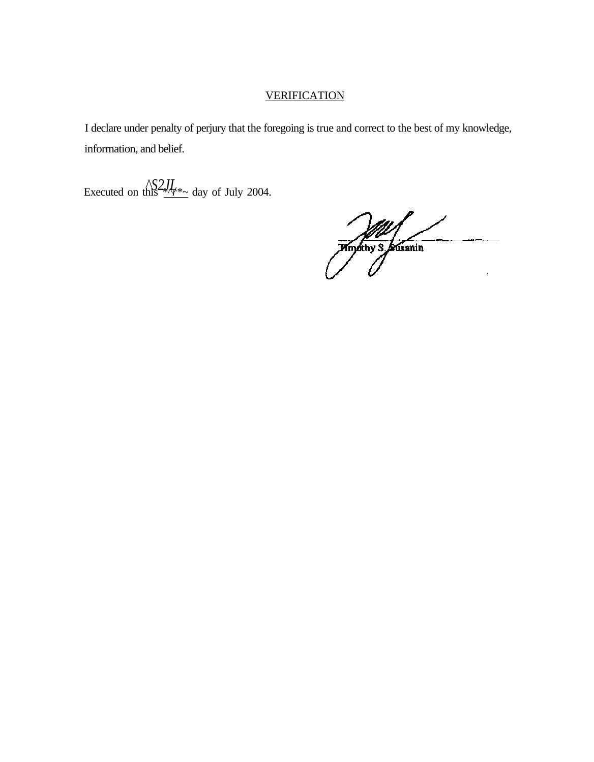## VERIFICATION

I declare under penalty of perjury that the foregoing is true and correct to the best of my knowledge, information, and belief.

Executed on this ^S2JL day of July 2004.

Timothy S. Susanin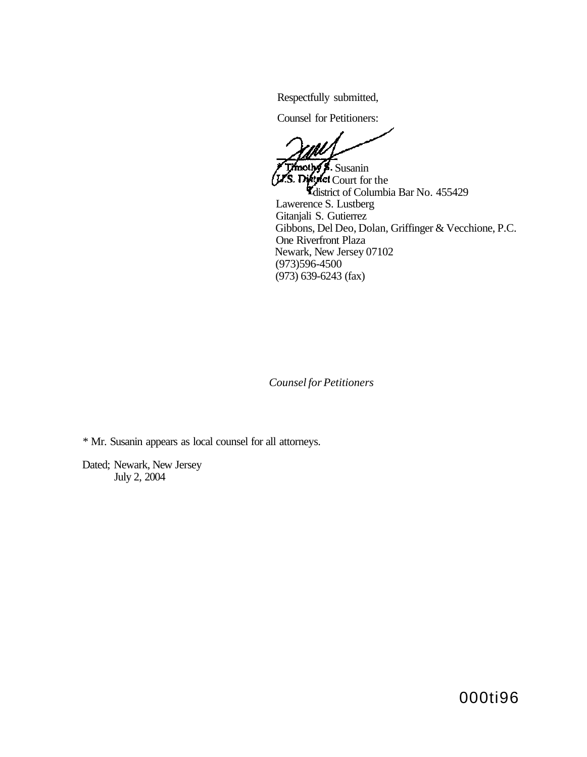Respectfully submitted,

Counsel for Petitioners:

\* Timothy S. Susanin
U.S. District Court for the
District of Columbia Bar No. 455429
Lawerence S. Lustberg
Gitanjali S. Gutierrez
Gibbons, Del Deo, Dolan, Griffinger & Vecchione, P.C.
One Riverfront Plaza
Newark, New Jersey 07102
(973)596-4500
(973) 639-6243 (fax)

*Counsel for Petitioners*

\* Mr. Susanin appears as local counsel for all attorneys.

Dated; Newark, New Jersey
July 2, 2004

000ti96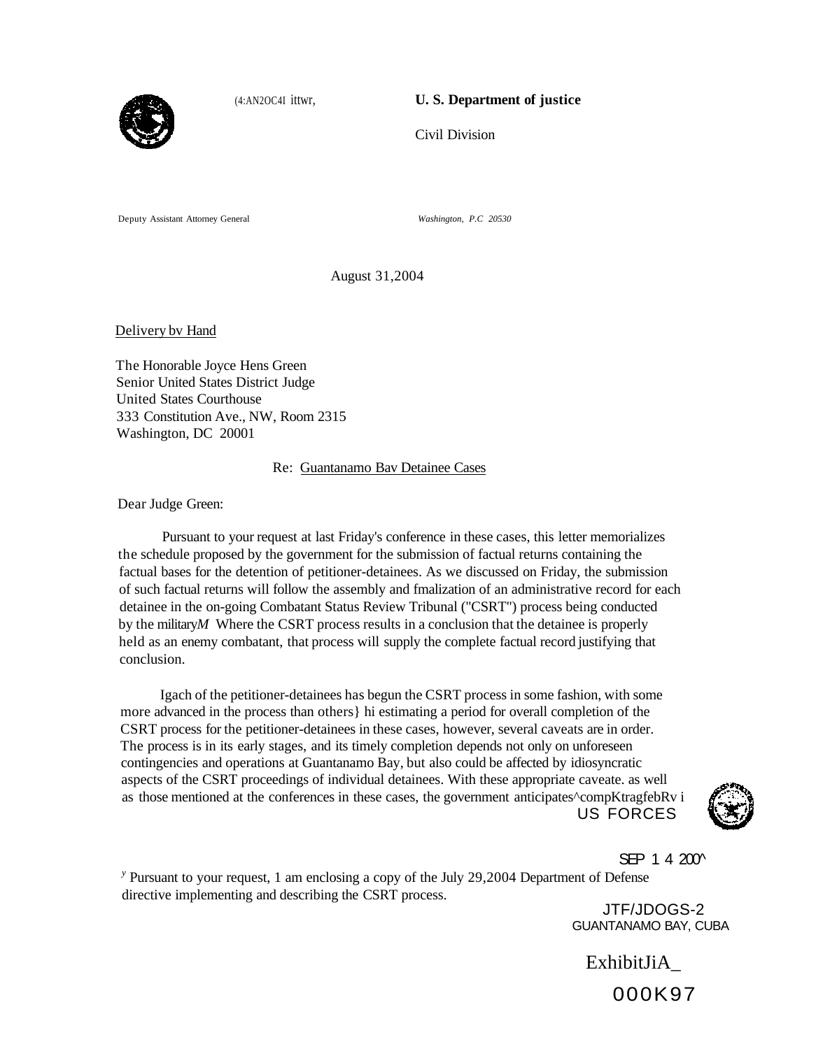(4:AN2OC4I ittwr,

**U. S. Department of justice**

Civil Division

Deputy Assistant Attorney General

*Washington, P.C 20530*

August 31,2004

Delivery bv Hand

The Honorable Joyce Hens Green
Senior United States District Judge
United States Courthouse
333 Constitution Ave., NW, Room 2315
Washington, DC 20001

Re: Guantanamo Bav Detainee Cases

Dear Judge Green:

Pursuant to your request at last Friday's conference in these cases, this letter memorializes the schedule proposed by the government for the submission of factual returns containing the factual bases for the detention of petitioner-detainees. As we discussed on Friday, the submission of such factual returns will follow the assembly and fmalization of an administrative record for each detainee in the on-going Combatant Status Review Tribunal ("CSRT") process being conducted by the military*M* Where the CSRT process results in a conclusion that the detainee is properly held as an enemy combatant, that process will supply the complete factual record justifying that conclusion.

Igach of the petitioner-detainees has begun the CSRT process in some fashion, with some more advanced in the process than others} hi estimating a period for overall completion of the CSRT process for the petitioner-detainees in these cases, however, several caveats are in order. The process is in its early stages, and its timely completion depends not only on unforeseen contingencies and operations at Guantanamo Bay, but also could be affected by idiosyncratic aspects of the CSRT proceedings of individual detainees. With these appropriate caveate. as well as those mentioned at the conferences in these cases, the government anticipates^compKtragfebRv i

US FORCES

SEP 1 4 200^

JTF/JDOGS-2
GUANTANAMO BAY, CUBA

[y] Pursuant to your request, 1 am enclosing a copy of the July 29,2004 Department of Defense directive implementing and describing the CSRT process.

ExhibitJiA_

000K97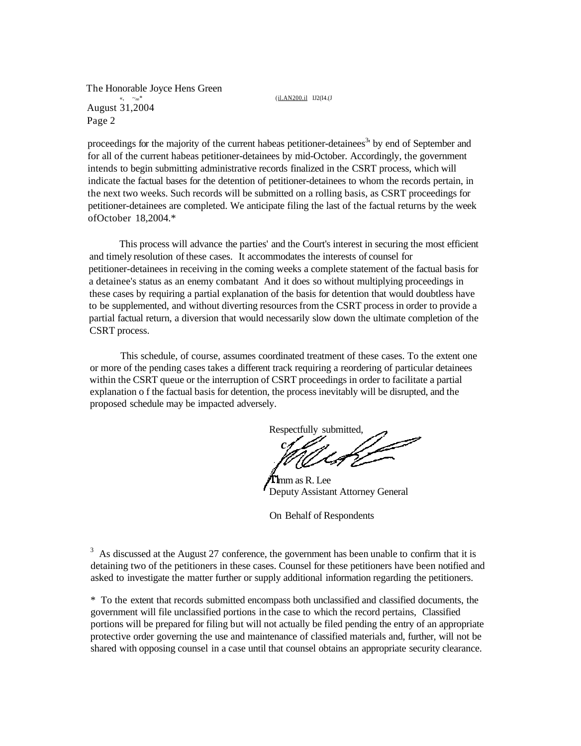proceedings for the majority of the current habeas petitioner-detainees[3] by end of September and for all of the current habeas petitioner-detainees by mid-October. Accordingly, the government intends to begin submitting administrative records finalized in the CSRT process, which will indicate the factual bases for the detention of petitioner-detainees to whom the records pertain, in the next two weeks. Such records will be submitted on a rolling basis, as CSRT proceedings for petitioner-detainees are completed. We anticipate filing the last of the factual returns by the week ofOctober 18,2004.*

This process will advance the parties' and the Court's interest in securing the most efficient and timely resolution of these cases. It accommodates the interests of counsel for petitioner-detainees in receiving in the coming weeks a complete statement of the factual basis for a detainee's status as an enemy combatant And it does so without multiplying proceedings in these cases by requiring a partial explanation of the basis for detention that would doubtless have to be supplemented, and without diverting resources from the CSRT process in order to provide a partial factual return, a diversion that would necessarily slow down the ultimate completion of the CSRT process.

This schedule, of course, assumes coordinated treatment of these cases. To the extent one or more of the pending cases takes a different track requiring a reordering of particular detainees within the CSRT queue or the interruption of CSRT proceedings in order to facilitate a partial explanation o f the factual basis for detention, the process inevitably will be disrupted, and the proposed schedule may be impacted adversely.

Respectfully submitted,

Thomas R. Lee
Deputy Assistant Attorney General

On Behalf of Respondents

[3] As discussed at the August 27 conference, the government has been unable to confirm that it is detaining two of the petitioners in these cases. Counsel for these petitioners have been notified and asked to investigate the matter further or supply additional information regarding the petitioners.

\* To the extent that records submitted encompass both unclassified and classified documents, the government will file unclassified portions in the case to which the record pertains, Classified portions will be prepared for filing but will not actually be filed pending the entry of an appropriate protective order governing the use and maintenance of classified materials and, further, will not be shared with opposing counsel in a case until that counsel obtains an appropriate security clearance.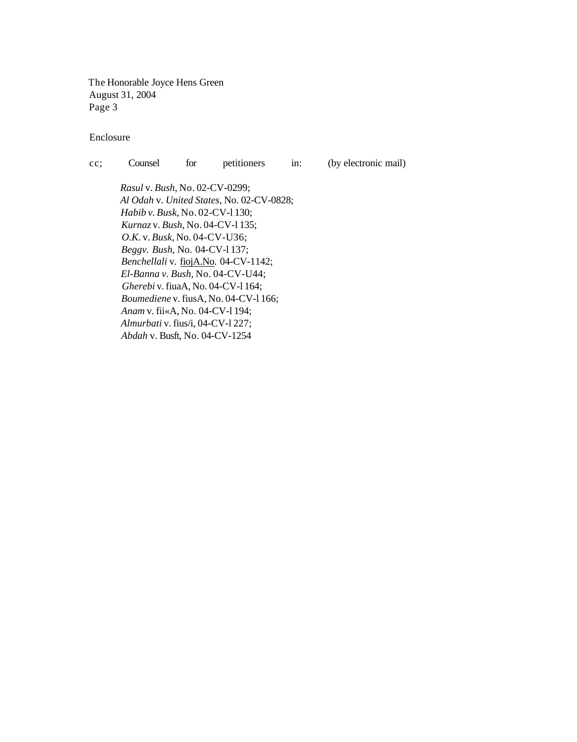The Honorable Joyce Hens Green
August 31, 2004

Enclosure

cc; Counsel for petitioners in: (by electronic mail)

*Rasul* v. *Bush,* No. 02-CV-0299;
*Al Odah* v. *United States,* No. 02-CV-0828;
*Habib v. Busk,* No. 02-CV-l 130;
*Kurnaz* v. *Bush,* No. 04-CV-l 135;
*O.K.* v. *Busk,* No. 04-CV-U36;
*Beggv. Bush,* No. 04-CV-l 137;
*Benchellali* v. fiojA.No. 04-CV-1142;
*El-Banna v. Bush,* No. 04-CV-U44;
*Gherebi* v. fiuaA, No. 04-CV-l 164;
*Boumediene* v. fiusA, No. 04-CV-l 166;
*Anam* v. fii«A, No. 04-CV-l 194;
*Almurbati* v. fius/i, 04-CV-l 227;
*Abdah* v. Busft, No. 04-CV-1254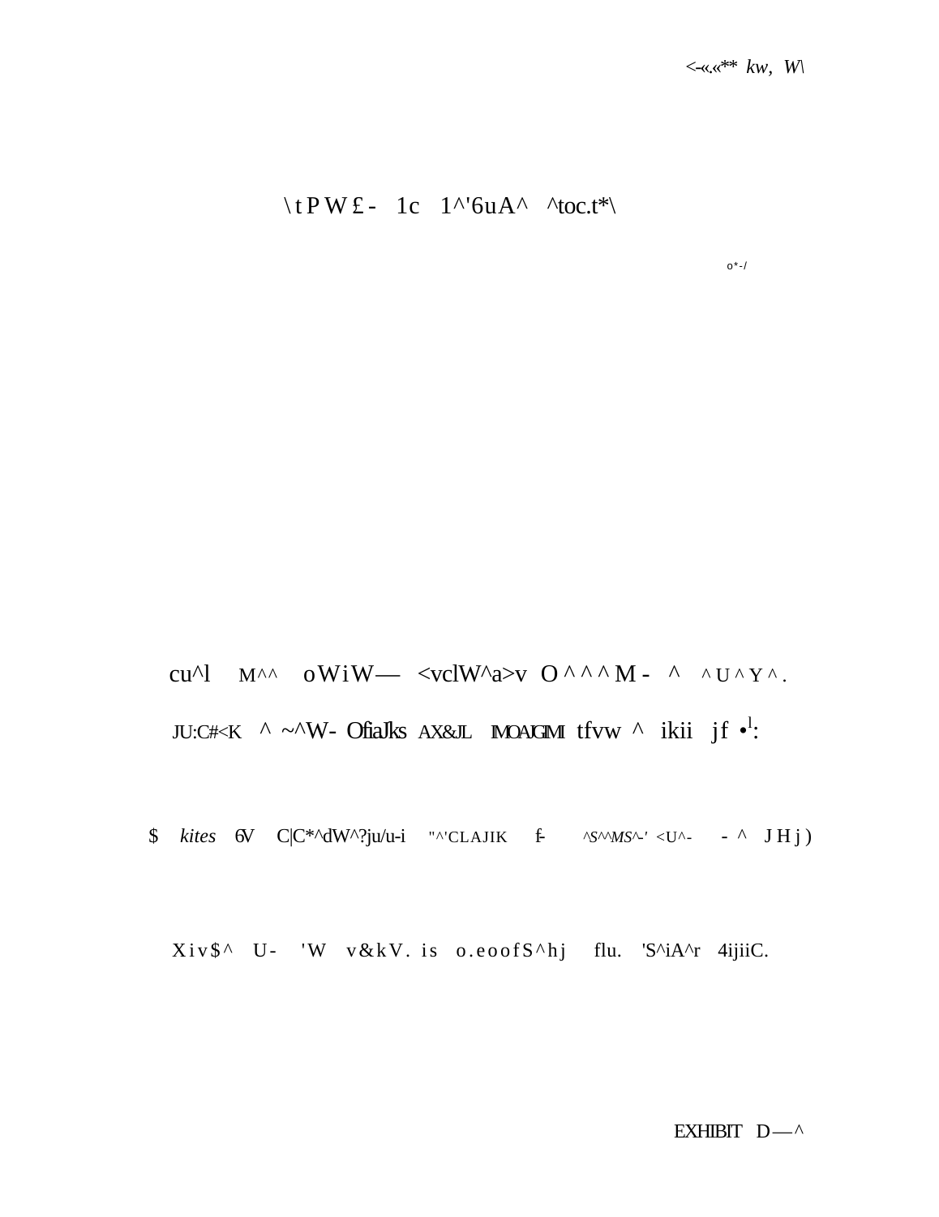<-«.«** *kw, W\*

\tPW£- 1c 1^'6uA^ ^toc.t*\

o*-/

cu^l M^^ oWiW— <vclW^a>v O^^^M- ^ ^U^Y^.

JU:C#<K ^ ~^W- OfiaJks AX&JL IMOAJGIMI tfvw ^ ikii jf •[1]:

$ *kites* 6V C|C*^dW^?ju/u-i "^'CLAJIK f- ^*S^^MS*^-' <U^- - ^ JHj)

Xiv$^ U- 'W v&kV. is o.eoofS^hj flu. 'S^iA^r 4ijiiC.

EXHIBIT D—^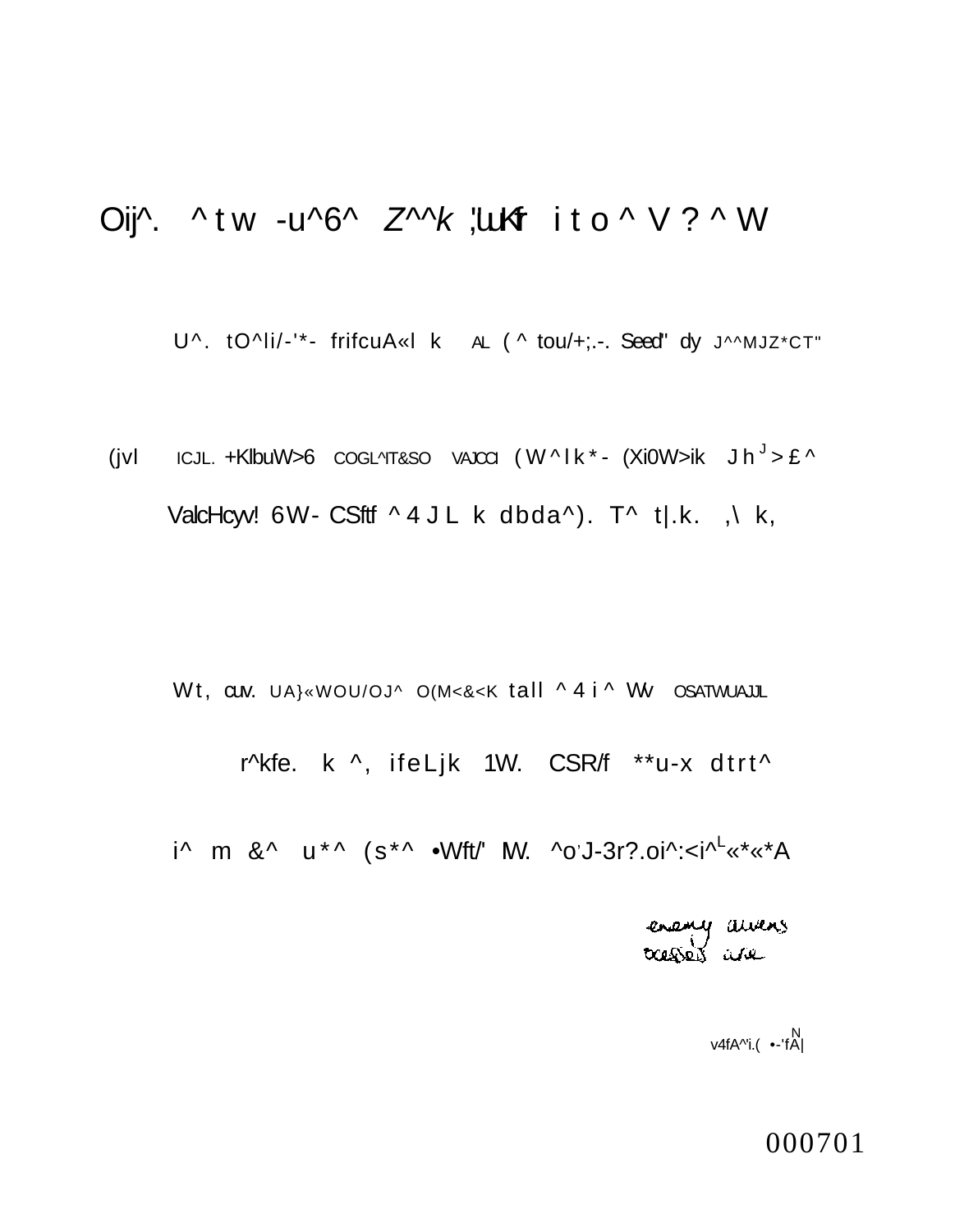Oij^. ^tw -u^6^ Z^^k ;'LuKf ito^V?^W

U^. tO^li/-'*- frifcuA«l k AL (^ tou/+;.-. Seed" dy J^^MJZ*CT"

(jvl ICJL. +KlbuW>6 COGL^IT&SO VAJCCI (W^lk*- (Xi0W>ik Jh J >£^

ValcHcyv! 6W- CSftf ^4JL k dbda^). T^ t|.k. ,\ k,

Wt, cuv. UA}«WOU/OJ^ O(M<&<K tall ^4i^ Wv OSATWUAJJL

r^kfe. k ^, ifeLjk 1W. CSR/f **u-x dtrt^

i^ m &^ u*^ (s*^ •Wft/' IW. ^o'J-3r?.oi^:<i^L«*«*A

enemy aliens
ocesses are

v4fA^i.( •-'fA|N

000701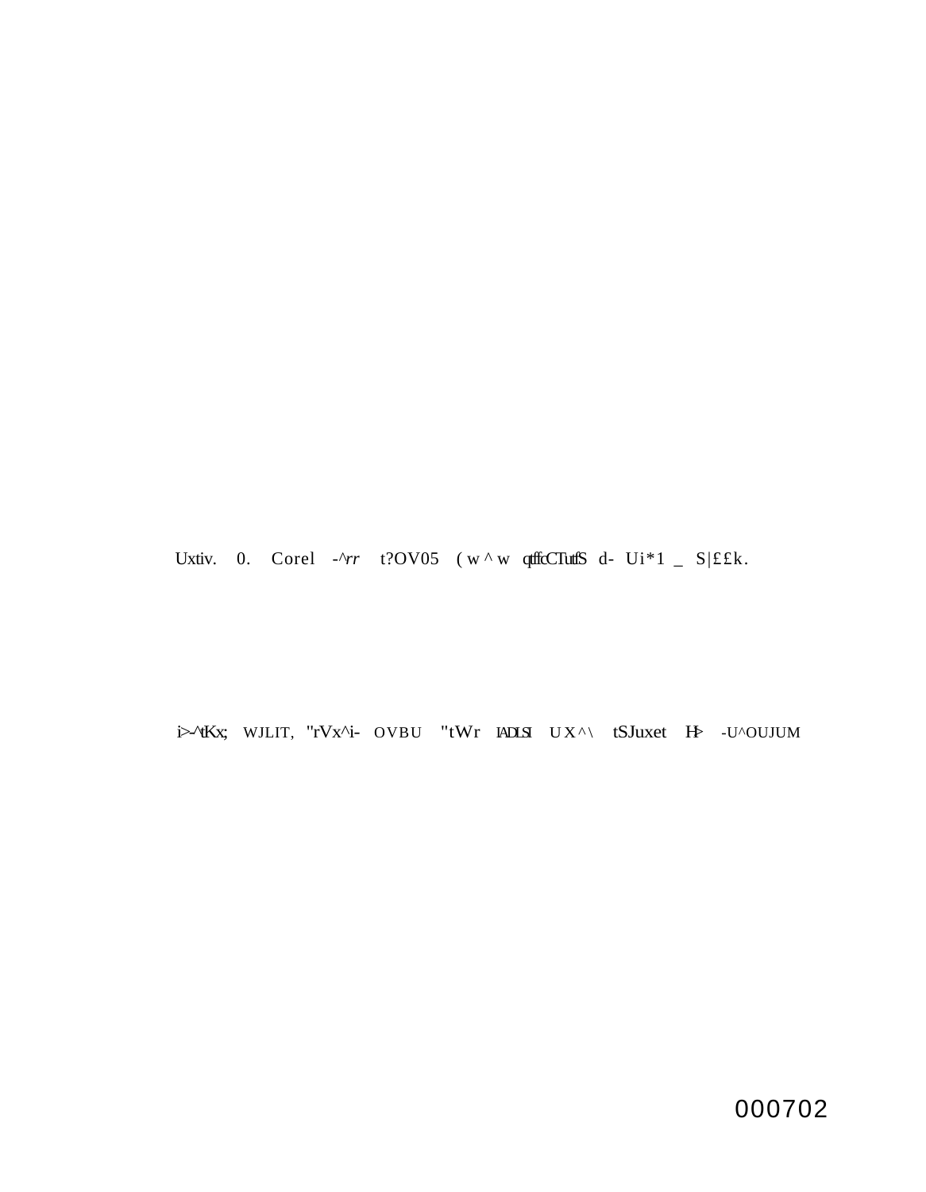Uxtiv. 0. Corel -^rr t?OV05 ( w ^ w qtffcCTutfS d- Ui*1 _ S|££k.

i>-^tKx; WJLIT, "rVx^i- OVBU "tWr IADLSI UX^\ tSJuxet H> -U^OUJUM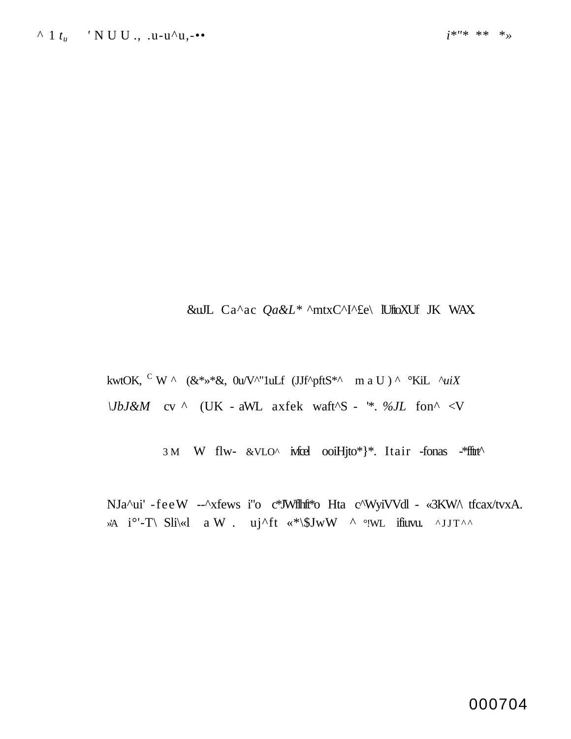^ 1 $t_u$ ' N U U ., .u-u^u,-•• i*"* ** *»

&uJL Ca^ac *Qa&L** ^mtxC^I^£e\ lUftoXUf JK WAX.

kwtOK, [C] W ^ (&*»*&, 0u/V^"1uLf (JJf^pftS*^ m a U ) ^ °KiL ^*uiX*

\*JbJ&M* cv ^ (UK - aWL axfek waft^S - '*. *%JL* fon^ <V

3 M W flw- &VLO^ ivfcel ooiHjto*}*. Itair -fonas -*ffirt^

NJa^ui' -feeW --^xfews i"o c*JWflhft*o Hta c^WyiVVdl - «3KW/\ tfcax/tvxA.
»A i°'-T\ Sli\«l a W . uj^ft «*\$JwW ^ °!WL ifiuvu. ^JJT^^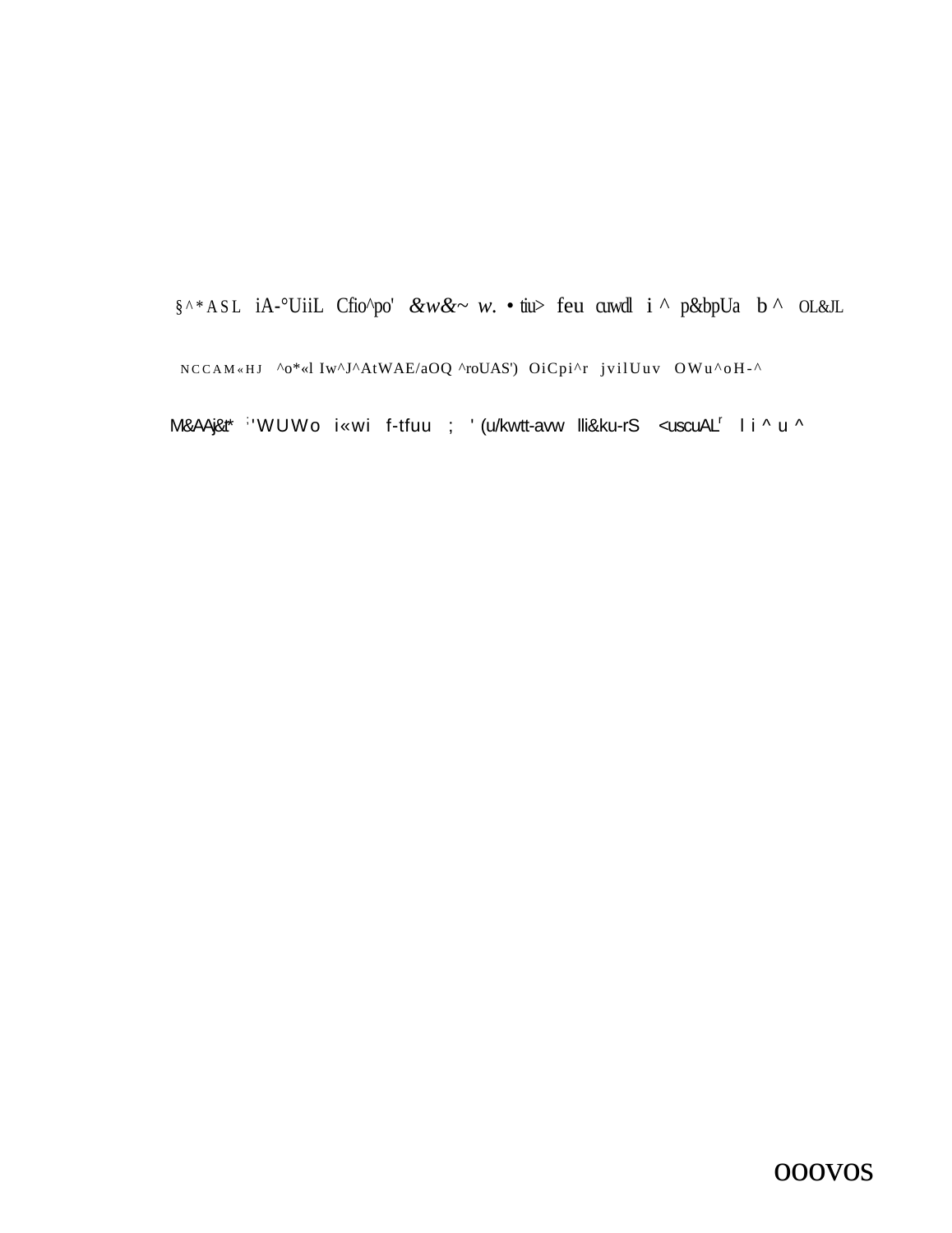§^*ASL iA-°UiiL Cfio^po' &w&~ w. • tiu> feu cuwdl i ^ p&bpUa b ^ OL&JL

NCCAM«HJ ^o*«l Iw^J^AtWAE/aOQ ^roUAS') OiCpi^r jvilUuv OWu^oH-^

M&AAj&t* ;'WUWo i«wi f-tfuu ; '(u/kwtt-avw lli&ku-rS <uscuAL' li^u^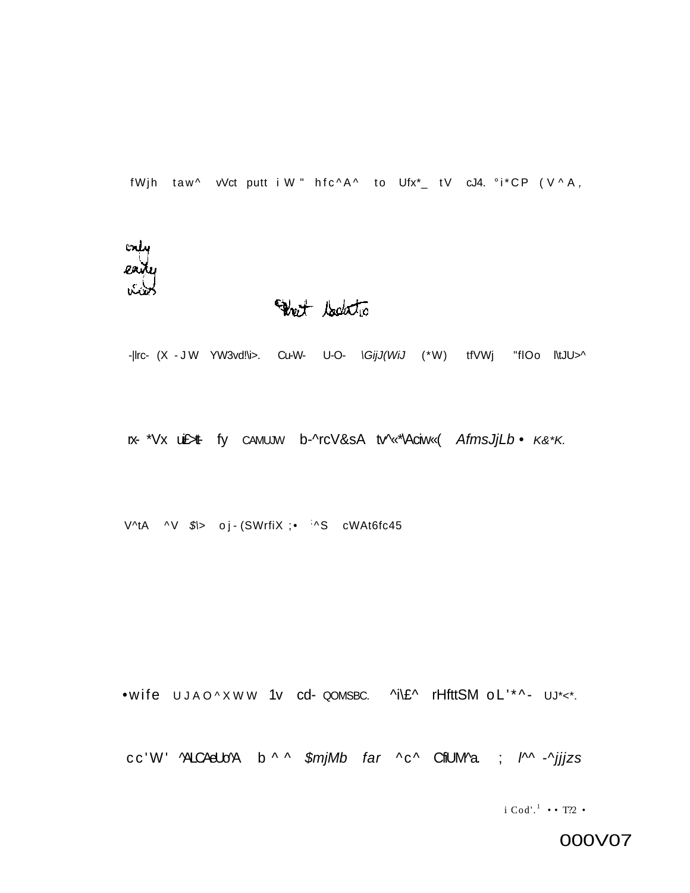fWjh taw^ vVct putt i W " hfc^A^ to Ufx*_ tV cJ4. °i*CP (V^A,

only
early
views

Wet location

-|lrc- (X -JW YW3vd!\i>. Cu-W- U-O- \GijJ(WiJ (*W) tfVWj "flOo l\tJU>^

rx- *Vx ui£>lt- fy CAMUJW b-^rcV&sA tv^«*\Aciw«( AfmsJjLb • K&*K.

V^tA ^V $\> oj-(SWrfiX ;• ^S cWAt6fc45

•wife UJAO^XWW 1v cd- QOMSBC. ^i\£^ rHfttSM oL'*^- UJ*<*.

cc'W' ^ALCAeUo'A b ^ ^ $mjMb far ^c^ CfiUM^a. ; l^^ -^jjjzs

i Cod'.[1] • • T?2 •

000V07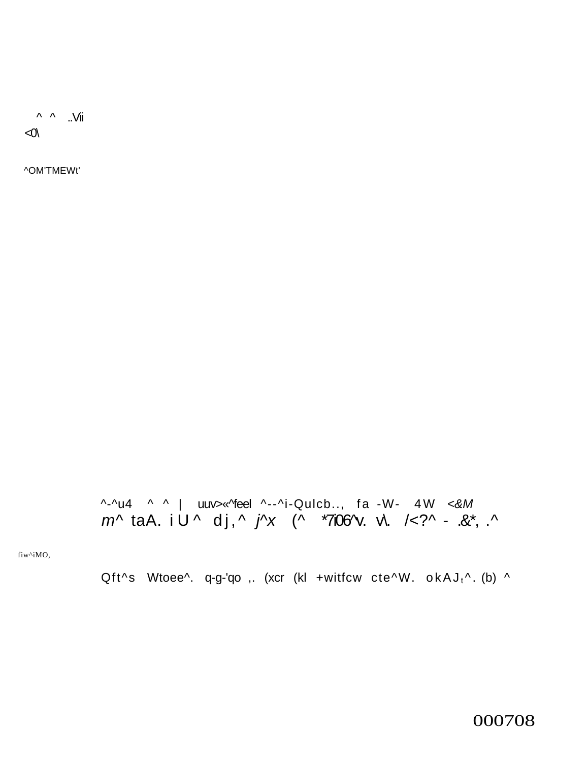^ ^ ..Vii
<0\

^OM'TMEWt'

^-^u4 ^ ^ | uuv>«^feel ^--^i-Qulcb.., fa -W- 4W <&M
*m*^ taA. i U ^ dj,^ *j*^*x* (^ *7i06^v. v\. /<?^ - .&*, .^

fiw^iMO,

Qft^s Wtoee^. q-g-'qo ,. (xcr (kl +witfcw cte^W. okAJt^. (b) ^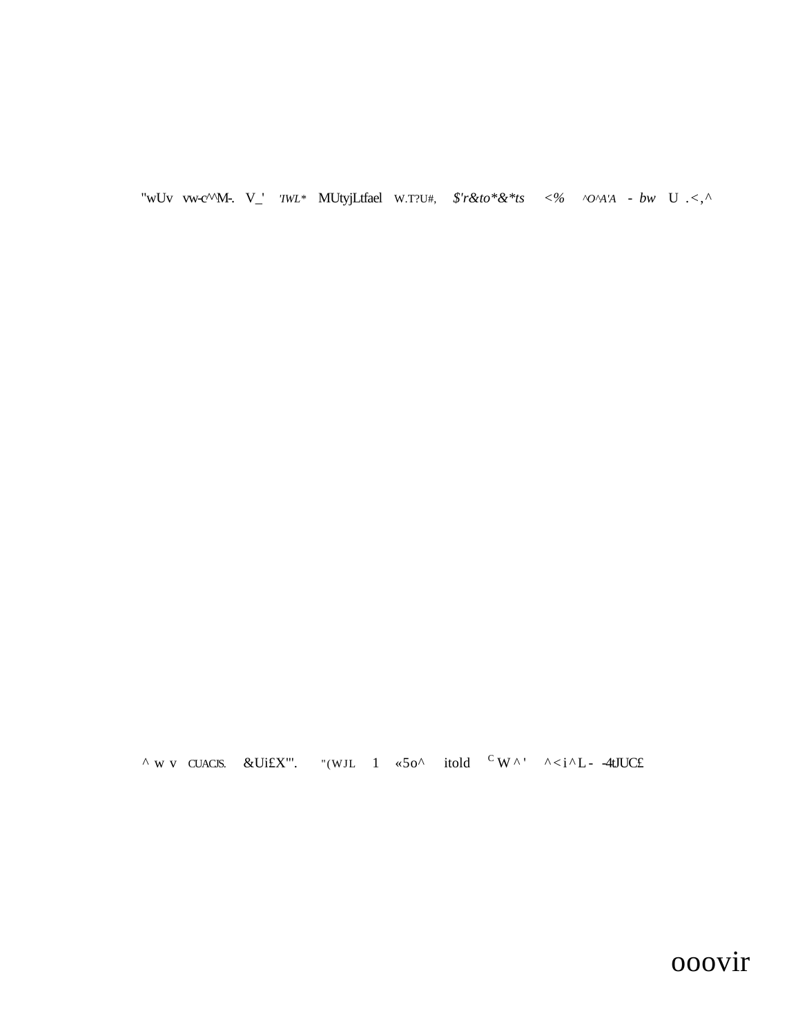"wUv vw-c^^M-. V_' 'IWL* MUtyjLtfael W.T?U#, $'r&to*&*ts <% ^O^A'A - bw U .<,^

^ w v CUACJS. &Ui£X'". "(WJL 1 «5o^ itold C W ^ ' ^<i^L - -4tJUC£

ooovir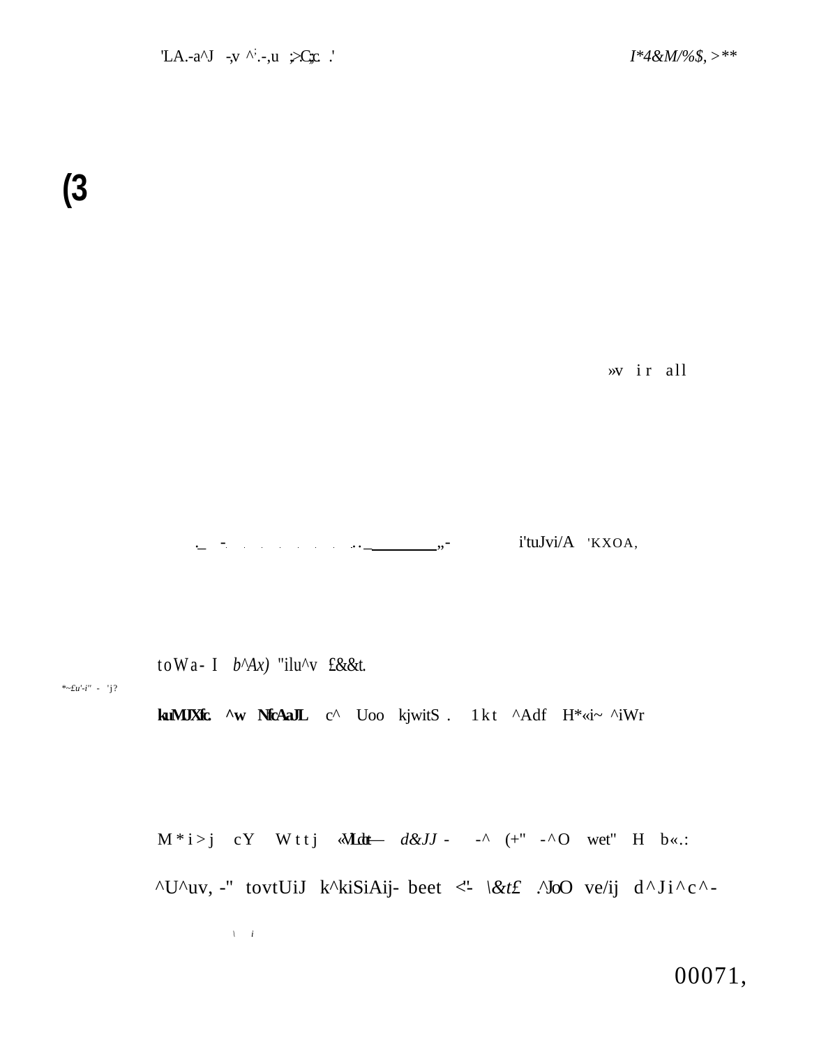'LA.-a^J -,v ^'.-,u ;>C;c .' I*4&M/%$, >**

(3

»v i r all

._ - . . . . . . . . . . _________ ,,- i'tuJvi/A 'KXOA,

toWa- I b^Ax) "ilu^v £&&t.

*~£u'-i" - 'j?

kuMJXfc. ^w NfcAaJL c^ Uoo kjwitS . 1kt ^Adf H*«i~ ^iWr

M*i>j cY Wttj «VLdt— d&JJ - -^ (+" -^O wet" H b«.:

^U^uv, -" tovtUiJ k^kiSiAij- beet <'- \&t£ .^JoO ve/ij d^Ji^c^-

\ i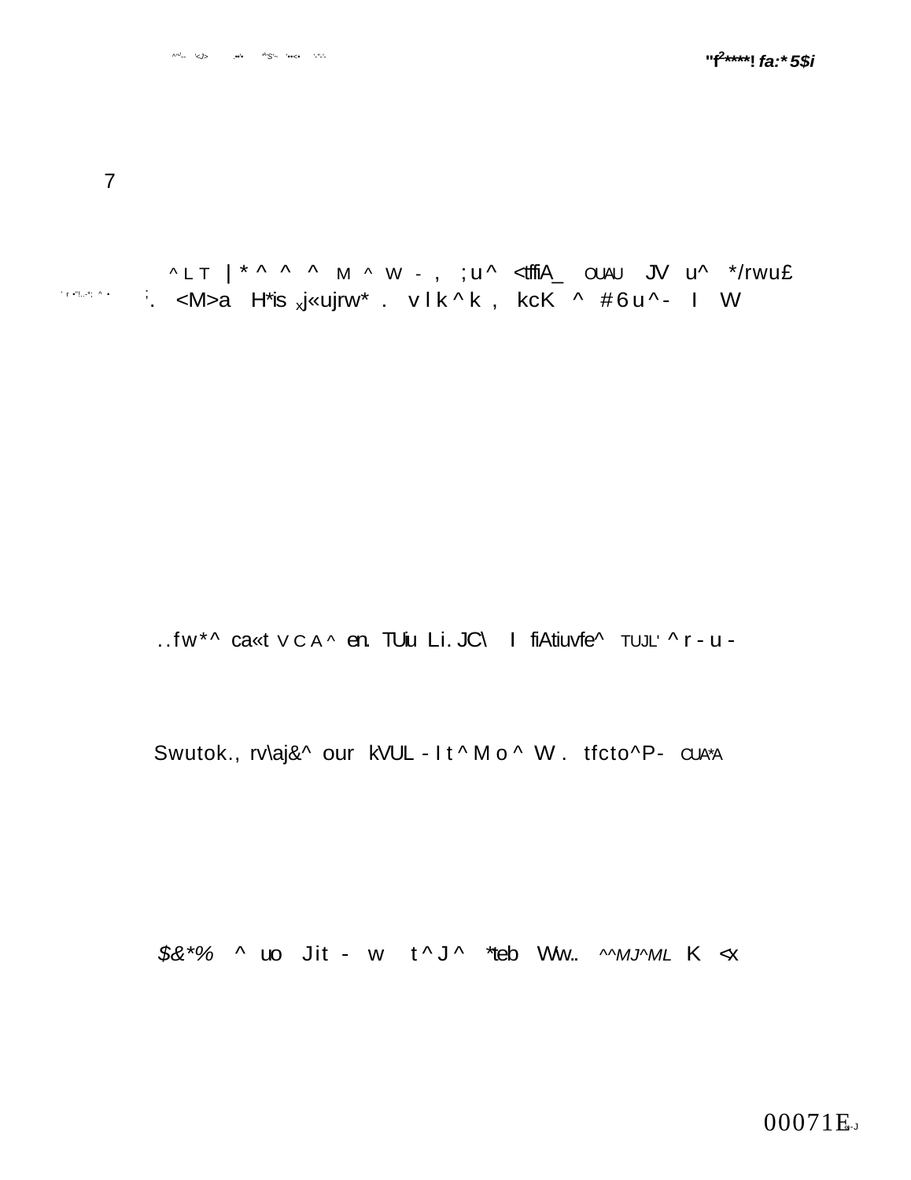7

^ L T | * ^ ^ ^ M ^ W - , ; u ^ <tffiA_ OUAU JV u^ */rwu£

' r •"I...•'; ^ • ;. <M>a H*is $_x$j«ujrw* . v l k ^ k , kcK ^ # 6 u ^ - I W

..fw*^ ca«t V C A ^ en. TUiu Li. JC\ I fiAtiuvfe^ TUJL' ^ r - u -

Swutok., rv\aj&^ our kVUL - I t ^ M o ^ W . tfcto^P- CUA*A

$&*% ^ uo Jit - w t ^ J ^ *teb Ww.. ^^MJ^ML K <x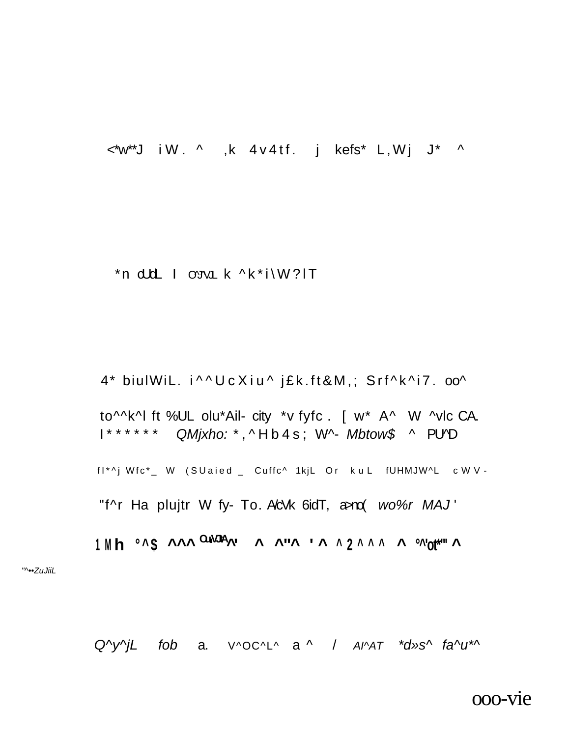<*w**J iW. ^ ,k 4v4tf. j kefs* L,Wj J* ^

*n dUdL I oynvu k ^k*i\W?lT

4* biulWiL. i^^UcXiu^ j£k.ft&M,; Srf^k^i7. oo^

to^^k^l ft %UL olu*Ail- city *v fyfc. [ w* A^ W ^vlc CA.
I****** *QMjxho:* *,^Hb4s; W^- *Mbtow$* ^ PU^D

fl*^j Wfc*_ W (SUaied _ Cuffc^ 1kjL Or kuL fUHMJW^L cWV-

"f^r Ha plujtr W fy- To. A/cVk 6idT, a>no( *wo%r MAJ* '

**1Mh °^$ ^^^ OuVJA^' ^ ^"^ '^ ^2^^^ ^ °^'ot*" ^**

*"^••ZuJiiL*

*Q^y^jL* *fob* a. V^OC^L^ a ^ / *Al^AT* *\*d»s^* *fa^u\*^*

ooo-vie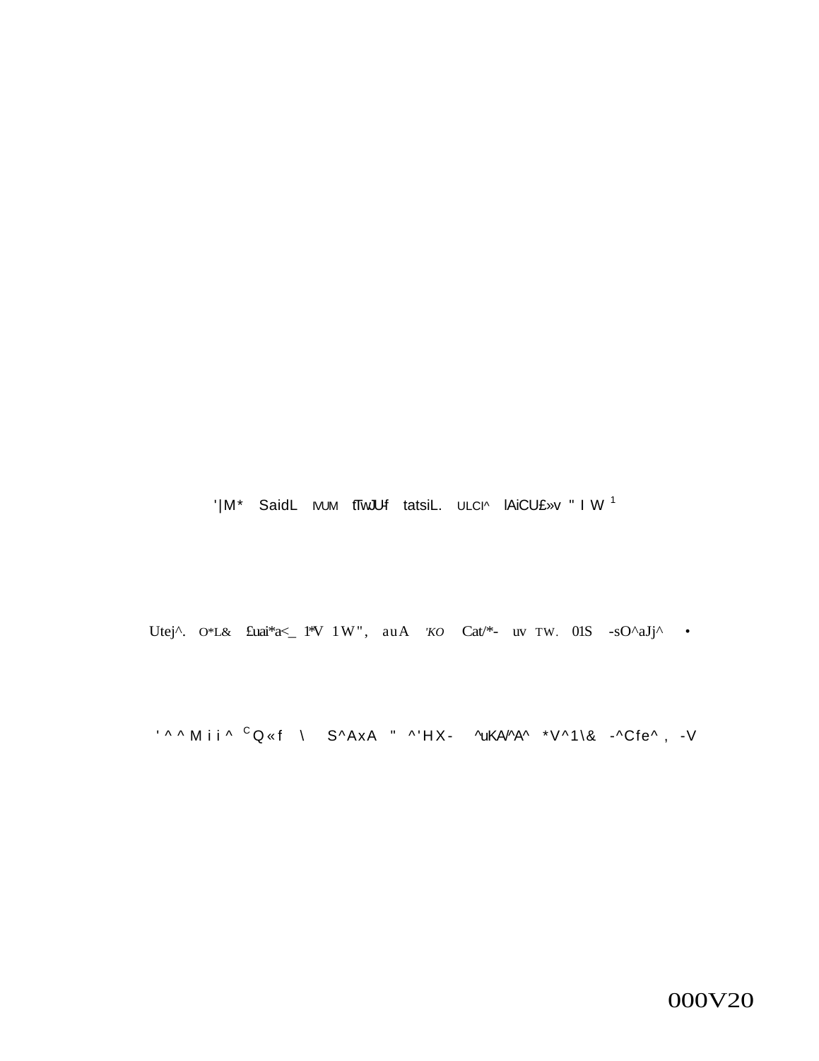'|M* SaidL MUM fTwJUf tatsiL. ULCI^ lAiCU£»v " I W [1]

Utej^. O*L& £uai*a<_ 1*V 1W", auA 'KO Cat/*- uv TW. 01S -sO^aJj^ •

' ^ ^ M i i ^ CQ«f \ S^AxA " ^'HX- ^uKA/^A^ *V^1\& -^Cfe^, -V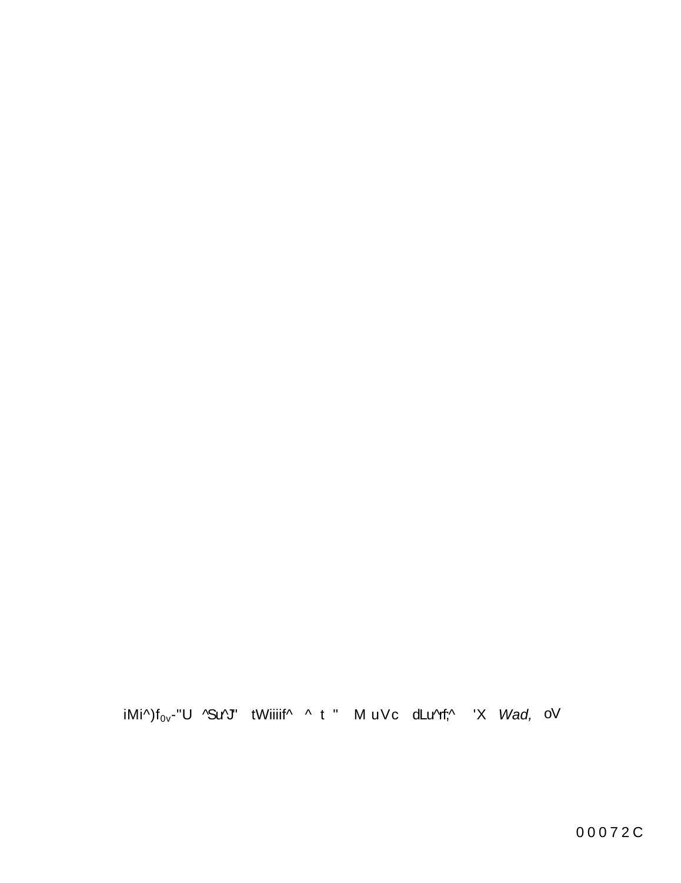iMi^)f$_{0v}$-"U ^Su^J" tWiiiif^ ^ t " M uVc dLu^rf;^ 'X *Wad,* oV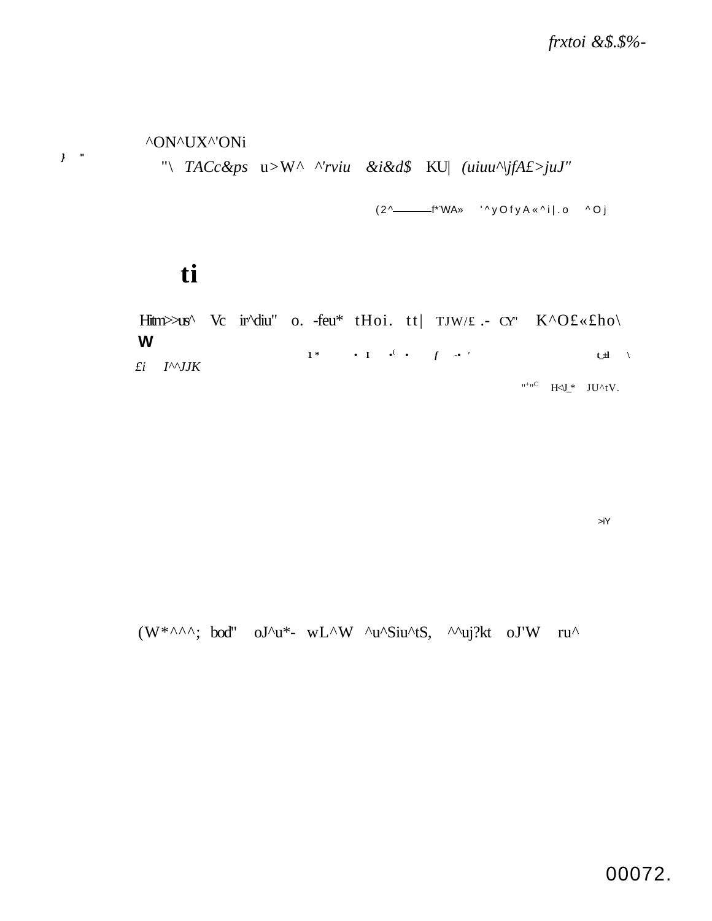*frxtoi &$.$%-*

} "

^ON^UX^'ONi

"\ *TACc&ps* u>W^ ^'*rviu* *&i&d$* KU| *(uiuu^\jfA£>juJ"*

(2^——f*¨WA» '^yOfyA«^i|.o ^Oj

**ti**

Hitm>>us^ Vc ir^diu" o. -feu* tHoi. tt| TJW/£ .- CY" K^O£«£ho\
**W**

1* • I •( • *f* -• ′ t_±l \

*£i* *I^^JJK*

"+"C H<J_* JU^tV.

>iY

(W*^^^; bod" oJ^u*- wL^W ^u^Siu^tS, ^^uj?kt oJ'W ru^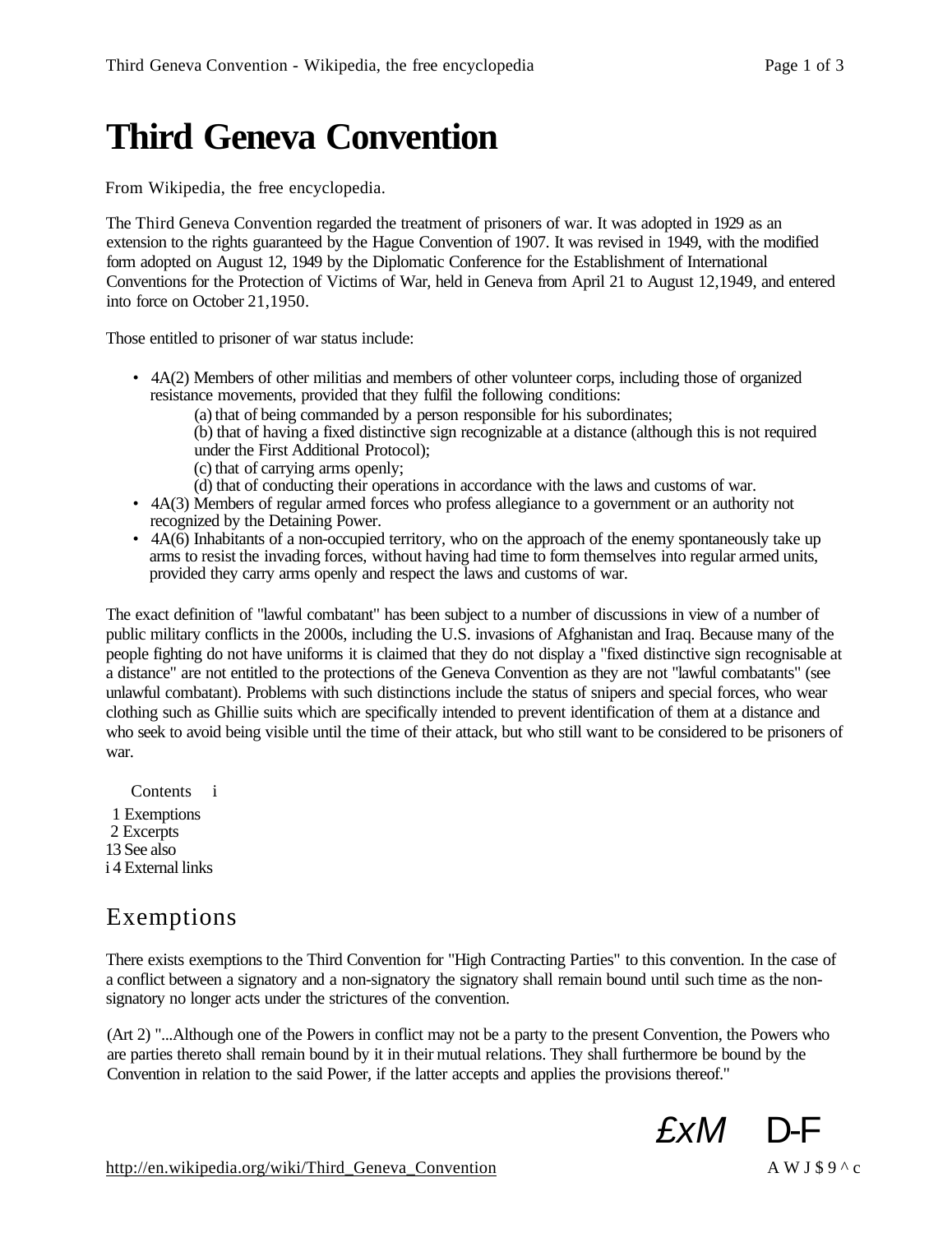# Third Geneva Convention

From Wikipedia, the free encyclopedia.

The Third Geneva Convention regarded the treatment of prisoners of war. It was adopted in 1929 as an extension to the rights guaranteed by the Hague Convention of 1907. It was revised in 1949, with the modified form adopted on August 12, 1949 by the Diplomatic Conference for the Establishment of International Conventions for the Protection of Victims of War, held in Geneva from April 21 to August 12,1949, and entered into force on October 21,1950.

Those entitled to prisoner of war status include:

- 4A(2) Members of other militias and members of other volunteer corps, including those of organized resistance movements, provided that they fulfil the following conditions:
  - (a) that of being commanded by a person responsible for his subordinates;
  - (b) that of having a fixed distinctive sign recognizable at a distance (although this is not required under the First Additional Protocol);
  - (c) that of carrying arms openly;
  - (d) that of conducting their operations in accordance with the laws and customs of war.
- 4A(3) Members of regular armed forces who profess allegiance to a government or an authority not recognized by the Detaining Power.
- 4A(6) Inhabitants of a non-occupied territory, who on the approach of the enemy spontaneously take up arms to resist the invading forces, without having had time to form themselves into regular armed units, provided they carry arms openly and respect the laws and customs of war.

The exact definition of "lawful combatant" has been subject to a number of discussions in view of a number of public military conflicts in the 2000s, including the U.S. invasions of Afghanistan and Iraq. Because many of the people fighting do not have uniforms it is claimed that they do not display a "fixed distinctive sign recognisable at a distance" are not entitled to the protections of the Geneva Convention as they are not "lawful combatants" (see unlawful combatant). Problems with such distinctions include the status of snipers and special forces, who wear clothing such as Ghillie suits which are specifically intended to prevent identification of them at a distance and who seek to avoid being visible until the time of their attack, but who still want to be considered to be prisoners of war.

Contents

1 Exemptions
2 Excerpts
3 See also
4 External links

## Exemptions

There exists exemptions to the Third Convention for "High Contracting Parties" to this convention. In the case of a conflict between a signatory and a non-signatory the signatory shall remain bound until such time as the non-signatory no longer acts under the strictures of the convention.

(Art 2) "...Although one of the Powers in conflict may not be a party to the present Convention, the Powers who are parties thereto shall remain bound by it in their mutual relations. They shall furthermore be bound by the Convention in relation to the said Power, if the latter accepts and applies the provisions thereof."

£xM D-F

http://en.wikipedia.org/wiki/Third_Geneva_Convention

A W J $ 9 ^ c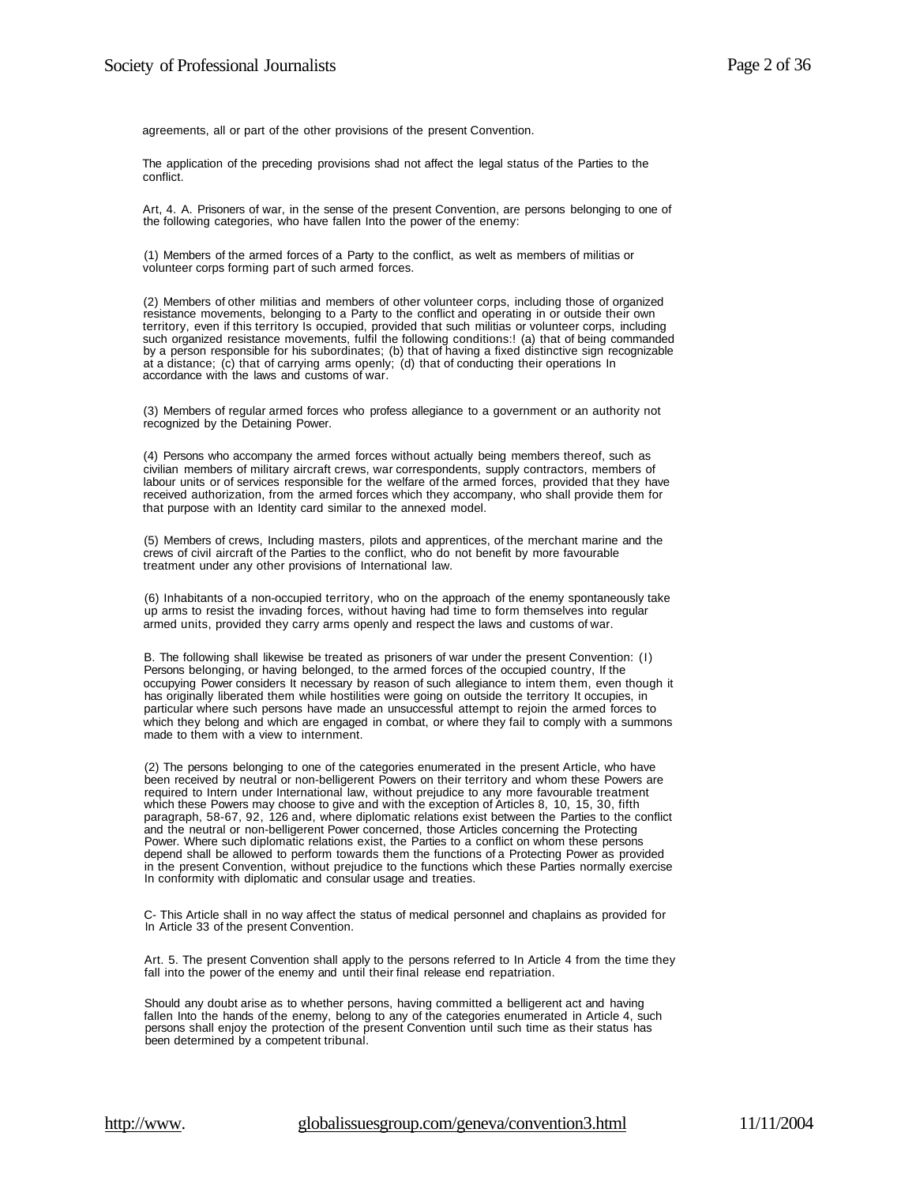agreements, all or part of the other provisions of the present Convention.

The application of the preceding provisions shad not affect the legal status of the Parties to the conflict.

Art, 4. A. Prisoners of war, in the sense of the present Convention, are persons belonging to one of the following categories, who have fallen Into the power of the enemy:

(1) Members of the armed forces of a Party to the conflict, as welt as members of militias or volunteer corps forming part of such armed forces.

(2) Members of other militias and members of other volunteer corps, including those of organized resistance movements, belonging to a Party to the conflict and operating in or outside their own territory, even if this territory Is occupied, provided that such militias or volunteer corps, including such organized resistance movements, fulfil the following conditions:! (a) that of being commanded by a person responsible for his subordinates; (b) that of having a fixed distinctive sign recognizable at a distance; (c) that of carrying arms openly; (d) that of conducting their operations In accordance with the laws and customs of war.

(3) Members of regular armed forces who profess allegiance to a government or an authority not recognized by the Detaining Power.

(4) Persons who accompany the armed forces without actually being members thereof, such as civilian members of military aircraft crews, war correspondents, supply contractors, members of labour units or of services responsible for the welfare of the armed forces, provided that they have received authorization, from the armed forces which they accompany, who shall provide them for that purpose with an Identity card similar to the annexed model.

(5) Members of crews, Including masters, pilots and apprentices, of the merchant marine and the crews of civil aircraft of the Parties to the conflict, who do not benefit by more favourable treatment under any other provisions of International law.

(6) Inhabitants of a non-occupied territory, who on the approach of the enemy spontaneously take up arms to resist the invading forces, without having had time to form themselves into regular armed units, provided they carry arms openly and respect the laws and customs of war.

B. The following shall likewise be treated as prisoners of war under the present Convention: (I) Persons belonging, or having belonged, to the armed forces of the occupied country, If the occupying Power considers It necessary by reason of such allegiance to intem them, even though it has originally liberated them while hostilities were going on outside the territory It occupies, in particular where such persons have made an unsuccessful attempt to rejoin the armed forces to which they belong and which are engaged in combat, or where they fail to comply with a summons made to them with a view to internment.

(2) The persons belonging to one of the categories enumerated in the present Article, who have been received by neutral or non-belligerent Powers on their territory and whom these Powers are required to Intern under International law, without prejudice to any more favourable treatment which these Powers may choose to give and with the exception of Articles 8, 10, 15, 30, fifth paragraph, 58-67, 92, 126 and, where diplomatic relations exist between the Parties to the conflict and the neutral or non-belligerent Power concerned, those Articles concerning the Protecting Power. Where such diplomatic relations exist, the Parties to a conflict on whom these persons depend shall be allowed to perform towards them the functions of a Protecting Power as provided in the present Convention, without prejudice to the functions which these Parties normally exercise In conformity with diplomatic and consular usage and treaties.

C- This Article shall in no way affect the status of medical personnel and chaplains as provided for In Article 33 of the present Convention.

Art. 5. The present Convention shall apply to the persons referred to In Article 4 from the time they fall into the power of the enemy and until their final release end repatriation.

Should any doubt arise as to whether persons, having committed a belligerent act and having fallen Into the hands of the enemy, belong to any of the categories enumerated in Article 4, such persons shall enjoy the protection of the present Convention until such time as their status has been determined by a competent tribunal.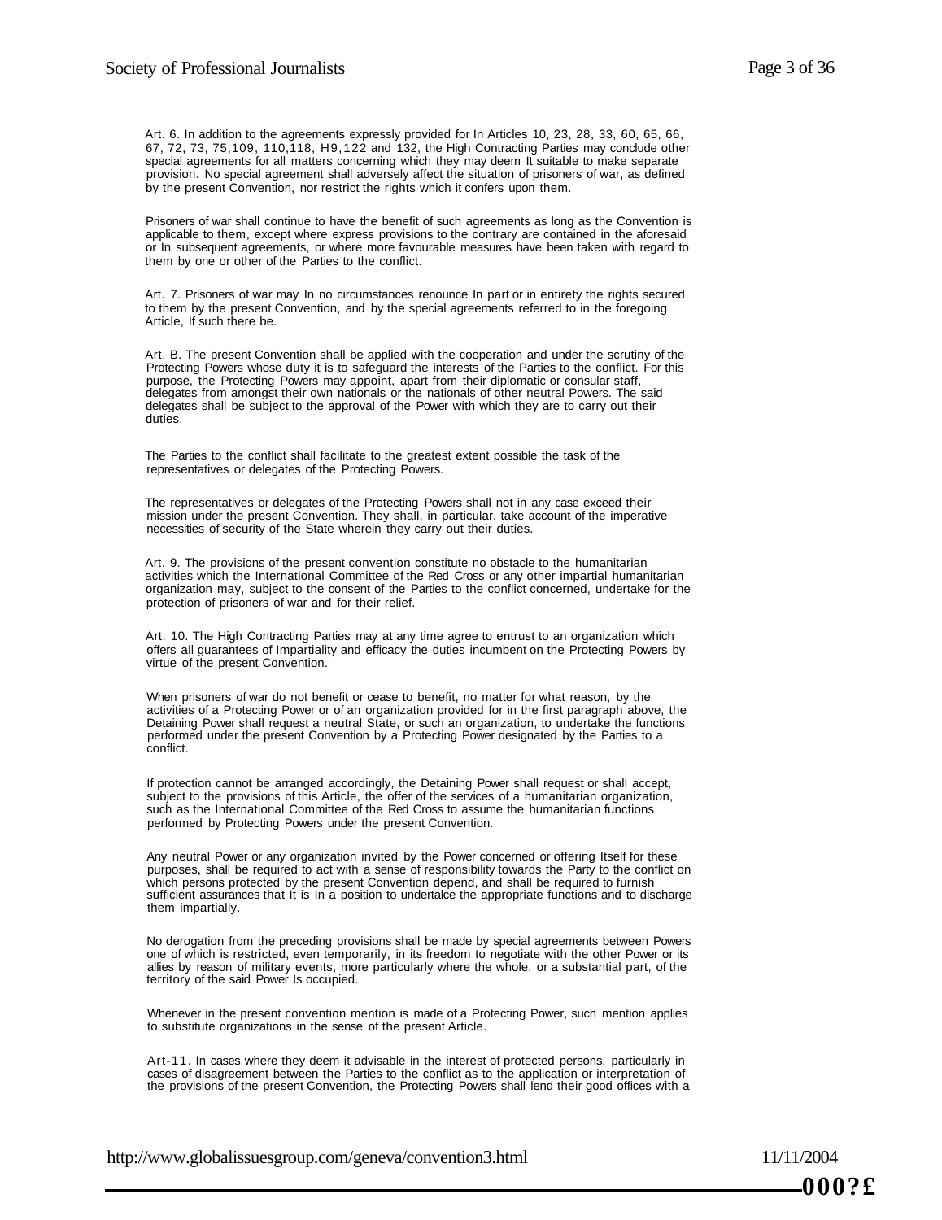Art. 6. In addition to the agreements expressly provided for In Articles 10, 23, 28, 33, 60, 65, 66, 67, 72, 73, 75,109, 110,118, H9,122 and 132, the High Contracting Parties may conclude other special agreements for all matters concerning which they may deem It suitable to make separate provision. No special agreement shall adversely affect the situation of prisoners of war, as defined by the present Convention, nor restrict the rights which it confers upon them.

Prisoners of war shall continue to have the benefit of such agreements as long as the Convention is applicable to them, except where express provisions to the contrary are contained in the aforesaid or In subsequent agreements, or where more favourable measures have been taken with regard to them by one or other of the Parties to the conflict.

Art. 7. Prisoners of war may In no circumstances renounce In part or in entirety the rights secured to them by the present Convention, and by the special agreements referred to in the foregoing Article, If such there be.

Art. B. The present Convention shall be applied with the cooperation and under the scrutiny of the Protecting Powers whose duty it is to safeguard the interests of the Parties to the conflict. For this purpose, the Protecting Powers may appoint, apart from their diplomatic or consular staff, delegates from amongst their own nationals or the nationals of other neutral Powers. The said delegates shall be subject to the approval of the Power with which they are to carry out their duties.

The Parties to the conflict shall facilitate to the greatest extent possible the task of the representatives or delegates of the Protecting Powers.

The representatives or delegates of the Protecting Powers shall not in any case exceed their mission under the present Convention. They shall, in particular, take account of the imperative necessities of security of the State wherein they carry out their duties.

Art. 9. The provisions of the present convention constitute no obstacle to the humanitarian activities which the International Committee of the Red Cross or any other impartial humanitarian organization may, subject to the consent of the Parties to the conflict concerned, undertake for the protection of prisoners of war and for their relief.

Art. 10. The High Contracting Parties may at any time agree to entrust to an organization which offers all guarantees of Impartiality and efficacy the duties incumbent on the Protecting Powers by virtue of the present Convention.

When prisoners of war do not benefit or cease to benefit, no matter for what reason, by the activities of a Protecting Power or of an organization provided for in the first paragraph above, the Detaining Power shall request a neutral State, or such an organization, to undertake the functions performed under the present Convention by a Protecting Power designated by the Parties to a conflict.

If protection cannot be arranged accordingly, the Detaining Power shall request or shall accept, subject to the provisions of this Article, the offer of the services of a humanitarian organization, such as the International Committee of the Red Cross to assume the humanitarian functions performed by Protecting Powers under the present Convention.

Any neutral Power or any organization invited by the Power concerned or offering Itself for these purposes, shall be required to act with a sense of responsibility towards the Party to the conflict on which persons protected by the present Convention depend, and shall be required to furnish sufficient assurances that It is In a position to undertalce the appropriate functions and to discharge them impartially.

No derogation from the preceding provisions shall be made by special agreements between Powers one of which is restricted, even temporarily, in its freedom to negotiate with the other Power or its allies by reason of military events, more particularly where the whole, or a substantial part, of the territory of the said Power Is occupied.

Whenever in the present convention mention is made of a Protecting Power, such mention applies to substitute organizations in the sense of the present Article.

Art-11. In cases where they deem it advisable in the interest of protected persons, particularly in cases of disagreement between the Parties to the conflict as to the application or interpretation of the provisions of the present Convention, the Protecting Powers shall lend their good offices with a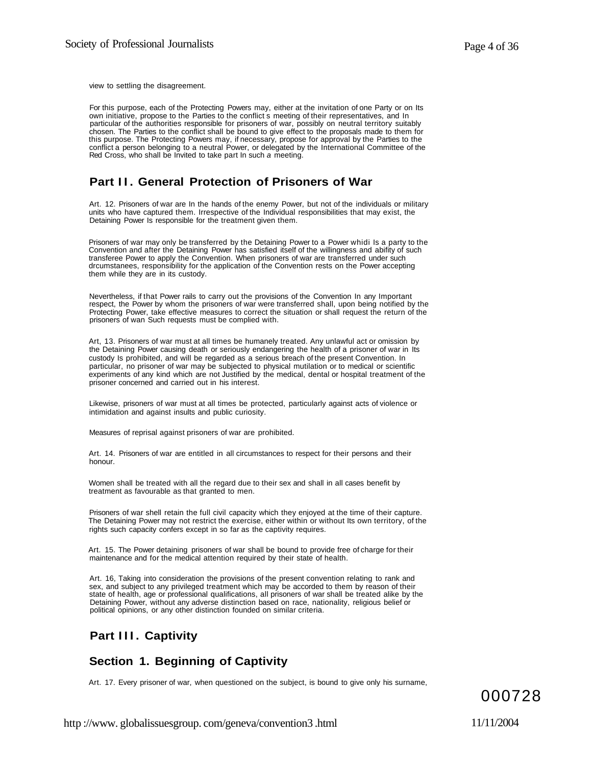view to settling the disagreement.

For this purpose, each of the Protecting Powers may, either at the invitation of one Party or on Its own initiative, propose to the Parties to the conflict s meeting of their representatives, and In particular of the authorities responsible for prisoners of war, possibly on neutral territory suitably chosen. The Parties to the conflict shall be bound to give effect to the proposals made to them for this purpose. The Protecting Powers may, if necessary, propose for approval by the Parties to the conflict a person belonging to a neutral Power, or delegated by the International Committee of the Red Cross, who shall be Invited to take part In such *a* meeting.

## Part II. General Protection of Prisoners of War

Art. 12. Prisoners of war are In the hands of the enemy Power, but not of the individuals or military units who have captured them. Irrespective of the Individual responsibilities that may exist, the Detaining Power Is responsible for the treatment given them.

Prisoners of war may only be transferred by the Detaining Power to a Power whidi Is a party to the Convention and after the Detaining Power has satisfied itself of the willingness and abifity of such transferee Power to apply the Convention. When prisoners of war are transferred under such drcumstanees, responsibility for the application of the Convention rests on the Power accepting them while they are in its custody.

Nevertheless, if that Power rails to carry out the provisions of the Convention In any Important respect, the Power by whom the prisoners of war were transferred shall, upon being notified by the Protecting Power, take effective measures to correct the situation or shall request the return of the prisoners of wan Such requests must be complied with.

Art, 13. Prisoners of war must at all times be humanely treated. Any unlawful act or omission by the Detaining Power causing death or seriously endangering the health of a prisoner of war in Its custody Is prohibited, and will be regarded as a serious breach of the present Convention. In particular, no prisoner of war may be subjected to physical mutilation or to medical or scientific experiments of any kind which are not Justified by the medical, dental or hospital treatment of the prisoner concerned and carried out in his interest.

Likewise, prisoners of war must at all times be protected, particularly against acts of violence or intimidation and against insults and public curiosity.

Measures of reprisal against prisoners of war are prohibited.

Art. 14. Prisoners of war are entitled in all circumstances to respect for their persons and their honour.

Women shall be treated with all the regard due to their sex and shall in all cases benefit by treatment as favourable as that granted to men.

Prisoners of war shell retain the full civil capacity which they enjoyed at the time of their capture. The Detaining Power may not restrict the exercise, either within or without Its own territory, of the rights such capacity confers except in so far as the captivity requires.

Art. 15. The Power detaining prisoners of war shall be bound to provide free of charge for their maintenance and for the medical attention required by their state of health.

Art. 16, Taking into consideration the provisions of the present convention relating to rank and sex, and subject to any privileged treatment which may be accorded to them by reason of their state of health, age or professional qualifications, all prisoners of war shall be treated alike by the Detaining Power, without any adverse distinction based on race, nationality, religious belief or political opinions, or any other distinction founded on similar criteria.

## Part III. Captivity

### Section 1. Beginning of Captivity

Art. 17. Every prisoner of war, when questioned on the subject, is bound to give only his surname,

000728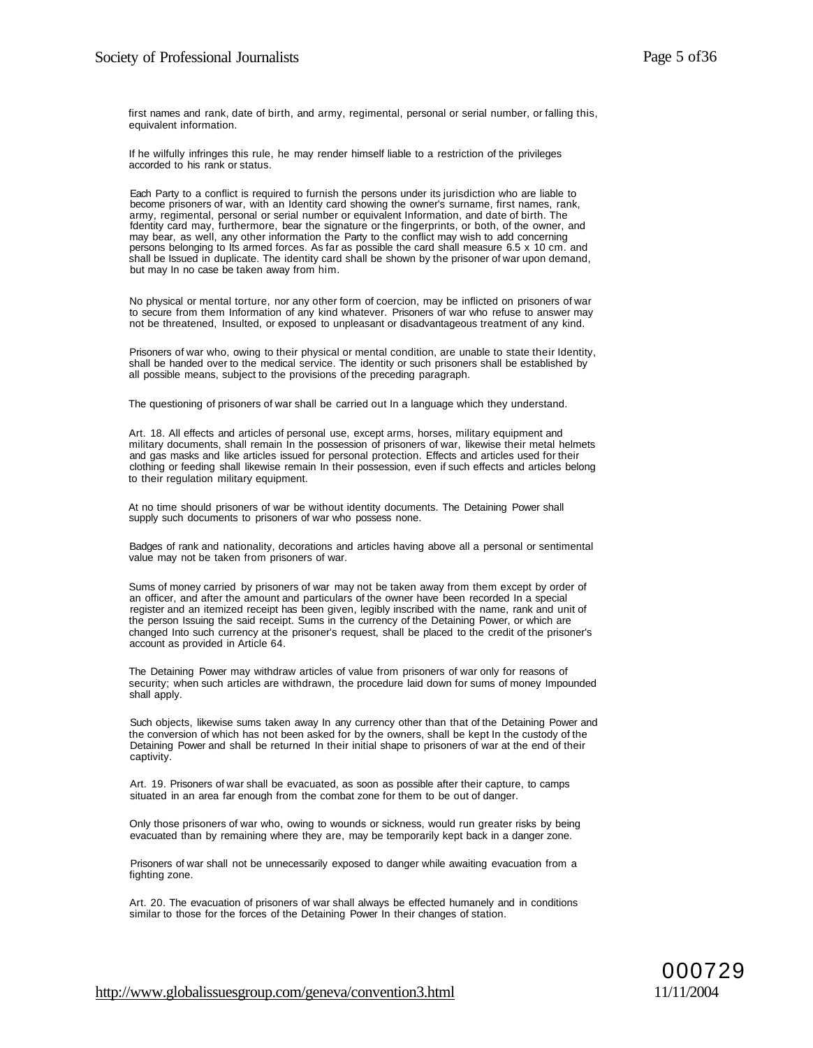first names and rank, date of birth, and army, regimental, personal or serial number, or falling this, equivalent information.

If he wilfully infringes this rule, he may render himself liable to a restriction of the privileges accorded to his rank or status.

Each Party to a conflict is required to furnish the persons under its jurisdiction who are liable to become prisoners of war, with an Identity card showing the owner's surname, first names, rank, army, regimental, personal or serial number or equivalent Information, and date of birth. The fdentity card may, furthermore, bear the signature or the fingerprints, or both, of the owner, and may bear, as well, any other information the Party to the conflict may wish to add concerning persons belonging to Its armed forces. As far as possible the card shall measure 6.5 x 10 cm. and shall be Issued in duplicate. The identity card shall be shown by the prisoner of war upon demand, but may In no case be taken away from him.

No physical or mental torture, nor any other form of coercion, may be inflicted on prisoners of war to secure from them Information of any kind whatever. Prisoners of war who refuse to answer may not be threatened, Insulted, or exposed to unpleasant or disadvantageous treatment of any kind.

Prisoners of war who, owing to their physical or mental condition, are unable to state their Identity, shall be handed over to the medical service. The identity or such prisoners shall be established by all possible means, subject to the provisions of the preceding paragraph.

The questioning of prisoners of war shall be carried out In a language which they understand.

Art. 18. All effects and articles of personal use, except arms, horses, military equipment and military documents, shall remain In the possession of prisoners of war, likewise their metal helmets and gas masks and like articles issued for personal protection. Effects and articles used for their clothing or feeding shall likewise remain In their possession, even if such effects and articles belong to their regulation military equipment.

At no time should prisoners of war be without identity documents. The Detaining Power shall supply such documents to prisoners of war who possess none.

Badges of rank and nationality, decorations and articles having above all a personal or sentimental value may not be taken from prisoners of war.

Sums of money carried by prisoners of war may not be taken away from them except by order of an officer, and after the amount and particulars of the owner have been recorded In a special register and an itemized receipt has been given, legibly inscribed with the name, rank and unit of the person Issuing the said receipt. Sums in the currency of the Detaining Power, or which are changed Into such currency at the prisoner's request, shall be placed to the credit of the prisoner's account as provided in Article 64.

The Detaining Power may withdraw articles of value from prisoners of war only for reasons of security; when such articles are withdrawn, the procedure laid down for sums of money Impounded shall apply.

Such objects, likewise sums taken away In any currency other than that of the Detaining Power and the conversion of which has not been asked for by the owners, shall be kept In the custody of the Detaining Power and shall be returned In their initial shape to prisoners of war at the end of their captivity.

Art. 19. Prisoners of war shall be evacuated, as soon as possible after their capture, to camps situated in an area far enough from the combat zone for them to be out of danger.

Only those prisoners of war who, owing to wounds or sickness, would run greater risks by being evacuated than by remaining where they are, may be temporarily kept back in a danger zone.

Prisoners of war shall not be unnecessarily exposed to danger while awaiting evacuation from a fighting zone.

Art. 20. The evacuation of prisoners of war shall always be effected humanely and in conditions similar to those for the forces of the Detaining Power In their changes of station.

000729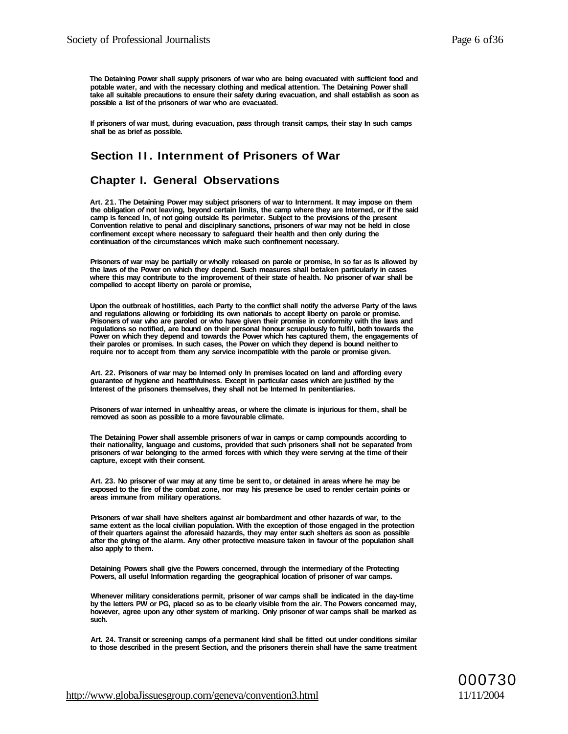The Detaining Power shall supply prisoners of war who are being evacuated with sufficient food and potable water, and with the necessary clothing and medical attention. The Detaining Power shall take all suitable precautions to ensure their safety during evacuation, and shall establish as soon as possible a list of the prisoners of war who are evacuated.

If prisoners of war must, during evacuation, pass through transit camps, their stay In such camps shall be as brief as possible.

## Section II. Internment of Prisoners of War

## Chapter I. General Observations

Art. 21. The Detaining Power may subject prisoners of war to Internment. It may impose on them the obligation *of* not leaving, beyond certain limits, the camp where they are Interned, or if the said camp is fenced In, of not going outside Its perimeter. Subject to the provisions of the present Convention relative to penal and disciplinary sanctions, prisoners of war may not be held in close confinement except where necessary to safeguard their health and then only during the continuation of the circumstances which make such confinement necessary.

Prisoners of war may be partially or wholly released on parole or promise, In so far as Is allowed by the laws of the Power on which they depend. Such measures shall betaken particularly in cases where this may contribute to the improvement of their state of health. No prisoner of war shall be compelled to accept liberty on parole or promise,

Upon the outbreak of hostilities, each Party to the conflict shall notify the adverse Party of the laws and regulations allowing or forbidding its own nationals to accept liberty on parole or promise. Prisoners of war who are paroled or who have given their promise in conformity with the laws and regulations so notified, are bound on their personal honour scrupulously to fulfil, both towards the Power on which they depend and towards the Power which has captured them, the engagements of their paroles or promises. In such cases, the Power on which they depend is bound neither to require nor to accept from them any service incompatible with the parole or promise given.

Art. 22. Prisoners of war may be Interned only In premises located on land and affording every guarantee of hygiene and heafthfulness. Except in particular cases which are justified by the Interest of the prisoners themselves, they shall not be Interned In penitentiaries.

Prisoners of war interned in unhealthy areas, or where the climate is injurious for them, shall be removed as soon as possible to a more favourable climate.

The Detaining Power shall assemble prisoners of war in camps or camp compounds according to their nationality, language and customs, provided that such prisoners shall not be separated from prisoners of war belonging to the armed forces with which they were serving at the time of their capture, except with their consent.

Art. 23. No prisoner of war may at any time be sent to, or detained in areas where he may be exposed to the fire of the combat zone, nor may his presence be used to render certain points or areas immune from military operations.

Prisoners of war shall have shelters against air bombardment and other hazards of war, to the same extent as the local civilian population. With the exception of those engaged in the protection of their quarters against the aforesaid hazards, they may enter such shelters as soon as possible after the giving of the alarm. Any other protective measure taken in favour of the population shall also apply to them.

Detaining Powers shall give the Powers concerned, through the intermediary of the Protecting Powers, all useful Information regarding the geographical location of prisoner of war camps.

Whenever military considerations permit, prisoner of war camps shall be indicated in the day-time by the letters PW or PG, placed so as to be clearly visible from the air. The Powers concerned may, however, agree upon any other system of marking. Only prisoner of war camps shall be marked as such.

Art. 24. Transit or screening camps of a permanent kind shall be fitted out under conditions similar to those described in the present Section, and the prisoners therein shall have the same treatment

000730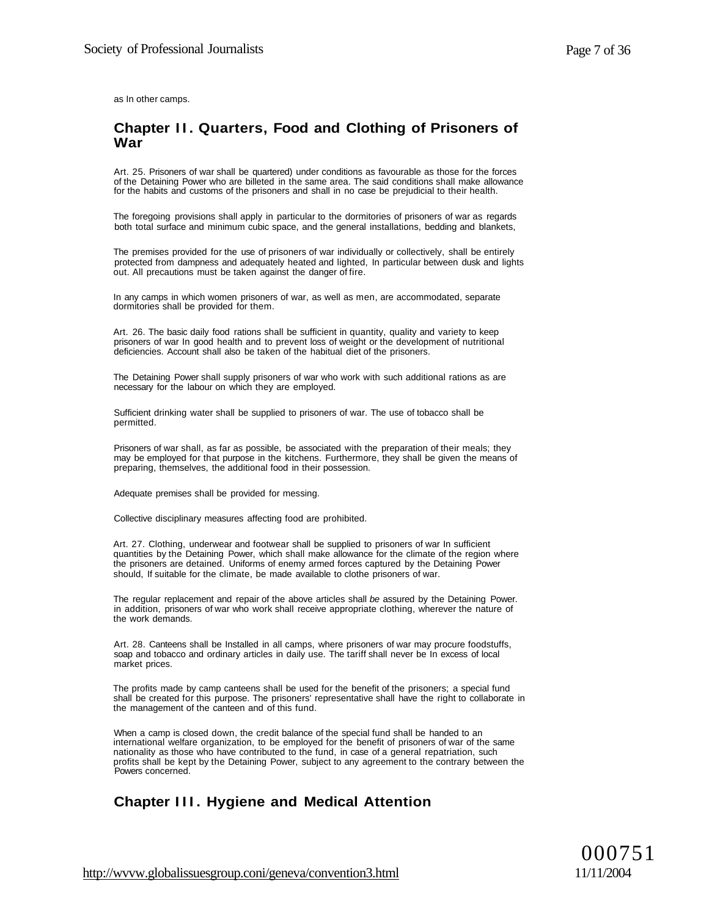as In other camps.

## Chapter II. Quarters, Food and Clothing of Prisoners of War

Art. 25. Prisoners of war shall be quartered) under conditions as favourable as those for the forces of the Detaining Power who are billeted in the same area. The said conditions shall make allowance for the habits and customs of the prisoners and shall in no case be prejudicial to their health.

The foregoing provisions shall apply in particular to the dormitories of prisoners of war as regards both total surface and minimum cubic space, and the general installations, bedding and blankets,

The premises provided for the use of prisoners of war individually or collectively, shall be entirely protected from dampness and adequately heated and lighted, In particular between dusk and lights out. All precautions must be taken against the danger of fire.

In any camps in which women prisoners of war, as well as men, are accommodated, separate dormitories shall be provided for them.

Art. 26. The basic daily food rations shall be sufficient in quantity, quality and variety to keep prisoners of war In good health and to prevent loss of weight or the development of nutritional deficiencies. Account shall also be taken of the habitual diet of the prisoners.

The Detaining Power shall supply prisoners of war who work with such additional rations as are necessary for the labour on which they are employed.

Sufficient drinking water shall be supplied to prisoners of war. The use of tobacco shall be permitted.

Prisoners of war shall, as far as possible, be associated with the preparation of their meals; they may be employed for that purpose in the kitchens. Furthermore, they shall be given the means of preparing, themselves, the additional food in their possession.

Adequate premises shall be provided for messing.

Collective disciplinary measures affecting food are prohibited.

Art. 27. Clothing, underwear and footwear shall be supplied to prisoners of war In sufficient quantities by the Detaining Power, which shall make allowance for the climate of the region where the prisoners are detained. Uniforms of enemy armed forces captured by the Detaining Power should, If suitable for the climate, be made available to clothe prisoners of war.

The regular replacement and repair of the above articles shall *be* assured by the Detaining Power. in addition, prisoners of war who work shall receive appropriate clothing, wherever the nature of the work demands.

Art. 28. Canteens shall be Installed in all camps, where prisoners of war may procure foodstuffs, soap and tobacco and ordinary articles in daily use. The tariff shall never be In excess of local market prices.

The profits made by camp canteens shall be used for the benefit of the prisoners; a special fund shall be created for this purpose. The prisoners' representative shall have the right to collaborate in the management of the canteen and of this fund.

When a camp is closed down, the credit balance of the special fund shall be handed to an international welfare organization, to be employed for the benefit of prisoners of war of the same nationality as those who have contributed to the fund, in case of a general repatriation, such profits shall be kept by the Detaining Power, subject to any agreement to the contrary between the Powers concerned.

## Chapter III. Hygiene and Medical Attention

000751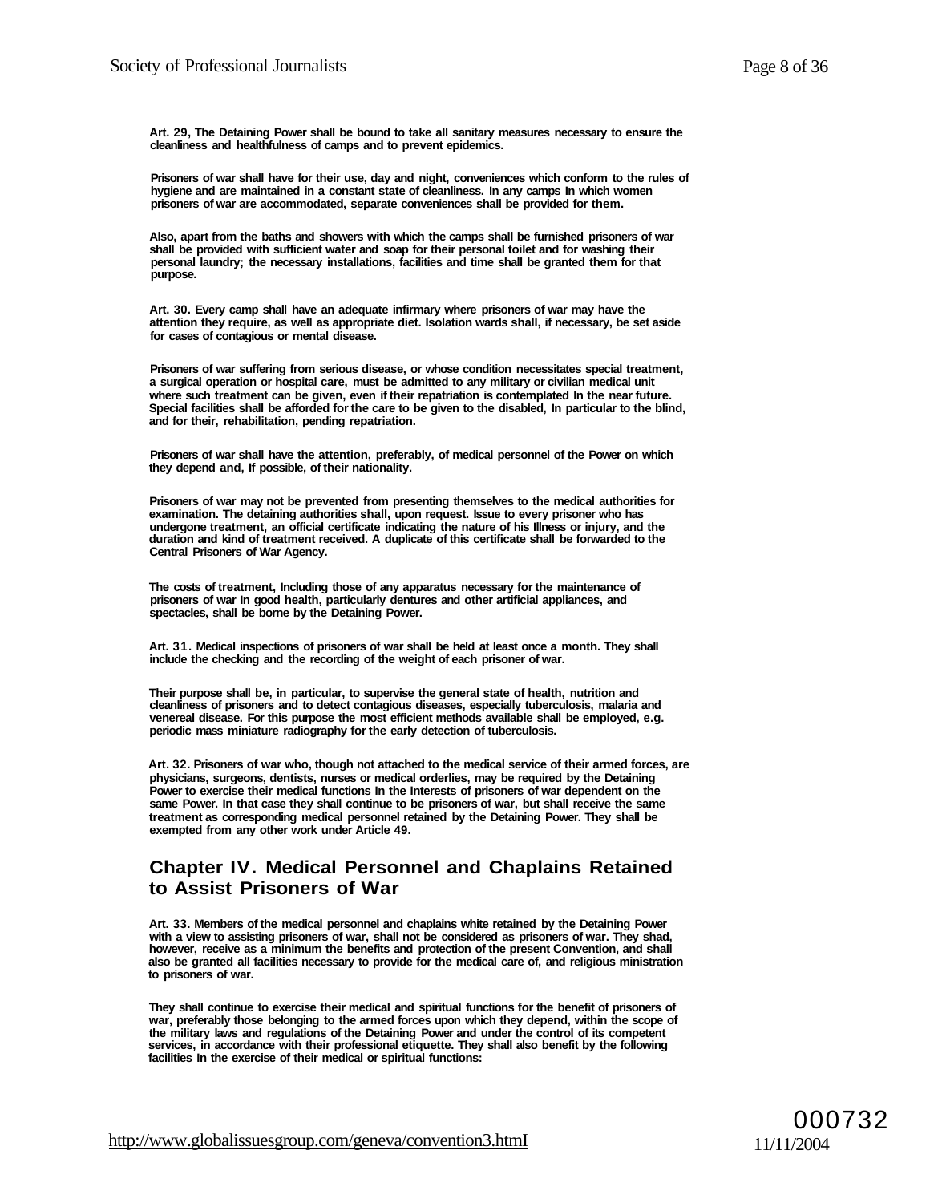**Art. 29, The Detaining Power shall be bound to take all sanitary measures necessary to ensure the cleanliness and healthfulness of camps and to prevent epidemics.**

**Prisoners of war shall have for their use, day and night, conveniences which conform to the rules of hygiene and are maintained in a constant state of cleanliness. In any camps In which women prisoners of war are accommodated, separate conveniences shall be provided for them.**

**Also, apart from the baths and showers with which the camps shall be furnished prisoners of war shall be provided with sufficient water and soap for their personal toilet and for washing their personal laundry; the necessary installations, facilities and time shall be granted them for that purpose.**

**Art. 30. Every camp shall have an adequate infirmary where prisoners of war may have the attention they require, as well as appropriate diet. Isolation wards shall, if necessary, be set aside for cases of contagious or mental disease.**

**Prisoners of war suffering from serious disease, or whose condition necessitates special treatment, a surgical operation or hospital care, must be admitted to any military or civilian medical unit where such treatment can be given, even if their repatriation is contemplated In the near future. Special facilities shall be afforded for the care to be given to the disabled, In particular to the blind, and for their, rehabilitation, pending repatriation.**

**Prisoners of war shall have the attention, preferably, of medical personnel of the Power on which they depend and, If possible, of their nationality.**

**Prisoners of war may not be prevented from presenting themselves to the medical authorities for examination. The detaining authorities shall, upon request. Issue to every prisoner who has undergone treatment, an official certificate indicating the nature of his Illness or injury, and the duration and kind of treatment received. A duplicate of this certificate shall be forwarded to the Central Prisoners of War Agency.**

**The costs of treatment, Including those of any apparatus necessary for the maintenance of prisoners of war In good health, particularly dentures and other artificial appliances, and spectacles, shall be borne by the Detaining Power.**

**Art. 31. Medical inspections of prisoners of war shall be held at least once a month. They shall include the checking and the recording of the weight of each prisoner of war.**

**Their purpose shall be, in particular, to supervise the general state of health, nutrition and cleanliness of prisoners and to detect contagious diseases, especially tuberculosis, malaria and venereal disease. For this purpose the most efficient methods available shall be employed, e.g. periodic mass miniature radiography for the early detection of tuberculosis.**

**Art. 32. Prisoners of war who, though not attached to the medical service of their armed forces, are physicians, surgeons, dentists, nurses or medical orderlies, may be required by the Detaining Power to exercise their medical functions In the Interests of prisoners of war dependent on the same Power. In that case they shall continue to be prisoners of war, but shall receive the same treatment as corresponding medical personnel retained by the Detaining Power. They shall be exempted from any other work under Article 49.**

## Chapter IV. Medical Personnel and Chaplains Retained to Assist Prisoners of War

**Art. 33. Members of the medical personnel and chaplains white retained by the Detaining Power with a view to assisting prisoners of war, shall not be considered as prisoners of war. They shad, however, receive as a minimum the benefits and protection of the present Convention, and shall also be granted all facilities necessary to provide for the medical care of, and religious ministration to prisoners of war.**

**They shall continue to exercise their medical and spiritual functions for the benefit of prisoners of war, preferably those belonging to the armed forces upon which they depend, within the scope of the military laws and regulations of the Detaining Power and under the control of its competent services, in accordance with their professional etiquette. They shall also benefit by the following facilities In the exercise of their medical or spiritual functions:**

000732

http://www.globalissuesgroup.com/geneva/convention3.htmI 11/11/2004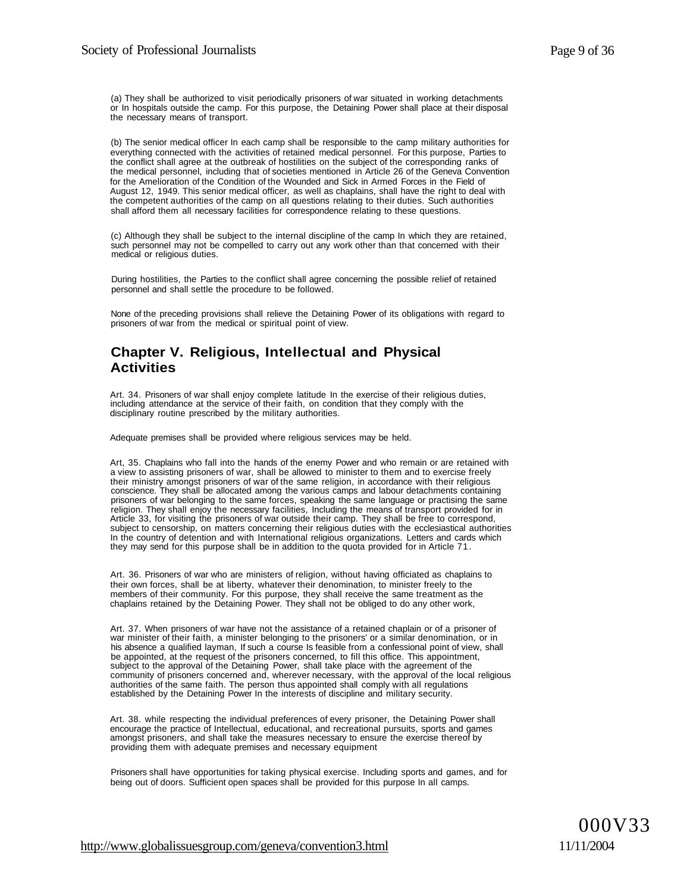(a) They shall be authorized to visit periodically prisoners of war situated in working detachments or In hospitals outside the camp. For this purpose, the Detaining Power shall place at their disposal the necessary means of transport.

(b) The senior medical officer In each camp shall be responsible to the camp military authorities for everything connected with the activities of retained medical personnel. For this purpose, Parties to the conflict shall agree at the outbreak of hostilities on the subject of the corresponding ranks of the medical personnel, including that of societies mentioned in Article 26 of the Geneva Convention for the Amelioration of the Condition of the Wounded and Sick in Armed Forces in the Field of August 12, 1949. This senior medical officer, as well as chaplains, shall have the right to deal with the competent authorities of the camp on all questions relating to their duties. Such authorities shall afford them all necessary facilities for correspondence relating to these questions.

(c) Although they shall be subject to the internal discipline of the camp In which they are retained, such personnel may not be compelled to carry out any work other than that concerned with their medical or religious duties.

During hostilities, the Parties to the conflict shall agree concerning the possible relief of retained personnel and shall settle the procedure to be followed.

None of the preceding provisions shall relieve the Detaining Power of its obligations with regard to prisoners of war from the medical or spiritual point of view.

## Chapter V. Religious, Intellectual and Physical Activities

Art. 34. Prisoners of war shall enjoy complete latitude In the exercise of their religious duties, including attendance at the service of their faith, on condition that they comply with the disciplinary routine prescribed by the military authorities.

Adequate premises shall be provided where religious services may be held.

Art, 35. Chaplains who fall into the hands of the enemy Power and who remain or are retained with a view to assisting prisoners of war, shall be allowed to minister to them and to exercise freely their ministry amongst prisoners of war of the same religion, in accordance with their religious conscience. They shall be allocated among the various camps and labour detachments containing prisoners of war belonging to the same forces, speaking the same language or practising the same religion. They shall enjoy the necessary facilities, Including the means of transport provided for in Article 33, for visiting the prisoners of war outside their camp. They shall be free to correspond, subject to censorship, on matters concerning their religious duties with the ecclesiastical authorities In the country of detention and with International religious organizations. Letters and cards which they may send for this purpose shall be in addition to the quota provided for in Article 71.

Art. 36. Prisoners of war who are ministers of religion, without having officiated as chaplains to their own forces, shall be at liberty, whatever their denomination, to minister freely to the members of their community. For this purpose, they shall receive the same treatment as the chaplains retained by the Detaining Power. They shall not be obliged to do any other work,

Art. 37. When prisoners of war have not the assistance of a retained chaplain or of a prisoner of war minister of their faith, a minister belonging to the prisoners' or a similar denomination, or in his absence a qualified layman, If such a course Is feasible from a confessional point of view, shall be appointed, at the request of the prisoners concerned, to fill this office. This appointment, subject to the approval of the Detaining Power, shall take place with the agreement of the community of prisoners concerned and, wherever necessary, with the approval of the local religious authorities of the same faith. The person thus appointed shall comply with all regulations established by the Detaining Power In the interests of discipline and military security.

Art. 38. while respecting the individual preferences of every prisoner, the Detaining Power shall encourage the practice of Intellectual, educational, and recreational pursuits, sports and games amongst prisoners, and shall take the measures necessary to ensure the exercise thereof by providing them with adequate premises and necessary equipment

Prisoners shall have opportunities for taking physical exercise. Including sports and games, and for being out of doors. Sufficient open spaces shall be provided for this purpose In all camps.

000V33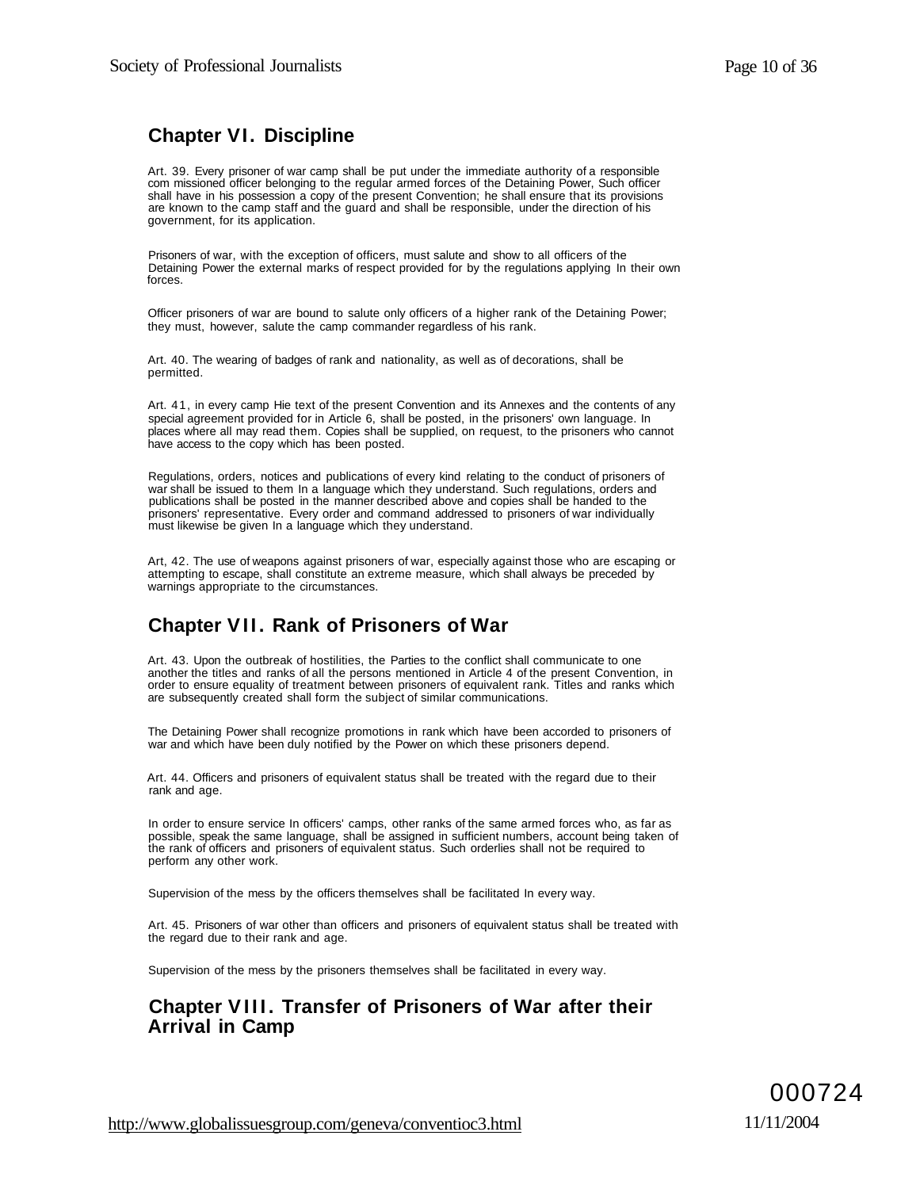## Chapter VI. Discipline

Art. 39. Every prisoner of war camp shall be put under the immediate authority of a responsible com missioned officer belonging to the regular armed forces of the Detaining Power, Such officer shall have in his possession a copy of the present Convention; he shall ensure that its provisions are known to the camp staff and the guard and shall be responsible, under the direction of his government, for its application.

Prisoners of war, with the exception of officers, must salute and show to all officers of the Detaining Power the external marks of respect provided for by the regulations applying In their own forces.

Officer prisoners of war are bound to salute only officers of a higher rank of the Detaining Power; they must, however, salute the camp commander regardless of his rank.

Art. 40. The wearing of badges of rank and nationality, as well as of decorations, shall be permitted.

Art. 41, in every camp Hie text of the present Convention and its Annexes and the contents of any special agreement provided for in Article 6, shall be posted, in the prisoners' own language. In places where all may read them. Copies shall be supplied, on request, to the prisoners who cannot have access to the copy which has been posted.

Regulations, orders, notices and publications of every kind relating to the conduct of prisoners of war shall be issued to them In a language which they understand. Such regulations, orders and publications shall be posted in the manner described above and copies shall be handed to the prisoners' representative. Every order and command addressed to prisoners of war individually must likewise be given In a language which they understand.

Art, 42. The use of weapons against prisoners of war, especially against those who are escaping or attempting to escape, shall constitute an extreme measure, which shall always be preceded by warnings appropriate to the circumstances.

## Chapter VII. Rank of Prisoners of War

Art. 43. Upon the outbreak of hostilities, the Parties to the conflict shall communicate to one another the titles and ranks of all the persons mentioned in Article 4 of the present Convention, in order to ensure equality of treatment between prisoners of equivalent rank. Titles and ranks which are subsequently created shall form the subject of similar communications.

The Detaining Power shall recognize promotions in rank which have been accorded to prisoners of war and which have been duly notified by the Power on which these prisoners depend.

Art. 44. Officers and prisoners of equivalent status shall be treated with the regard due to their rank and age.

In order to ensure service In officers' camps, other ranks of the same armed forces who, as far as possible, speak the same language, shall be assigned in sufficient numbers, account being taken of the rank of officers and prisoners of equivalent status. Such orderlies shall not be required to perform any other work.

Supervision of the mess by the officers themselves shall be facilitated In every way.

Art. 45. Prisoners of war other than officers and prisoners of equivalent status shall be treated with the regard due to their rank and age.

Supervision of the mess by the prisoners themselves shall be facilitated in every way.

## Chapter VIII. Transfer of Prisoners of War after their Arrival in Camp

000724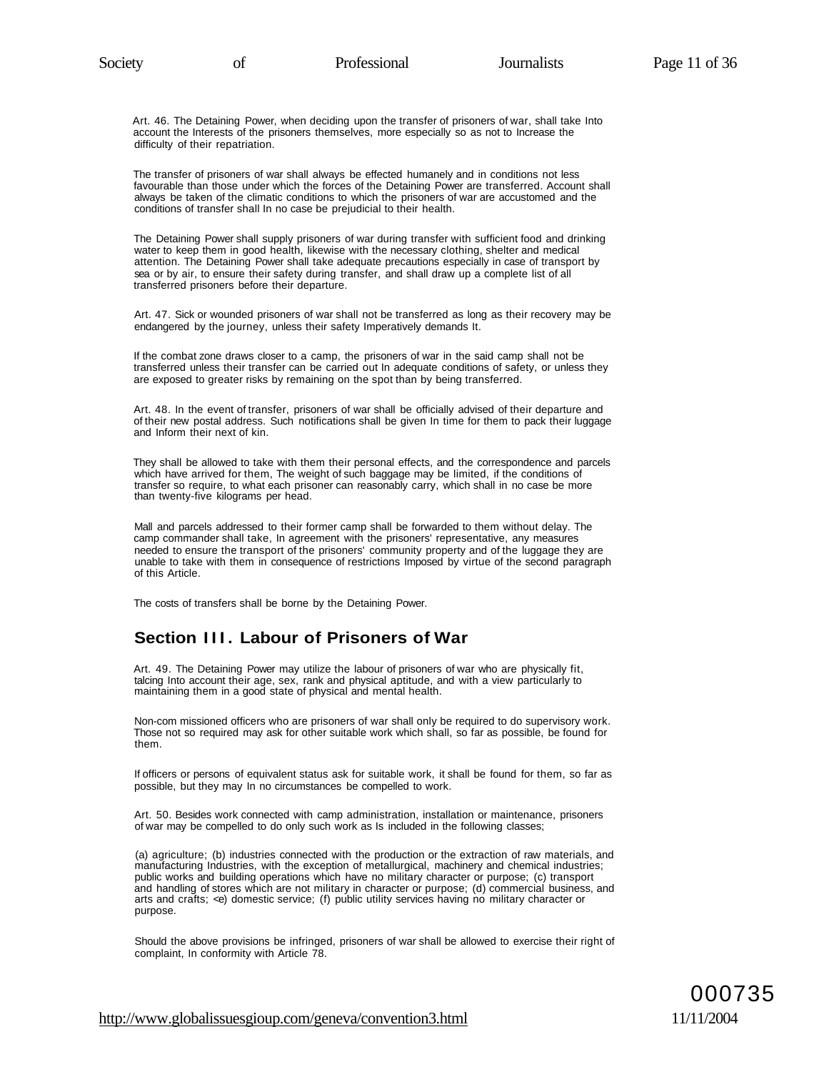Art. 46. The Detaining Power, when deciding upon the transfer of prisoners of war, shall take Into account the Interests of the prisoners themselves, more especially so as not to Increase the difficulty of their repatriation.

The transfer of prisoners of war shall always be effected humanely and in conditions not less favourable than those under which the forces of the Detaining Power are transferred. Account shall always be taken of the climatic conditions to which the prisoners of war are accustomed and the conditions of transfer shall In no case be prejudicial to their health.

The Detaining Power shall supply prisoners of war during transfer with sufficient food and drinking water to keep them in good health, likewise with the necessary clothing, shelter and medical attention. The Detaining Power shall take adequate precautions especially in case of transport by sea or by air, to ensure their safety during transfer, and shall draw up a complete list of all transferred prisoners before their departure.

Art. 47. Sick or wounded prisoners of war shall not be transferred as long as their recovery may be endangered by the journey, unless their safety Imperatively demands It.

If the combat zone draws closer to a camp, the prisoners of war in the said camp shall not be transferred unless their transfer can be carried out In adequate conditions of safety, or unless they are exposed to greater risks by remaining on the spot than by being transferred.

Art. 48. In the event of transfer, prisoners of war shall be officially advised of their departure and of their new postal address. Such notifications shall be given In time for them to pack their luggage and Inform their next of kin.

They shall be allowed to take with them their personal effects, and the correspondence and parcels which have arrived for them, The weight of such baggage may be limited, if the conditions of transfer so require, to what each prisoner can reasonably carry, which shall in no case be more than twenty-five kilograms per head.

Mall and parcels addressed to their former camp shall be forwarded to them without delay. The camp commander shall take, In agreement with the prisoners' representative, any measures needed to ensure the transport of the prisoners' community property and of the luggage they are unable to take with them in consequence of restrictions Imposed by virtue of the second paragraph of this Article.

The costs of transfers shall be borne by the Detaining Power.

## Section III. Labour of Prisoners of War

Art. 49. The Detaining Power may utilize the labour of prisoners of war who are physically fit, talcing Into account their age, sex, rank and physical aptitude, and with a view particularly to maintaining them in a good state of physical and mental health.

Non-com missioned officers who are prisoners of war shall only be required to do supervisory work. Those not so required may ask for other suitable work which shall, so far as possible, be found for them.

If officers or persons of equivalent status ask for suitable work, it shall be found for them, so far as possible, but they may In no circumstances be compelled to work.

Art. 50. Besides work connected with camp administration, installation or maintenance, prisoners of war may be compelled to do only such work as Is included in the following classes;

(a) agriculture; (b) industries connected with the production or the extraction of raw materials, and manufacturing Industries, with the exception of metallurgical, machinery and chemical industries; public works and building operations which have no military character or purpose; (c) transport and handling of stores which are not military in character or purpose; (d) commercial business, and arts and crafts; <e) domestic service; (f) public utility services having no military character or purpose.

Should the above provisions be infringed, prisoners of war shall be allowed to exercise their right of complaint, In conformity with Article 78.

000735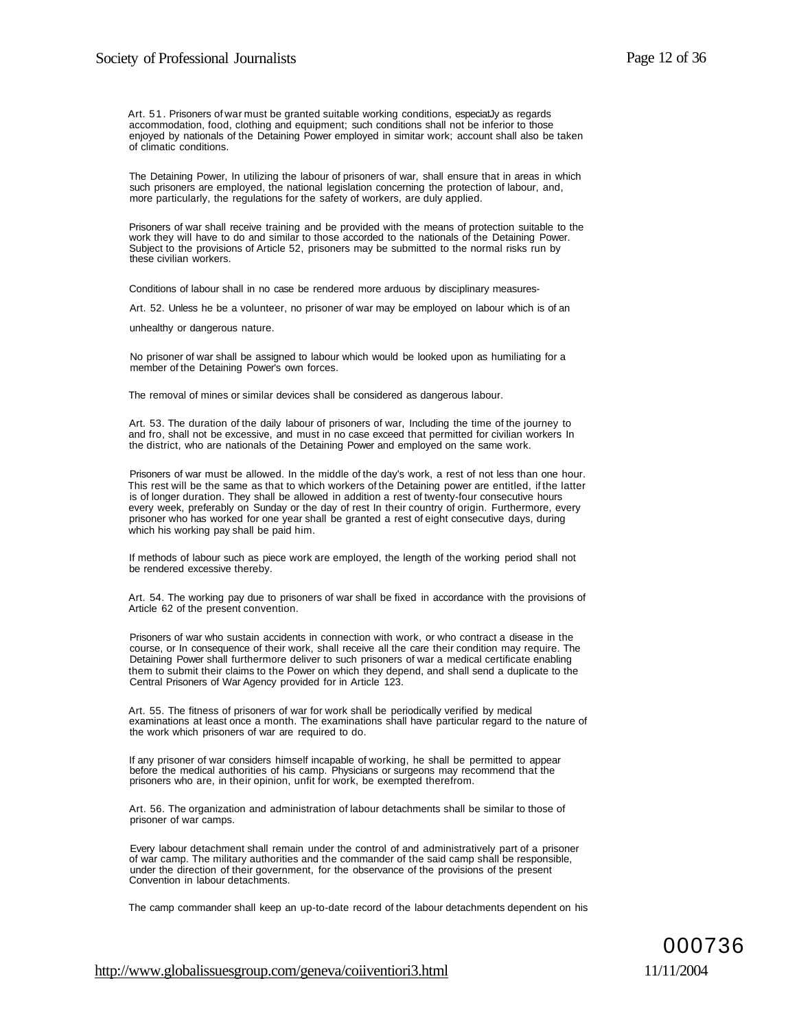Art. 51. Prisoners of war must be granted suitable working conditions, especiatJy as regards accommodation, food, clothing and equipment; such conditions shall not be inferior to those enjoyed by nationals of the Detaining Power employed in simitar work; account shall also be taken of climatic conditions.

The Detaining Power, In utilizing the labour of prisoners of war, shall ensure that in areas in which such prisoners are employed, the national legislation concerning the protection of labour, and, more particularly, the regulations for the safety of workers, are duly applied.

Prisoners of war shall receive training and be provided with the means of protection suitable to the work they will have to do and similar to those accorded to the nationals of the Detaining Power. Subject to the provisions of Article 52, prisoners may be submitted to the normal risks run by these civilian workers.

Conditions of labour shall in no case be rendered more arduous by disciplinary measures-

Art. 52. Unless he be a volunteer, no prisoner of war may be employed on labour which is of an

unhealthy or dangerous nature.

No prisoner of war shall be assigned to labour which would be looked upon as humiliating for a member of the Detaining Power's own forces.

The removal of mines or similar devices shall be considered as dangerous labour.

Art. 53. The duration of the daily labour of prisoners of war, Including the time of the journey to and fro, shall not be excessive, and must in no case exceed that permitted for civilian workers In the district, who are nationals of the Detaining Power and employed on the same work.

Prisoners of war must be allowed. In the middle of the day's work, a rest of not less than one hour. This rest will be the same as that to which workers of the Detaining power are entitled, if the latter is of longer duration. They shall be allowed in addition a rest of twenty-four consecutive hours every week, preferably on Sunday or the day of rest In their country of origin. Furthermore, every prisoner who has worked for one year shall be granted a rest of eight consecutive days, during which his working pay shall be paid him.

If methods of labour such as piece work are employed, the length of the working period shall not be rendered excessive thereby.

Art. 54. The working pay due to prisoners of war shall be fixed in accordance with the provisions of Article 62 of the present convention.

Prisoners of war who sustain accidents in connection with work, or who contract a disease in the course, or In consequence of their work, shall receive all the care their condition may require. The Detaining Power shall furthermore deliver to such prisoners of war a medical certificate enabling them to submit their claims to the Power on which they depend, and shall send a duplicate to the Central Prisoners of War Agency provided for in Article 123.

Art. 55. The fitness of prisoners of war for work shall be periodically verified by medical examinations at least once a month. The examinations shall have particular regard to the nature of the work which prisoners of war are required to do.

If any prisoner of war considers himself incapable of working, he shall be permitted to appear before the medical authorities of his camp. Physicians or surgeons may recommend that the prisoners who are, in their opinion, unfit for work, be exempted therefrom.

Art. 56. The organization and administration of labour detachments shall be similar to those of prisoner of war camps.

Every labour detachment shall remain under the control of and administratively part of a prisoner of war camp. The military authorities and the commander of the said camp shall be responsible, under the direction of their government, for the observance of the provisions of the present Convention in labour detachments.

The camp commander shall keep an up-to-date record of the labour detachments dependent on his

000736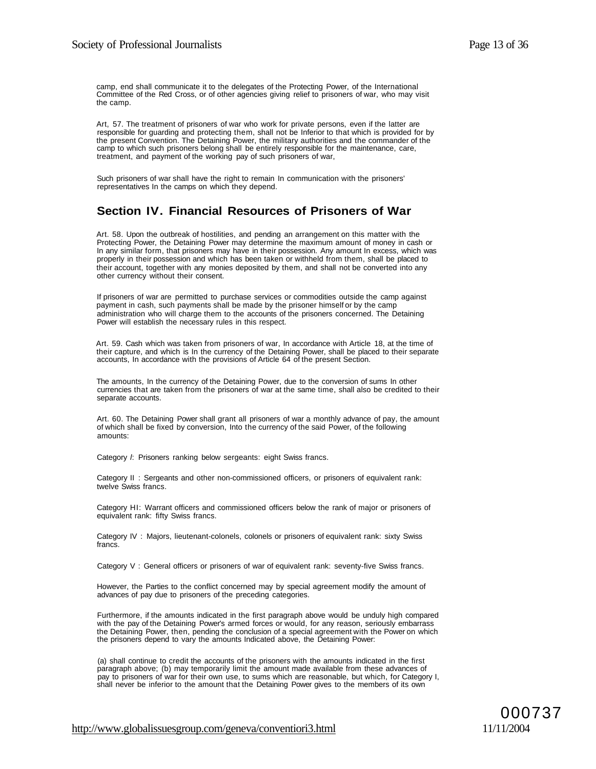camp, end shall communicate it to the delegates of the Protecting Power, of the International Committee of the Red Cross, or of other agencies giving relief to prisoners of war, who may visit the camp.

Art, 57. The treatment of prisoners of war who work for private persons, even if the latter are responsible for guarding and protecting them, shall not be Inferior to that which is provided for by the present Convention. The Detaining Power, the military authorities and the commander of the camp to which such prisoners belong shall be entirely responsible for the maintenance, care, treatment, and payment of the working pay of such prisoners of war,

Such prisoners of war shall have the right to remain In communication with the prisoners' representatives In the camps on which they depend.

## Section IV. Financial Resources of Prisoners of War

Art. 58. Upon the outbreak of hostilities, and pending an arrangement on this matter with the Protecting Power, the Detaining Power may determine the maximum amount of money in cash or In any similar form, that prisoners may have in their possession. Any amount In excess, which was properly in their possession and which has been taken or withheld from them, shall be placed to their account, together with any monies deposited by them, and shall not be converted into any other currency without their consent.

If prisoners of war are permitted to purchase services or commodities outside the camp against payment in cash, such payments shall be made by the prisoner himself or by the camp administration who will charge them to the accounts of the prisoners concerned. The Detaining Power will establish the necessary rules in this respect.

Art. 59. Cash which was taken from prisoners of war, In accordance with Article 18, at the time of their capture, and which is In the currency of the Detaining Power, shall be placed to their separate accounts, In accordance with the provisions of Article 64 of the present Section.

The amounts, In the currency of the Detaining Power, due to the conversion of sums In other currencies that are taken from the prisoners of war at the same time, shall also be credited to their separate accounts.

Art. 60. The Detaining Power shall grant all prisoners of war a monthly advance of pay, the amount of which shall be fixed by conversion, Into the currency of the said Power, of the following amounts:

Category I: Prisoners ranking below sergeants: eight Swiss francs.

Category II : Sergeants and other non-commissioned officers, or prisoners of equivalent rank: twelve Swiss francs.

Category HI: Warrant officers and commissioned officers below the rank of major or prisoners of equivalent rank: fifty Swiss francs.

Category IV : Majors, lieutenant-colonels, colonels or prisoners of equivalent rank: sixty Swiss francs.

Category V : General officers or prisoners of war of equivalent rank: seventy-five Swiss francs.

However, the Parties to the conflict concerned may by special agreement modify the amount of advances of pay due to prisoners of the preceding categories.

Furthermore, if the amounts indicated in the first paragraph above would be unduly high compared with the pay of the Detaining Power's armed forces or would, for any reason, seriously embarrass the Detaining Power, then, pending the conclusion of a special agreement with the Power on which the prisoners depend to vary the amounts Indicated above, the Detaining Power:

(a) shall continue to credit the accounts of the prisoners with the amounts indicated in the first paragraph above; (b) may temporarily limit the amount made available from these advances of pay to prisoners of war for their own use, to sums which are reasonable, but which, for Category I, shall never be inferior to the amount that the Detaining Power gives to the members of its own

000737

http://www.globalissuesgroup.com/geneva/conventiori3.html 11/11/2004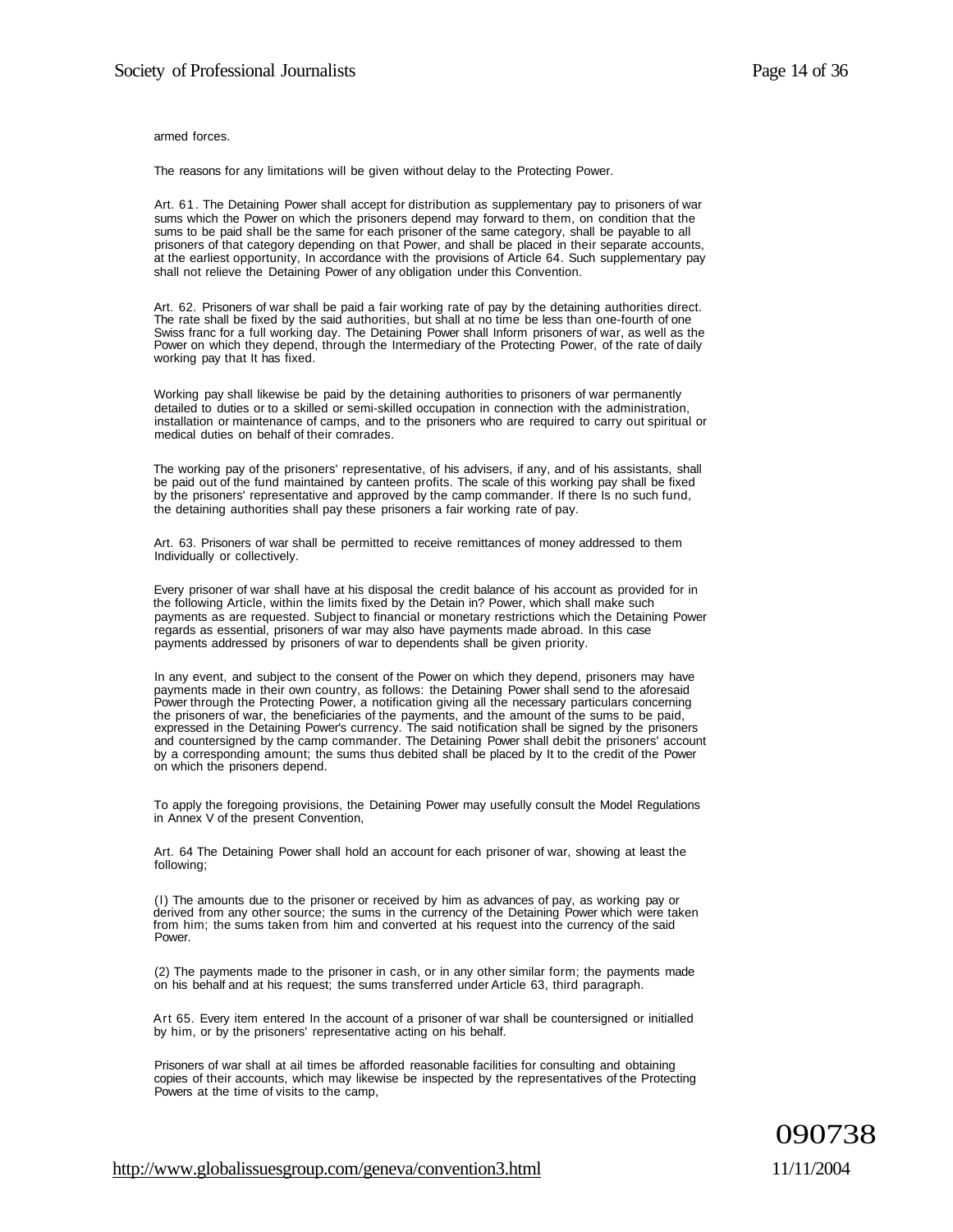armed forces.

The reasons for any limitations will be given without delay to the Protecting Power.

Art. 61. The Detaining Power shall accept for distribution as supplementary pay to prisoners of war sums which the Power on which the prisoners depend may forward to them, on condition that the sums to be paid shall be the same for each prisoner of the same category, shall be payable to all prisoners of that category depending on that Power, and shall be placed in their separate accounts, at the earliest opportunity, In accordance with the provisions of Article 64. Such supplementary pay shall not relieve the Detaining Power of any obligation under this Convention.

Art. 62. Prisoners of war shall be paid a fair working rate of pay by the detaining authorities direct. The rate shall be fixed by the said authorities, but shall at no time be less than one-fourth of one Swiss franc for a full working day. The Detaining Power shall Inform prisoners of war, as well as the Power on which they depend, through the Intermediary of the Protecting Power, of the rate of daily working pay that It has fixed.

Working pay shall likewise be paid by the detaining authorities to prisoners of war permanently detailed to duties or to a skilled or semi-skilled occupation in connection with the administration, installation or maintenance of camps, and to the prisoners who are required to carry out spiritual or medical duties on behalf of their comrades.

The working pay of the prisoners' representative, of his advisers, if any, and of his assistants, shall be paid out of the fund maintained by canteen profits. The scale of this working pay shall be fixed by the prisoners' representative and approved by the camp commander. If there Is no such fund, the detaining authorities shall pay these prisoners a fair working rate of pay.

Art. 63. Prisoners of war shall be permitted to receive remittances of money addressed to them Individually or collectively.

Every prisoner of war shall have at his disposal the credit balance of his account as provided for in the following Article, within the limits fixed by the Detain in? Power, which shall make such payments as are requested. Subject to financial or monetary restrictions which the Detaining Power regards as essential, prisoners of war may also have payments made abroad. In this case payments addressed by prisoners of war to dependents shall be given priority.

In any event, and subject to the consent of the Power on which they depend, prisoners may have payments made in their own country, as follows: the Detaining Power shall send to the aforesaid Power through the Protecting Power, a notification giving all the necessary particulars concerning the prisoners of war, the beneficiaries of the payments, and the amount of the sums to be paid, expressed in the Detaining Power's currency. The said notification shall be signed by the prisoners and countersigned by the camp commander. The Detaining Power shall debit the prisoners' account by a corresponding amount; the sums thus debited shall be placed by It to the credit of the Power on which the prisoners depend.

To apply the foregoing provisions, the Detaining Power may usefully consult the Model Regulations in Annex V of the present Convention,

Art. 64 The Detaining Power shall hold an account for each prisoner of war, showing at least the following;

(l) The amounts due to the prisoner or received by him as advances of pay, as working pay or derived from any other source; the sums in the currency of the Detaining Power which were taken from him; the sums taken from him and converted at his request into the currency of the said Power.

(2) The payments made to the prisoner in cash, or in any other similar form; the payments made on his behalf and at his request; the sums transferred under Article 63, third paragraph.

Art 65. Every item entered In the account of a prisoner of war shall be countersigned or initialled by him, or by the prisoners' representative acting on his behalf.

Prisoners of war shall at ail times be afforded reasonable facilities for consulting and obtaining copies of their accounts, which may likewise be inspected by the representatives of the Protecting Powers at the time of visits to the camp,

090738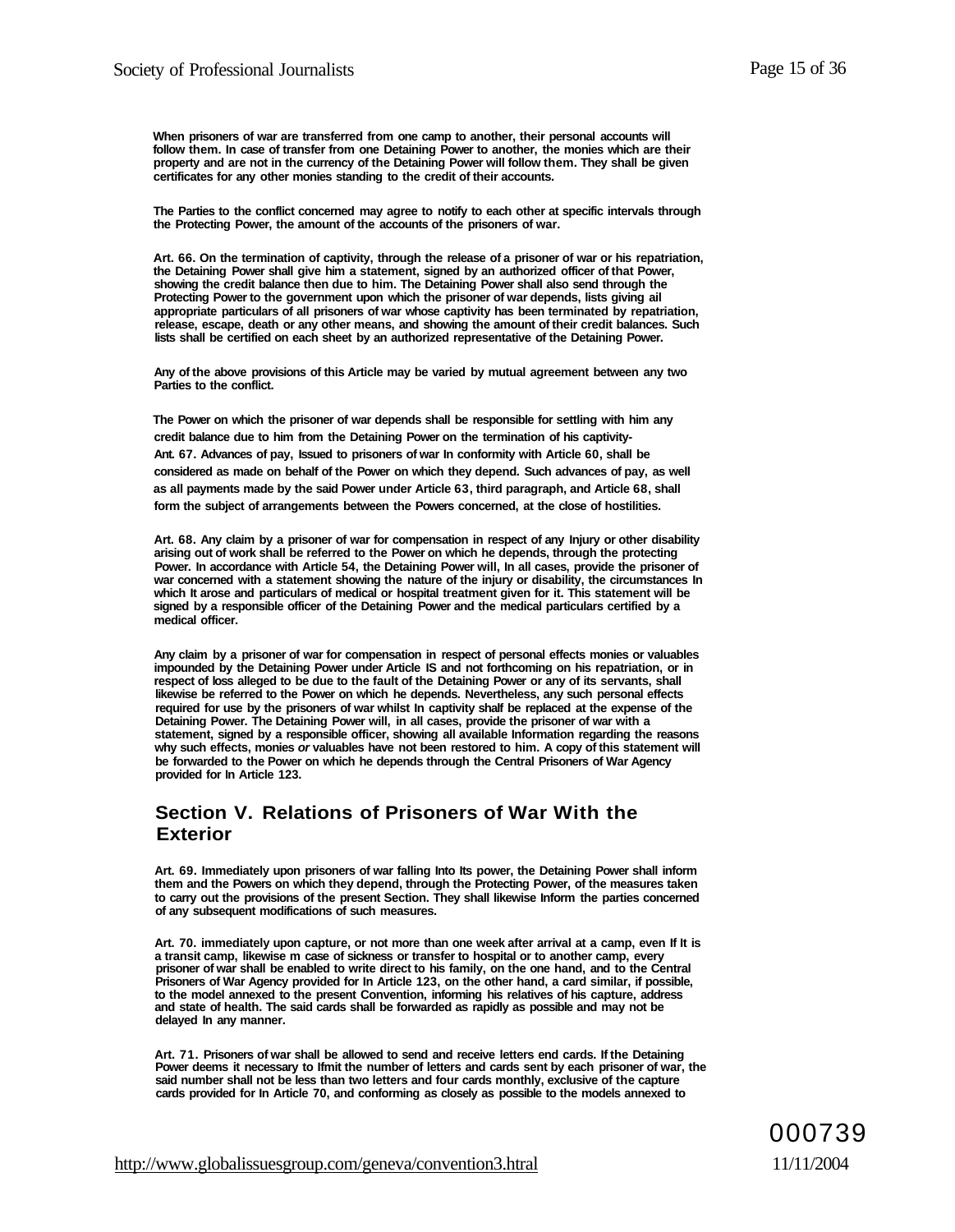When prisoners of war are transferred from one camp to another, their personal accounts will follow them. In case of transfer from one Detaining Power to another, the monies which are their property and are not in the currency of the Detaining Power will follow them. They shall be given certificates for any other monies standing to the credit of their accounts.

The Parties to the conflict concerned may agree to notify to each other at specific intervals through the Protecting Power, the amount of the accounts of the prisoners of war.

Art. 66. On the termination of captivity, through the release of a prisoner of war or his repatriation, the Detaining Power shall give him a statement, signed by an authorized officer of that Power, showing the credit balance then due to him. The Detaining Power shall also send through the Protecting Power to the government upon which the prisoner of war depends, lists giving ail appropriate particulars of all prisoners of war whose captivity has been terminated by repatriation, release, escape, death or any other means, and showing the amount of their credit balances. Such lists shall be certified on each sheet by an authorized representative of the Detaining Power.

Any of the above provisions of this Article may be varied by mutual agreement between any two Parties to the conflict.

The Power on which the prisoner of war depends shall be responsible for settling with him any credit balance due to him from the Detaining Power on the termination of his captivity-

Ant. 67. Advances of pay, Issued to prisoners of war In conformity with Article 60, shall be considered as made on behalf of the Power on which they depend. Such advances of pay, as well as all payments made by the said Power under Article 63, third paragraph, and Article 68, shall form the subject of arrangements between the Powers concerned, at the close of hostilities.

Art. 68. Any claim by a prisoner of war for compensation in respect of any Injury or other disability arising out of work shall be referred to the Power on which he depends, through the protecting Power. In accordance with Article 54, the Detaining Power will, In all cases, provide the prisoner of war concerned with a statement showing the nature of the injury or disability, the circumstances In which It arose and particulars of medical or hospital treatment given for it. This statement will be signed by a responsible officer of the Detaining Power and the medical particulars certified by a medical officer.

Any claim by a prisoner of war for compensation in respect of personal effects monies or valuables impounded by the Detaining Power under Article IS and not forthcoming on his repatriation, or in respect of loss alleged to be due to the fault of the Detaining Power or any of its servants, shall likewise be referred to the Power on which he depends. Nevertheless, any such personal effects required for use by the prisoners of war whilst In captivity shalf be replaced at the expense of the Detaining Power. The Detaining Power will, in all cases, provide the prisoner of war with a statement, signed by a responsible officer, showing all available Information regarding the reasons why such effects, monies *or* valuables have not been restored to him. A copy of this statement will be forwarded to the Power on which he depends through the Central Prisoners of War Agency provided for In Article 123.

## Section V. Relations of Prisoners of War With the Exterior

Art. 69. Immediately upon prisoners of war falling Into Its power, the Detaining Power shall inform them and the Powers on which they depend, through the Protecting Power, of the measures taken to carry out the provisions of the present Section. They shall likewise Inform the parties concerned of any subsequent modifications of such measures.

Art. 70. immediately upon capture, or not more than one week after arrival at a camp, even If It is a transit camp, likewise m case of sickness or transfer to hospital or to another camp, every prisoner of war shall be enabled to write direct to his family, on the one hand, and to the Central Prisoners of War Agency provided for In Article 123, on the other hand, a card similar, if possible, to the model annexed to the present Convention, informing his relatives of his capture, address and state of health. The said cards shall be forwarded as rapidly as possible and may not be delayed In any manner.

Art. 71. Prisoners of war shall be allowed to send and receive letters end cards. If the Detaining Power deems it necessary to Ifmit the number of letters and cards sent by each prisoner of war, the said number shall not be less than two letters and four cards monthly, exclusive of the capture cards provided for In Article 70, and conforming as closely as possible to the models annexed to

000739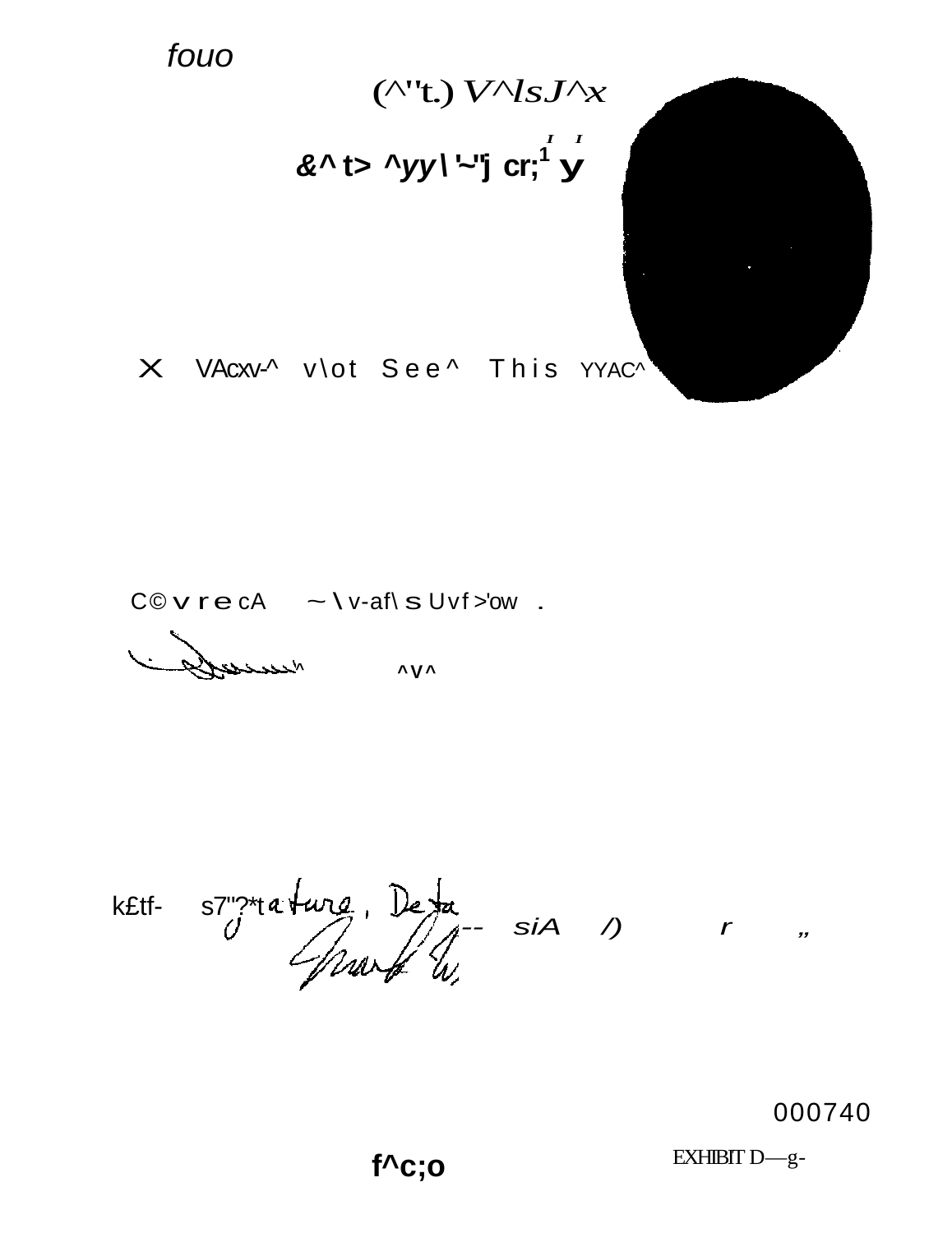fouo

(^''t.) V^lsJ^x

**&^ t> ^yy\ '~'j cr;[1] y**

X VAcxv-^ v\ot See^ This YYAC^

C© v re cA ~ \ v-af\ s Uvf >'ow .

^V^

k£tf- s7"?*tature, Deta -- siA /) r „

000740

**f^c;o**

EXHIBIT D—g-